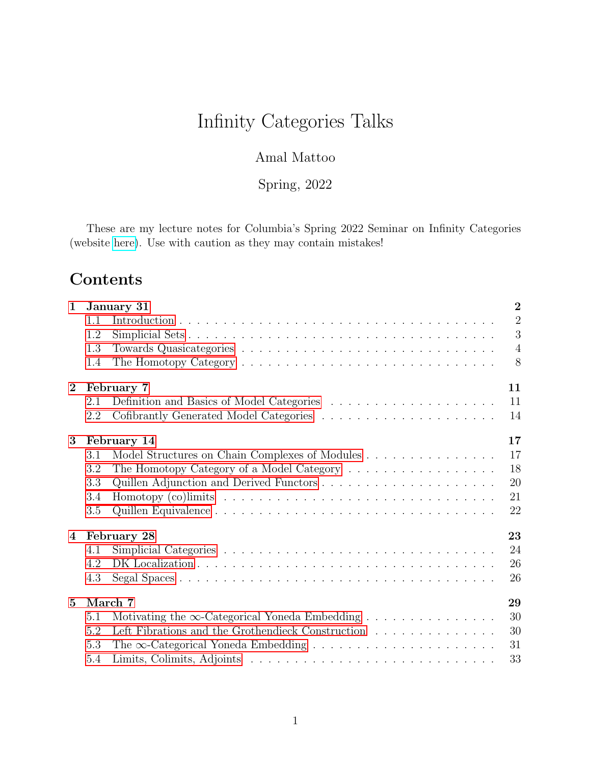# Infinity Categories Talks

Amal Mattoo

Spring, 2022

These are my lecture notes for Columbia's Spring 2022 Seminar on Infinity Categories (website here). Use with caution as they may contain mistakes!

## Contents

**1 January 31** — **2**
- 1.1 Introduction — 2
- 1.2 Simplicial Sets — 3
- 1.3 Towards Quasicategories — 4
- 1.4 The Homotopy Category — 8

**2 February 7** — **11**
- 2.1 Definition and Basics of Model Categories — 11
- 2.2 Cofibrantly Generated Model Categories — 14

**3 February 14** — **17**
- 3.1 Model Structures on Chain Complexes of Modules — 17
- 3.2 The Homotopy Category of a Model Category — 18
- 3.3 Quillen Adjunction and Derived Functors — 20
- 3.4 Homotopy (co)limits — 21
- 3.5 Quillen Equivalence — 22

**4 February 28** — **23**
- 4.1 Simplicial Categories — 24
- 4.2 DK Localization — 26
- 4.3 Segal Spaces — 26

**5 March 7** — **29**
- 5.1 Motivating the $\infty$-Categorical Yoneda Embedding — 30
- 5.2 Left Fibrations and the Grothendieck Construction — 30
- 5.3 The $\infty$-Categorical Yoneda Embedding — 31
- 5.4 Limits, Colimits, Adjoints — 33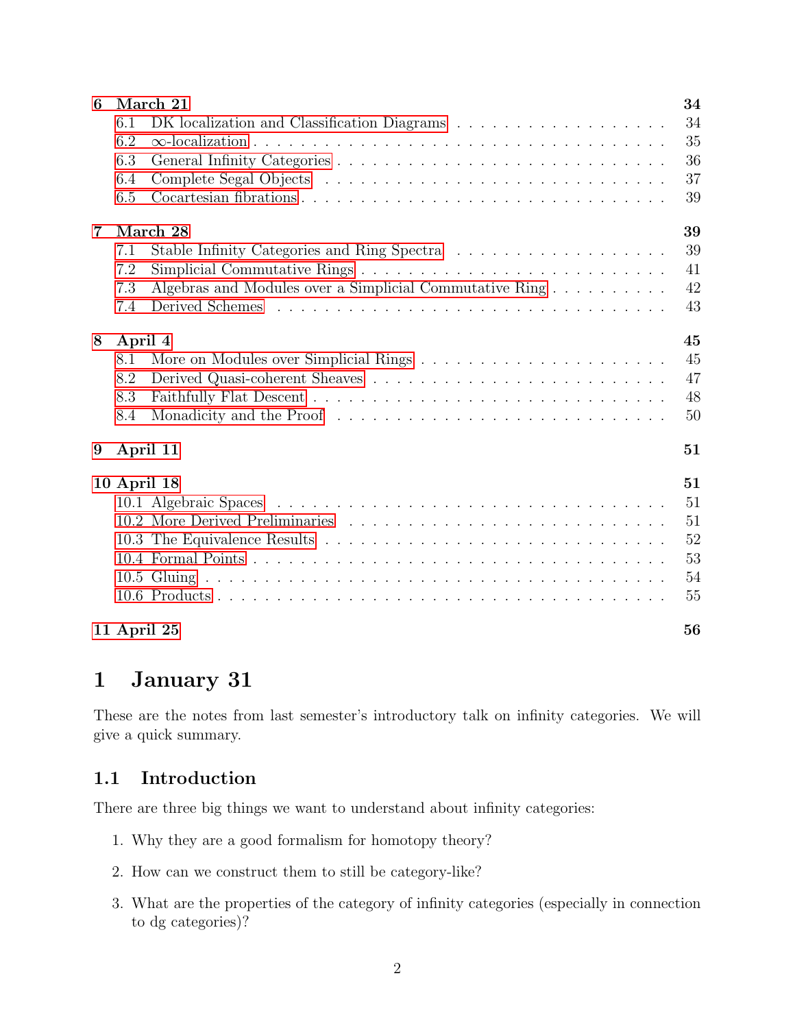**6 March 21** 34

- 6.1 DK localization and Classification Diagrams . . . 34
- 6.2 $\infty$-localization . . . 35
- 6.3 General Infinity Categories . . . 36
- 6.4 Complete Segal Objects . . . 37
- 6.5 Cocartesian fibrations . . . 39

**7 March 28** 39

- 7.1 Stable Infinity Categories and Ring Spectra . . . 39
- 7.2 Simplicial Commutative Rings . . . 41
- 7.3 Algebras and Modules over a Simplicial Commutative Ring . . . 42
- 7.4 Derived Schemes . . . 43

**8 April 4** 45

- 8.1 More on Modules over Simplicial Rings . . . 45
- 8.2 Derived Quasi-coherent Sheaves . . . 47
- 8.3 Faithfully Flat Descent . . . 48
- 8.4 Monadicity and the Proof . . . 50

**9 April 11** 51

**10 April 18** 51

- 10.1 Algebraic Spaces . . . 51
- 10.2 More Derived Preliminaries . . . 51
- 10.3 The Equivalence Results . . . 52
- 10.4 Formal Points . . . 53
- 10.5 Gluing . . . 54
- 10.6 Products . . . 55

**11 April 25** 56

# 1 January 31

These are the notes from last semester's introductory talk on infinity categories. We will give a quick summary.

## 1.1 Introduction

There are three big things we want to understand about infinity categories:

1. Why they are a good formalism for homotopy theory?
2. How can we construct them to still be category-like?
3. What are the properties of the category of infinity categories (especially in connection to dg categories)?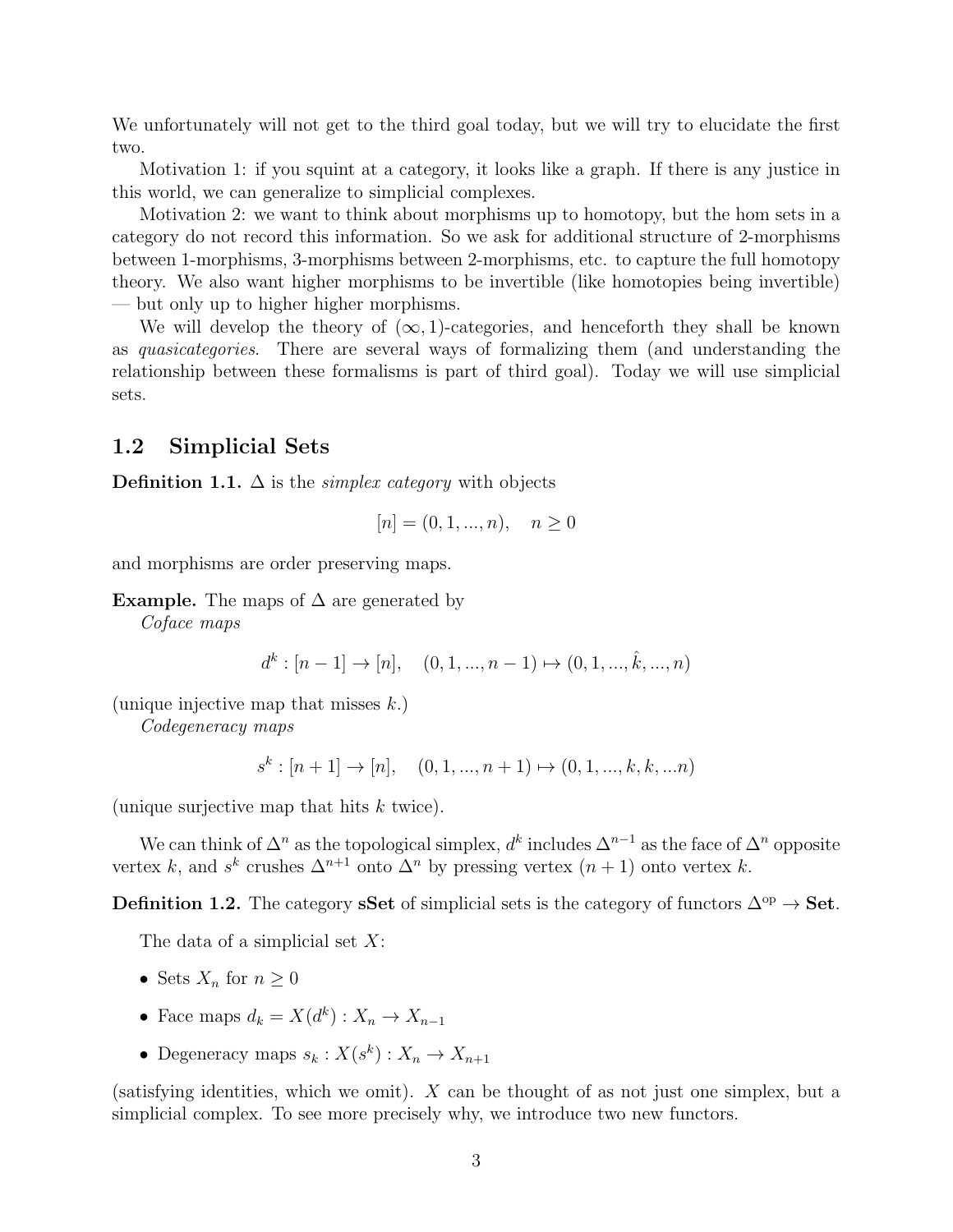We unfortunately will not get to the third goal today, but we will try to elucidate the first two.

Motivation 1: if you squint at a category, it looks like a graph. If there is any justice in this world, we can generalize to simplicial complexes.

Motivation 2: we want to think about morphisms up to homotopy, but the hom sets in a category do not record this information. So we ask for additional structure of 2-morphisms between 1-morphisms, 3-morphisms between 2-morphisms, etc. to capture the full homotopy theory. We also want higher morphisms to be invertible (like homotopies being invertible) — but only up to higher higher morphisms.

We will develop the theory of $(\infty, 1)$-categories, and henceforth they shall be known as *quasicategories*. There are several ways of formalizing them (and understanding the relationship between these formalisms is part of third goal). Today we will use simplicial sets.

## 1.2 Simplicial Sets

**Definition 1.1.** $\Delta$ is the *simplex category* with objects

$$[n] = (0, 1, ..., n), \quad n \geq 0$$

and morphisms are order preserving maps.

**Example.** The maps of $\Delta$ are generated by

*Coface maps*

$$d^k : [n-1] \to [n], \quad (0, 1, ..., n-1) \mapsto (0, 1, ..., \hat{k}, ..., n)$$

(unique injective map that misses $k$.)

*Codegeneracy maps*

$$s^k : [n+1] \to [n], \quad (0, 1, ..., n+1) \mapsto (0, 1, ..., k, k, ...n)$$

(unique surjective map that hits $k$ twice).

We can think of $\Delta^n$ as the topological simplex, $d^k$ includes $\Delta^{n-1}$ as the face of $\Delta^n$ opposite vertex $k$, and $s^k$ crushes $\Delta^{n+1}$ onto $\Delta^n$ by pressing vertex $(n+1)$ onto vertex $k$.

**Definition 1.2.** The category **sSet** of simplicial sets is the category of functors $\Delta^{\text{op}} \to \textbf{Set}$.

The data of a simplicial set $X$:

- Sets $X_n$ for $n \geq 0$
- Face maps $d_k = X(d^k) : X_n \to X_{n-1}$
- Degeneracy maps $s_k : X(s^k) : X_n \to X_{n+1}$

(satisfying identities, which we omit). $X$ can be thought of as not just one simplex, but a simplicial complex. To see more precisely why, we introduce two new functors.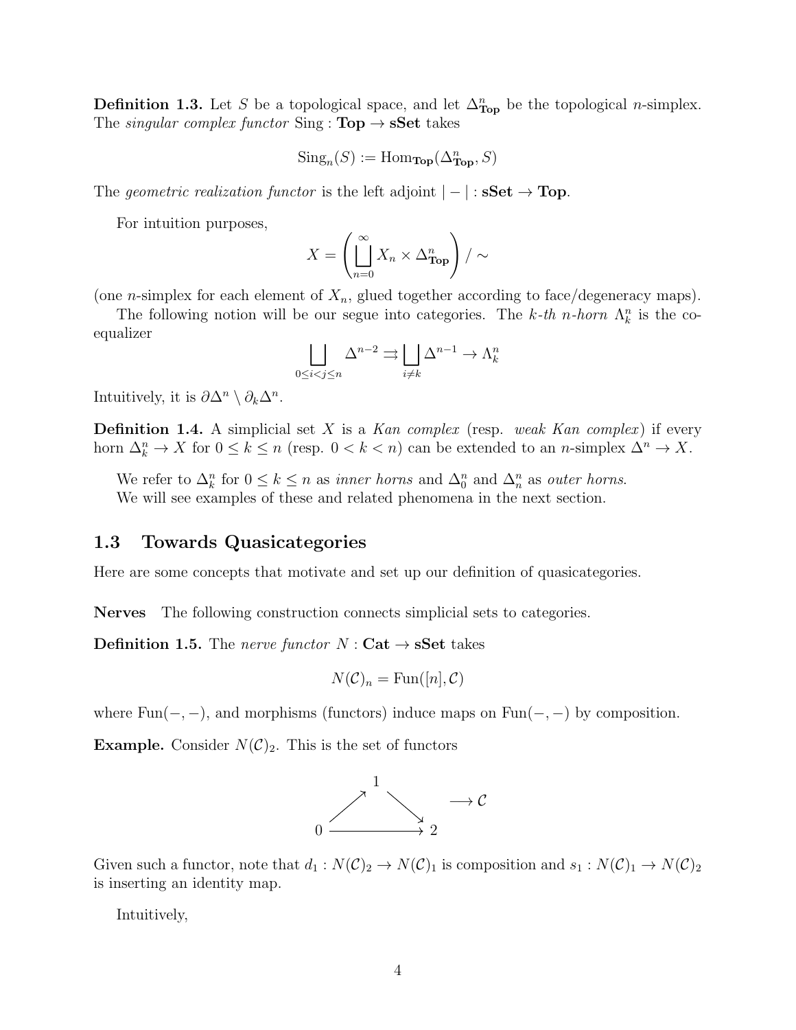**Definition 1.3.** Let $S$ be a topological space, and let $\Delta^n_{\mathbf{Top}}$ be the topological $n$-simplex. The *singular complex functor* $\mathrm{Sing} : \mathbf{Top} \to \mathbf{sSet}$ takes

$$\mathrm{Sing}_n(S) := \mathrm{Hom}_{\mathbf{Top}}(\Delta^n_{\mathbf{Top}}, S)$$

The *geometric realization functor* is the left adjoint $| - | : \mathbf{sSet} \to \mathbf{Top}$.

For intuition purposes,

$$X = \left( \coprod_{n=0}^{\infty} X_n \times \Delta^n_{\mathbf{Top}} \right) / \sim$$

(one $n$-simplex for each element of $X_n$, glued together according to face/degeneracy maps).

The following notion will be our segue into categories. The *k-th n-horn* $\Lambda^n_k$ is the coequalizer

$$\coprod_{0 \le i < j \le n} \Delta^{n-2} \rightrightarrows \coprod_{i \ne k} \Delta^{n-1} \to \Lambda^n_k$$

Intuitively, it is $\partial \Delta^n \setminus \partial_k \Delta^n$.

**Definition 1.4.** A simplicial set $X$ is a *Kan complex* (resp. *weak Kan complex*) if every horn $\Delta^n_k \to X$ for $0 \le k \le n$ (resp. $0 < k < n$) can be extended to an $n$-simplex $\Delta^n \to X$.

We refer to $\Delta^n_k$ for $0 \le k \le n$ as *inner horns* and $\Delta^n_0$ and $\Delta^n_n$ as *outer horns*.
We will see examples of these and related phenomena in the next section.

## 1.3 Towards Quasicategories

Here are some concepts that motivate and set up our definition of quasicategories.

**Nerves** The following construction connects simplicial sets to categories.

**Definition 1.5.** The *nerve functor* $N : \mathbf{Cat} \to \mathbf{sSet}$ takes

$$N(\mathcal{C})_n = \mathrm{Fun}([n], \mathcal{C})$$

where $\mathrm{Fun}(-, -)$, and morphisms (functors) induce maps on $\mathrm{Fun}(-, -)$ by composition.

**Example.** Consider $N(\mathcal{C})_2$. This is the set of functors

$$\begin{array}{ccccc} & & 1 & & \\ & \nearrow & & \searrow & \\ 0 & & \longrightarrow & & 2 \end{array} \quad \longrightarrow \mathcal{C}$$

Given such a functor, note that $d_1 : N(\mathcal{C})_2 \to N(\mathcal{C})_1$ is composition and $s_1 : N(\mathcal{C})_1 \to N(\mathcal{C})_2$ is inserting an identity map.

Intuitively,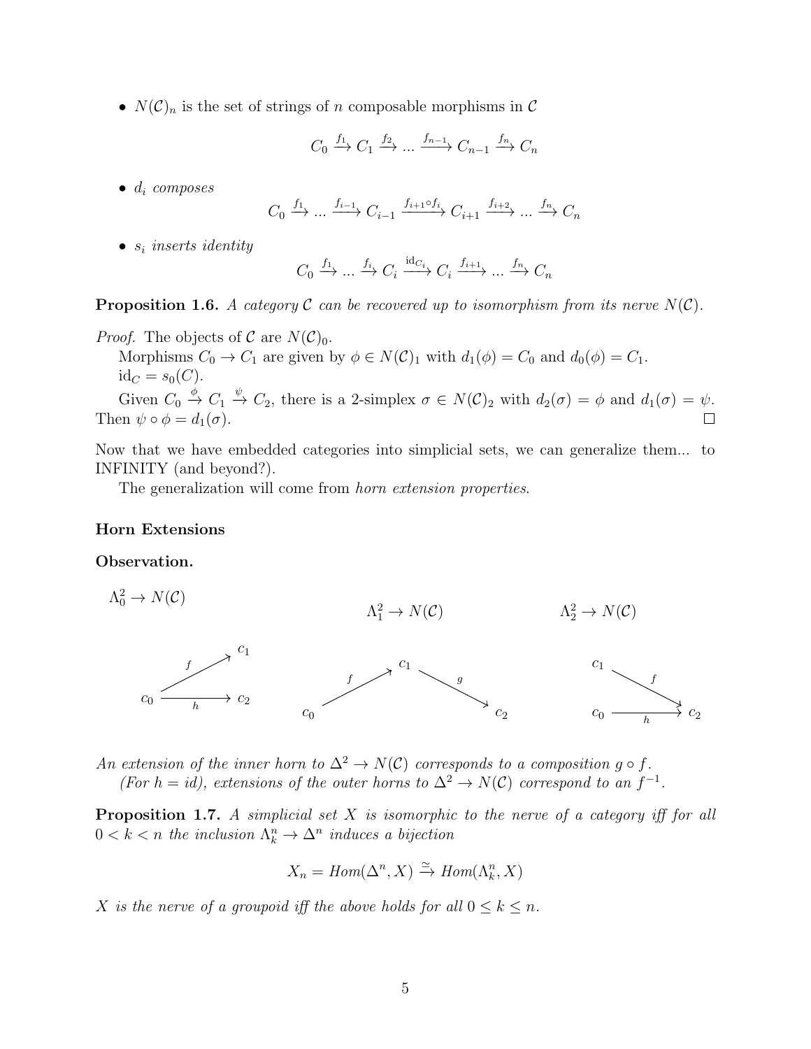- $N(\mathcal{C})_n$ is the set of strings of $n$ composable morphisms in $\mathcal{C}$

$$C_0 \xrightarrow{f_1} C_1 \xrightarrow{f_2} ... \xrightarrow{f_{n-1}} C_{n-1} \xrightarrow{f_n} C_n$$

- $d_i$ *composes*

$$C_0 \xrightarrow{f_1} ... \xrightarrow{f_{i-1}} C_{i-1} \xrightarrow{f_{i+1} \circ f_i} C_{i+1} \xrightarrow{f_{i+2}} ... \xrightarrow{f_n} C_n$$

- $s_i$ *inserts identity*

$$C_0 \xrightarrow{f_1} ... \xrightarrow{f_i} C_i \xrightarrow{\mathrm{id}_{C_i}} C_i \xrightarrow{f_{i+1}} ... \xrightarrow{f_n} C_n$$

**Proposition 1.6.** *A category $\mathcal{C}$ can be recovered up to isomorphism from its nerve $N(\mathcal{C})$.*

*Proof.* The objects of $\mathcal{C}$ are $N(\mathcal{C})_0$.

Morphisms $C_0 \to C_1$ are given by $\phi \in N(\mathcal{C})_1$ with $d_1(\phi) = C_0$ and $d_0(\phi) = C_1$.

$\mathrm{id}_C = s_0(C)$.

Given $C_0 \xrightarrow{\phi} C_1 \xrightarrow{\psi} C_2$, there is a 2-simplex $\sigma \in N(\mathcal{C})_2$ with $d_2(\sigma) = \phi$ and $d_1(\sigma) = \psi$. Then $\psi \circ \phi = d_1(\sigma)$. □

Now that we have embedded categories into simplicial sets, we can generalize them... to INFINITY (and beyond?).

The generalization will come from *horn extension properties*.

**Horn Extensions**

**Observation.**

$\Lambda^2_0 \to N(\mathcal{C})$: $c_0 \xrightarrow{f} c_1$, $c_0 \xrightarrow{h} c_2$

$\Lambda^2_1 \to N(\mathcal{C})$: $c_0 \xrightarrow{f} c_1 \xrightarrow{g} c_2$

$\Lambda^2_2 \to N(\mathcal{C})$: $c_1 \xrightarrow{f} c_2$, $c_0 \xrightarrow{h} c_2$

*An extension of the inner horn to $\Delta^2 \to N(\mathcal{C})$ corresponds to a composition $g \circ f$.*

*(For $h = id$), extensions of the outer horns to $\Delta^2 \to N(\mathcal{C})$ correspond to an $f^{-1}$.*

**Proposition 1.7.** *A simplicial set $X$ is isomorphic to the nerve of a category iff for all $0 < k < n$ the inclusion $\Lambda^n_k \to \Delta^n$ induces a bijection*

$$X_n = Hom(\Delta^n, X) \xrightarrow{\simeq} Hom(\Lambda^n_k, X)$$

*$X$ is the nerve of a groupoid iff the above holds for all $0 \leq k \leq n$.*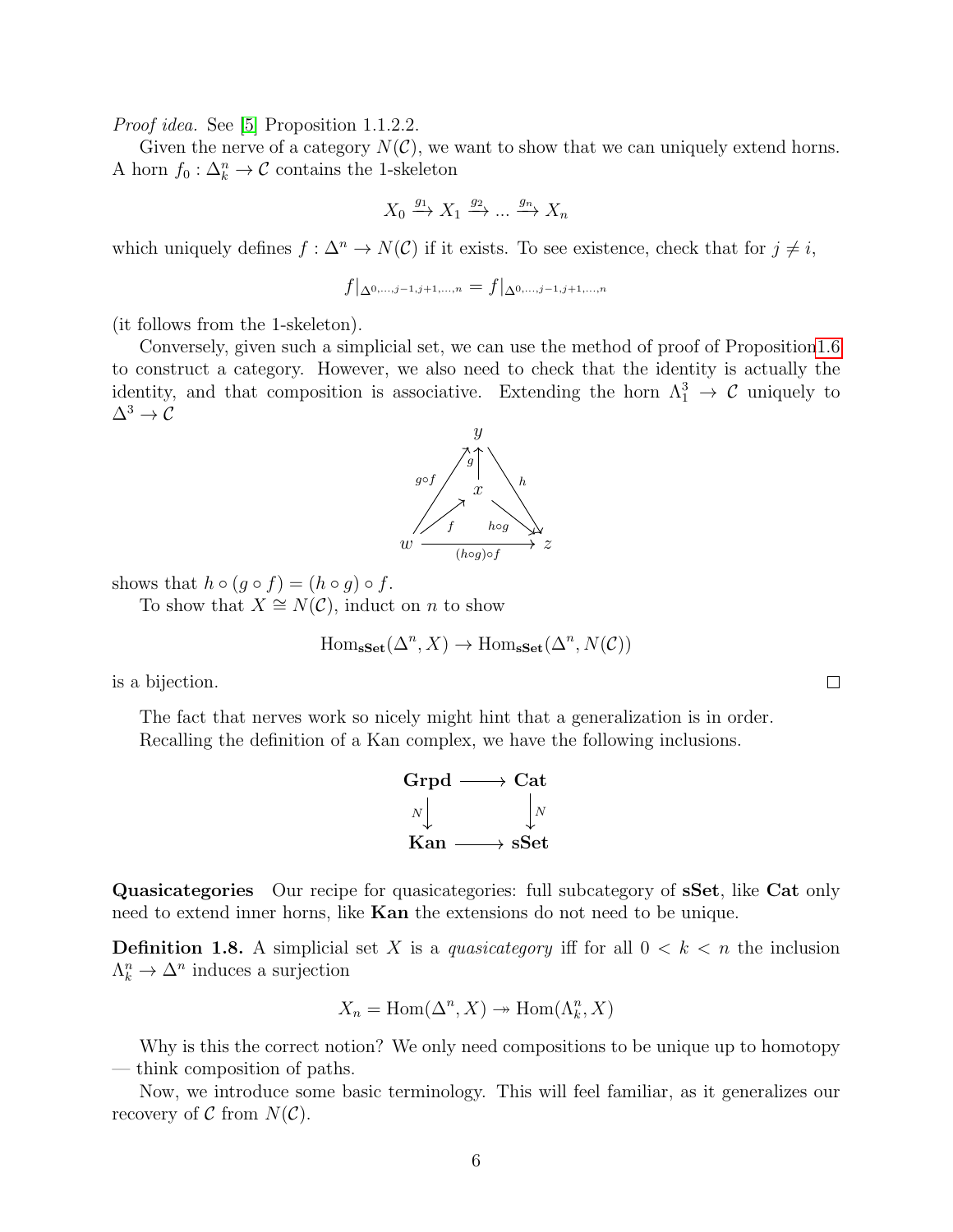*Proof idea.* See [5] Proposition 1.1.2.2.

Given the nerve of a category $N(\mathcal{C})$, we want to show that we can uniquely extend horns. A horn $f_0 : \Delta_k^n \to \mathcal{C}$ contains the 1-skeleton

$$X_0 \xrightarrow{g_1} X_1 \xrightarrow{g_2} \dots \xrightarrow{g_n} X_n$$

which uniquely defines $f : \Delta^n \to N(\mathcal{C})$ if it exists. To see existence, check that for $j \neq i$,

$$f|_{\Delta^{0,\dots,j-1,j+1,\dots,n}} = f|_{\Delta^{0,\dots,j-1,j+1,\dots,n}}$$

(it follows from the 1-skeleton).

Conversely, given such a simplicial set, we can use the method of proof of Proposition 1.6 to construct a category. However, we also need to check that the identity is actually the identity, and that composition is associative. Extending the horn $\Lambda_1^3 \to \mathcal{C}$ uniquely to $\Delta^3 \to \mathcal{C}$

$$\begin{array}{c} w \xrightarrow{f} x,\quad x \xrightarrow{g} y,\quad y \xrightarrow{h} z,\\ w \xrightarrow{g\circ f} y,\quad x \xrightarrow{h\circ g} z,\quad w \xrightarrow{(h\circ g)\circ f} z \end{array}$$

shows that $h \circ (g \circ f) = (h \circ g) \circ f$.

To show that $X \cong N(\mathcal{C})$, induct on $n$ to show

$$\mathrm{Hom}_{\mathbf{sSet}}(\Delta^n, X) \to \mathrm{Hom}_{\mathbf{sSet}}(\Delta^n, N(\mathcal{C}))$$

is a bijection. $\square$

The fact that nerves work so nicely might hint that a generalization is in order.

Recalling the definition of a Kan complex, we have the following inclusions.

$$\begin{array}{ccc} \mathbf{Grpd} & \longrightarrow & \mathbf{Cat} \\ \downarrow N & & \downarrow N \\ \mathbf{Kan} & \longrightarrow & \mathbf{sSet} \end{array}$$

**Quasicategories** Our recipe for quasicategories: full subcategory of **sSet**, like **Cat** only need to extend inner horns, like **Kan** the extensions do not need to be unique.

**Definition 1.8.** A simplicial set $X$ is a *quasicategory* iff for all $0 < k < n$ the inclusion $\Lambda_k^n \to \Delta^n$ induces a surjection

$$X_n = \mathrm{Hom}(\Delta^n, X) \twoheadrightarrow \mathrm{Hom}(\Lambda_k^n, X)$$

Why is this the correct notion? We only need compositions to be unique up to homotopy — think composition of paths.

Now, we introduce some basic terminology. This will feel familiar, as it generalizes our recovery of $\mathcal{C}$ from $N(\mathcal{C})$.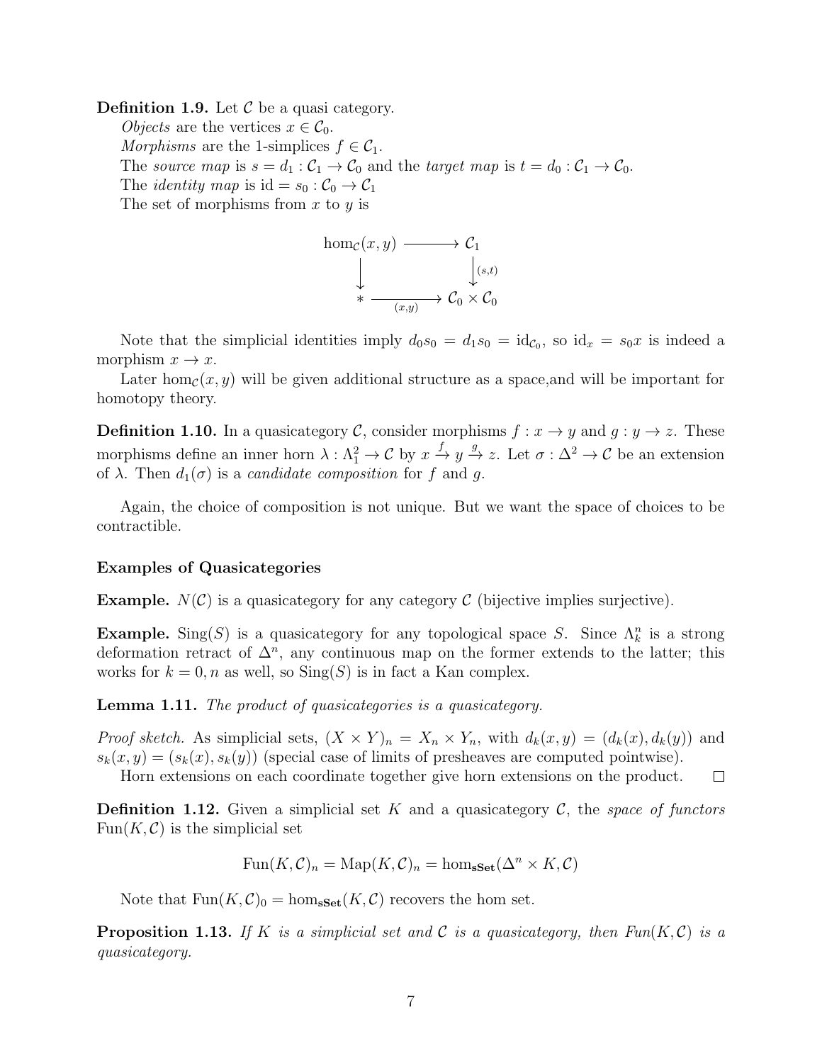**Definition 1.9.** Let $\mathcal{C}$ be a quasi category.

*Objects* are the vertices $x \in \mathcal{C}_0$.

*Morphisms* are the 1-simplices $f \in \mathcal{C}_1$.

The *source map* is $s = d_1 : \mathcal{C}_1 \to \mathcal{C}_0$ and the *target map* is $t = d_0 : \mathcal{C}_1 \to \mathcal{C}_0$.

The *identity map* is $\mathrm{id} = s_0 : \mathcal{C}_0 \to \mathcal{C}_1$

The set of morphisms from $x$ to $y$ is

$$\begin{array}{ccc} \hom_{\mathcal{C}}(x,y) & \longrightarrow & \mathcal{C}_1 \\ \downarrow & & \downarrow{\scriptstyle (s,t)} \\ * & \xrightarrow[(x,y)]{} & \mathcal{C}_0 \times \mathcal{C}_0 \end{array}$$

Note that the simplicial identities imply $d_0 s_0 = d_1 s_0 = \mathrm{id}_{\mathcal{C}_0}$, so $\mathrm{id}_x = s_0 x$ is indeed a morphism $x \to x$.

Later $\hom_{\mathcal{C}}(x,y)$ will be given additional structure as a space,and will be important for homotopy theory.

**Definition 1.10.** In a quasicategory $\mathcal{C}$, consider morphisms $f : x \to y$ and $g : y \to z$. These morphisms define an inner horn $\lambda : \Lambda^2_1 \to \mathcal{C}$ by $x \xrightarrow{f} y \xrightarrow{g} z$. Let $\sigma : \Delta^2 \to \mathcal{C}$ be an extension of $\lambda$. Then $d_1(\sigma)$ is a *candidate composition* for $f$ and $g$.

Again, the choice of composition is not unique. But we want the space of choices to be contractible.

**Examples of Quasicategories**

**Example.** $N(\mathcal{C})$ is a quasicategory for any category $\mathcal{C}$ (bijective implies surjective).

**Example.** $\mathrm{Sing}(S)$ is a quasicategory for any topological space $S$. Since $\Lambda^n_k$ is a strong deformation retract of $\Delta^n$, any continuous map on the former extends to the latter; this works for $k = 0, n$ as well, so $\mathrm{Sing}(S)$ is in fact a Kan complex.

**Lemma 1.11.** *The product of quasicategories is a quasicategory.*

*Proof sketch.* As simplicial sets, $(X \times Y)_n = X_n \times Y_n$, with $d_k(x,y) = (d_k(x), d_k(y))$ and $s_k(x,y) = (s_k(x), s_k(y))$ (special case of limits of presheaves are computed pointwise).

Horn extensions on each coordinate together give horn extensions on the product. □

**Definition 1.12.** Given a simplicial set $K$ and a quasicategory $\mathcal{C}$, the *space of functors* $\mathrm{Fun}(K, \mathcal{C})$ is the simplicial set

$$\mathrm{Fun}(K, \mathcal{C})_n = \mathrm{Map}(K, \mathcal{C})_n = \hom_{\mathbf{sSet}}(\Delta^n \times K, \mathcal{C})$$

Note that $\mathrm{Fun}(K, \mathcal{C})_0 = \hom_{\mathbf{sSet}}(K, \mathcal{C})$ recovers the hom set.

**Proposition 1.13.** *If $K$ is a simplicial set and $\mathcal{C}$ is a quasicategory, then $Fun(K, \mathcal{C})$ is a quasicategory.*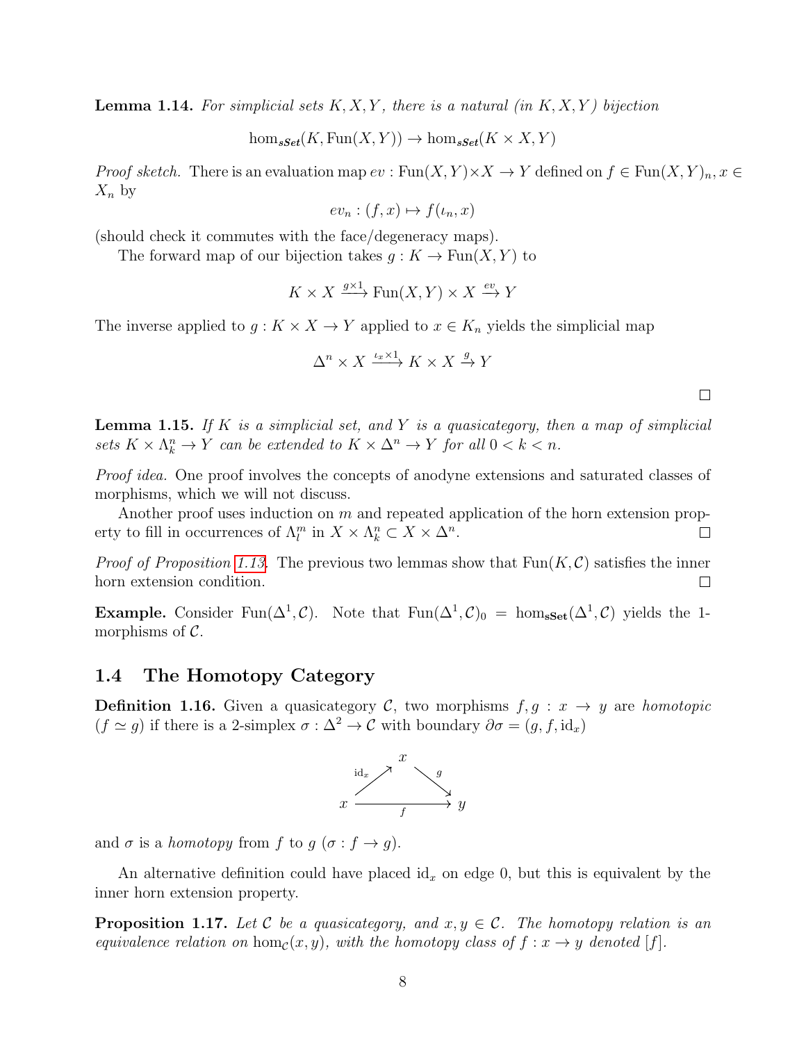**Lemma 1.14.** *For simplicial sets $K, X, Y$, there is a natural (in $K, X, Y$) bijection*

$$\hom_{\mathbf{sSet}}(K, \mathrm{Fun}(X,Y)) \to \hom_{\mathbf{sSet}}(K \times X, Y)$$

*Proof sketch.* There is an evaluation map $ev : \mathrm{Fun}(X,Y) \times X \to Y$ defined on $f \in \mathrm{Fun}(X,Y)_n, x \in X_n$ by

$$ev_n : (f, x) \mapsto f(\iota_n, x)$$

(should check it commutes with the face/degeneracy maps).

The forward map of our bijection takes $g : K \to \mathrm{Fun}(X,Y)$ to

$$K \times X \xrightarrow{g \times 1} \mathrm{Fun}(X,Y) \times X \xrightarrow{ev} Y$$

The inverse applied to $g : K \times X \to Y$ applied to $x \in K_n$ yields the simplicial map

$$\Delta^n \times X \xrightarrow{\iota_x \times 1} K \times X \xrightarrow{g} Y$$

□

**Lemma 1.15.** *If $K$ is a simplicial set, and $Y$ is a quasicategory, then a map of simplicial sets $K \times \Lambda^n_k \to Y$ can be extended to $K \times \Delta^n \to Y$ for all $0 < k < n$.*

*Proof idea.* One proof involves the concepts of anodyne extensions and saturated classes of morphisms, which we will not discuss.

Another proof uses induction on $m$ and repeated application of the horn extension property to fill in occurrences of $\Lambda^m_l$ in $X \times \Lambda^n_k \subset X \times \Delta^n$. □

*Proof of Proposition 1.13.* The previous two lemmas show that $\mathrm{Fun}(K, \mathcal{C})$ satisfies the inner horn extension condition. □

**Example.** Consider $\mathrm{Fun}(\Delta^1, \mathcal{C})$. Note that $\mathrm{Fun}(\Delta^1, \mathcal{C})_0 = \hom_{\mathbf{sSet}}(\Delta^1, \mathcal{C})$ yields the 1-morphisms of $\mathcal{C}$.

## 1.4 The Homotopy Category

**Definition 1.16.** Given a quasicategory $\mathcal{C}$, two morphisms $f, g : x \to y$ are *homotopic* ($f \simeq g$) if there is a 2-simplex $\sigma : \Delta^2 \to \mathcal{C}$ with boundary $\partial\sigma = (g, f, \mathrm{id}_x)$

$$\begin{array}{ccc} & x & \\ {\scriptstyle \mathrm{id}_x} \nearrow & & \searrow {\scriptstyle g} \\ x & \xrightarrow[f]{} & y \end{array}$$

and $\sigma$ is a *homotopy* from $f$ to $g$ ($\sigma : f \to g$).

An alternative definition could have placed $\mathrm{id}_x$ on edge 0, but this is equivalent by the inner horn extension property.

**Proposition 1.17.** *Let $\mathcal{C}$ be a quasicategory, and $x, y \in \mathcal{C}$. The homotopy relation is an equivalence relation on $\hom_{\mathcal{C}}(x,y)$, with the homotopy class of $f : x \to y$ denoted $[f]$.*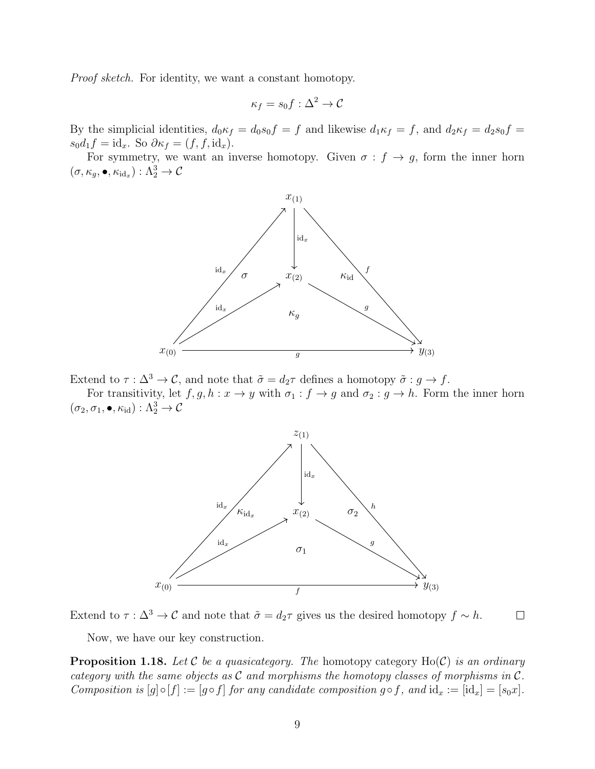*Proof sketch.* For identity, we want a constant homotopy.

$$\kappa_f = s_0 f : \Delta^2 \to \mathcal{C}$$

By the simplicial identities, $d_0\kappa_f = d_0 s_0 f = f$ and likewise $d_1\kappa_f = f$, and $d_2\kappa_f = d_2 s_0 f = s_0 d_1 f = \mathrm{id}_x$. So $\partial\kappa_f = (f, f, \mathrm{id}_x)$.

For symmetry, we want an inverse homotopy. Given $\sigma : f \to g$, form the inner horn $(\sigma, \kappa_g, \bullet, \kappa_{\mathrm{id}_x}) : \Lambda^3_2 \to \mathcal{C}$

Extend to $\tau : \Delta^3 \to \mathcal{C}$, and note that $\tilde{\sigma} = d_2\tau$ defines a homotopy $\tilde{\sigma} : g \to f$.

For transitivity, let $f, g, h : x \to y$ with $\sigma_1 : f \to g$ and $\sigma_2 : g \to h$. Form the inner horn $(\sigma_2, \sigma_1, \bullet, \kappa_{\mathrm{id}}) : \Lambda^3_2 \to \mathcal{C}$

Extend to $\tau : \Delta^3 \to \mathcal{C}$ and note that $\tilde{\sigma} = d_2\tau$ gives us the desired homotopy $f \sim h$. □

Now, we have our key construction.

**Proposition 1.18.** *Let $\mathcal{C}$ be a quasicategory. The* homotopy category $\mathrm{Ho}(\mathcal{C})$ *is an ordinary category with the same objects as $\mathcal{C}$ and morphisms the homotopy classes of morphisms in $\mathcal{C}$. Composition is $[g] \circ [f] := [g \circ f]$ for any candidate composition $g \circ f$, and $\mathrm{id}_x := [\mathrm{id}_x] = [s_0 x]$.*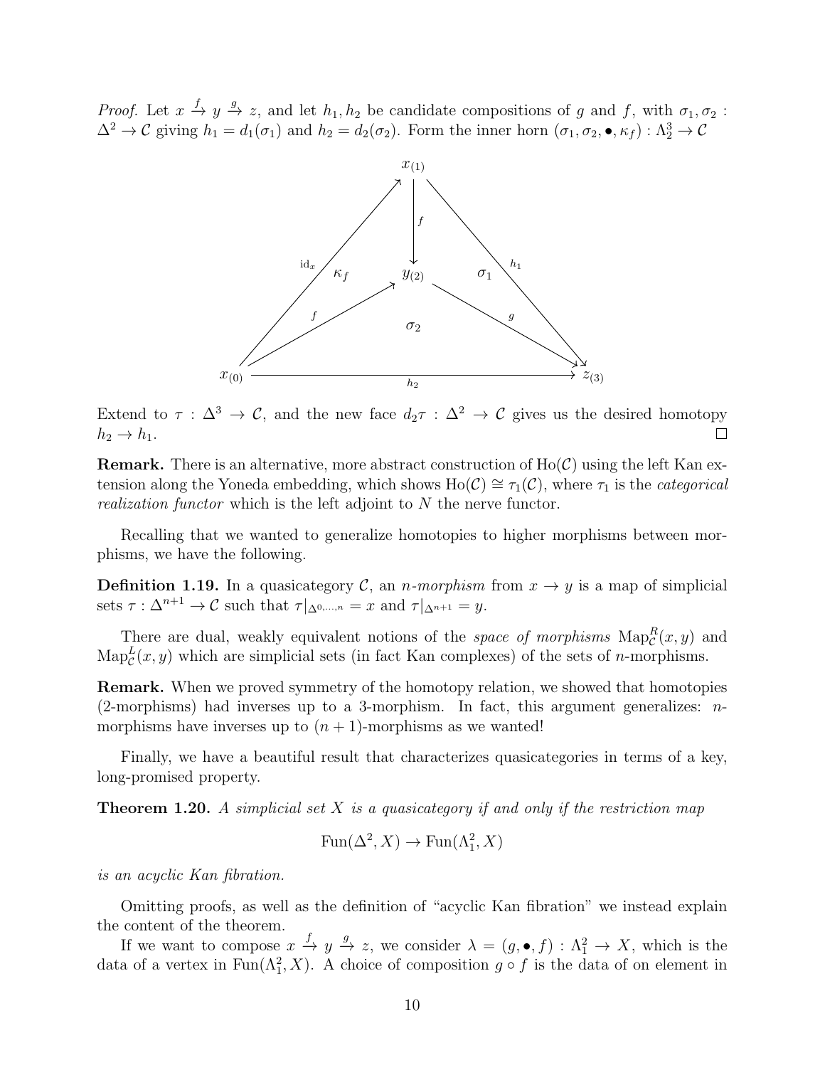*Proof.* Let $x \xrightarrow{f} y \xrightarrow{g} z$, and let $h_1, h_2$ be candidate compositions of $g$ and $f$, with $\sigma_1, \sigma_2 : \Delta^2 \to \mathcal{C}$ giving $h_1 = d_1(\sigma_1)$ and $h_2 = d_2(\sigma_2)$. Form the inner horn $(\sigma_1, \sigma_2, \bullet, \kappa_f) : \Lambda^3_2 \to \mathcal{C}$

$$
\begin{array}{c}
x_{(1)} \\
\text{with edges: } \mathrm{id}_x : x_{(0)} \to x_{(1)},\; f : x_{(1)} \to y_{(2)},\; h_1 : x_{(1)} \to z_{(3)},\; f : x_{(0)} \to y_{(2)},\; g : y_{(2)} \to z_{(3)},\; h_2 : x_{(0)} \to z_{(3)} \\
\text{faces: } \kappa_f,\; \sigma_1,\; \sigma_2
\end{array}
$$

Extend to $\tau : \Delta^3 \to \mathcal{C}$, and the new face $d_2\tau : \Delta^2 \to \mathcal{C}$ gives us the desired homotopy $h_2 \to h_1$. $\square$

**Remark.** There is an alternative, more abstract construction of $\mathrm{Ho}(\mathcal{C})$ using the left Kan extension along the Yoneda embedding, which shows $\mathrm{Ho}(\mathcal{C}) \cong \tau_1(\mathcal{C})$, where $\tau_1$ is the *categorical realization functor* which is the left adjoint to $N$ the nerve functor.

Recalling that we wanted to generalize homotopies to higher morphisms between morphisms, we have the following.

**Definition 1.19.** In a quasicategory $\mathcal{C}$, an *n-morphism* from $x \to y$ is a map of simplicial sets $\tau : \Delta^{n+1} \to \mathcal{C}$ such that $\tau|_{\Delta^{0,\dots,n}} = x$ and $\tau|_{\Delta^{n+1}} = y$.

There are dual, weakly equivalent notions of the *space of morphisms* $\mathrm{Map}^R_{\mathcal{C}}(x, y)$ and $\mathrm{Map}^L_{\mathcal{C}}(x, y)$ which are simplicial sets (in fact Kan complexes) of the sets of $n$-morphisms.

**Remark.** When we proved symmetry of the homotopy relation, we showed that homotopies (2-morphisms) had inverses up to a 3-morphism. In fact, this argument generalizes: $n$-morphisms have inverses up to $(n+1)$-morphisms as we wanted!

Finally, we have a beautiful result that characterizes quasicategories in terms of a key, long-promised property.

**Theorem 1.20.** *A simplicial set $X$ is a quasicategory if and only if the restriction map*

$$\mathrm{Fun}(\Delta^2, X) \to \mathrm{Fun}(\Lambda^2_1, X)$$

*is an acyclic Kan fibration.*

Omitting proofs, as well as the definition of "acyclic Kan fibration" we instead explain the content of the theorem.

If we want to compose $x \xrightarrow{f} y \xrightarrow{g} z$, we consider $\lambda = (g, \bullet, f) : \Lambda^2_1 \to X$, which is the data of a vertex in $\mathrm{Fun}(\Lambda^2_1, X)$. A choice of composition $g \circ f$ is the data of on element in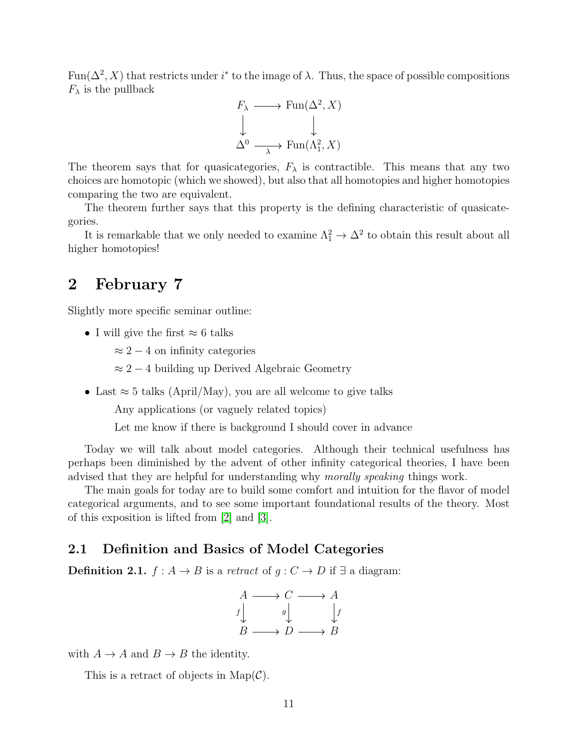$\text{Fun}(\Delta^2, X)$ that restricts under $i^*$ to the image of $\lambda$. Thus, the space of possible compositions $F_\lambda$ is the pullback

$$\begin{array}{ccc} F_\lambda & \longrightarrow & \text{Fun}(\Delta^2, X) \\ \big\downarrow & & \big\downarrow \\ \Delta^0 & \xrightarrow[\lambda]{} & \text{Fun}(\Lambda^2_1, X) \end{array}$$

The theorem says that for quasicategories, $F_\lambda$ is contractible. This means that any two choices are homotopic (which we showed), but also that all homotopies and higher homotopies comparing the two are equivalent.

The theorem further says that this property is the defining characteristic of quasicategories.

It is remarkable that we only needed to examine $\Lambda^2_1 \to \Delta^2$ to obtain this result about all higher homotopies!

# 2 February 7

Slightly more specific seminar outline:

- I will give the first $\approx 6$ talks

  $\approx 2 - 4$ on infinity categories

  $\approx 2 - 4$ building up Derived Algebraic Geometry

- Last $\approx 5$ talks (April/May), you are all welcome to give talks

  Any applications (or vaguely related topics)

  Let me know if there is background I should cover in advance

Today we will talk about model categories. Although their technical usefulness has perhaps been diminished by the advent of other infinity categorical theories, I have been advised that they are helpful for understanding why *morally speaking* things work.

The main goals for today are to build some comfort and intuition for the flavor of model categorical arguments, and to see some important foundational results of the theory. Most of this exposition is lifted from [2] and [3].

## 2.1 Definition and Basics of Model Categories

**Definition 2.1.** $f : A \to B$ is a *retract* of $g : C \to D$ if $\exists$ a diagram:

$$\begin{array}{ccccc} A & \longrightarrow & C & \longrightarrow & A \\ {\scriptstyle f}\big\downarrow & & {\scriptstyle g}\big\downarrow & & \big\downarrow{\scriptstyle f} \\ B & \longrightarrow & D & \longrightarrow & B \end{array}$$

with $A \to A$ and $B \to B$ the identity.

This is a retract of objects in $\text{Map}(\mathcal{C})$.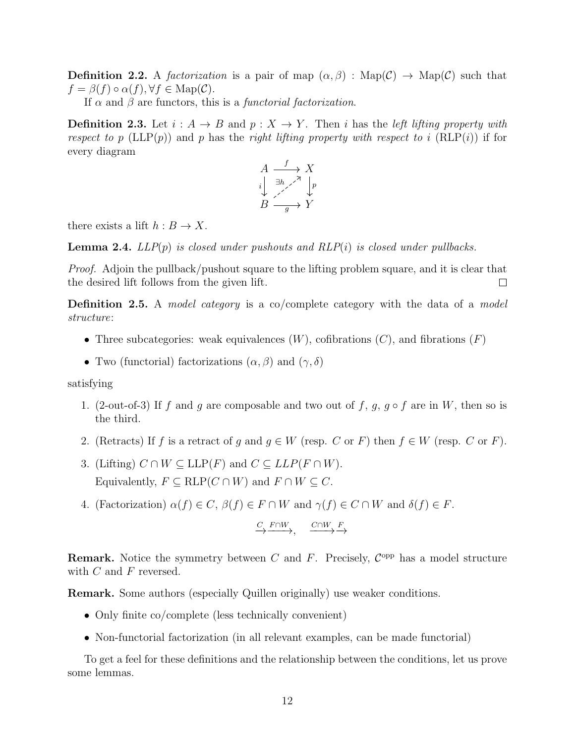**Definition 2.2.** A *factorization* is a pair of map $(\alpha, \beta) : \text{Map}(\mathcal{C}) \to \text{Map}(\mathcal{C})$ such that $f = \beta(f) \circ \alpha(f), \forall f \in \text{Map}(\mathcal{C})$.

If $\alpha$ and $\beta$ are functors, this is a *functorial factorization*.

**Definition 2.3.** Let $i : A \to B$ and $p : X \to Y$. Then $i$ has the *left lifting property with respect to $p$* (LLP($p$)) and $p$ has the *right lifting property with respect to $i$* (RLP($i$)) if for every diagram

$$\begin{array}{ccc} A & \xrightarrow{f} & X \\ {\scriptstyle i}\downarrow & \overset{\exists h}{\nearrow} & \downarrow{\scriptstyle p} \\ B & \xrightarrow[g]{} & Y \end{array}$$

there exists a lift $h : B \to X$.

**Lemma 2.4.** *LLP($p$) is closed under pushouts and RLP($i$) is closed under pullbacks.*

*Proof.* Adjoin the pullback/pushout square to the lifting problem square, and it is clear that the desired lift follows from the given lift. $\square$

**Definition 2.5.** A *model category* is a co/complete category with the data of a *model structure*:

- Three subcategories: weak equivalences ($W$), cofibrations ($C$), and fibrations ($F$)
- Two (functorial) factorizations $(\alpha, \beta)$ and $(\gamma, \delta)$

satisfying

1. (2-out-of-3) If $f$ and $g$ are composable and two out of $f$, $g$, $g \circ f$ are in $W$, then so is the third.
2. (Retracts) If $f$ is a retract of $g$ and $g \in W$ (resp. $C$ or $F$) then $f \in W$ (resp. $C$ or $F$).
3. (Lifting) $C \cap W \subseteq \text{LLP}(F)$ and $C \subseteq LLP(F \cap W)$.
   Equivalently, $F \subseteq \text{RLP}(C \cap W)$ and $F \cap W \subseteq C$.
4. (Factorization) $\alpha(f) \in C$, $\beta(f) \in F \cap W$ and $\gamma(f) \in C \cap W$ and $\delta(f) \in F$.

$$\xrightarrow{C}\xrightarrow{F \cap W}, \quad \xrightarrow{C \cap W}\xrightarrow{F}$$

**Remark.** Notice the symmetry between $C$ and $F$. Precisely, $\mathcal{C}^{\text{opp}}$ has a model structure with $C$ and $F$ reversed.

**Remark.** Some authors (especially Quillen originally) use weaker conditions.

- Only finite co/complete (less technically convenient)
- Non-functorial factorization (in all relevant examples, can be made functorial)

To get a feel for these definitions and the relationship between the conditions, let us prove some lemmas.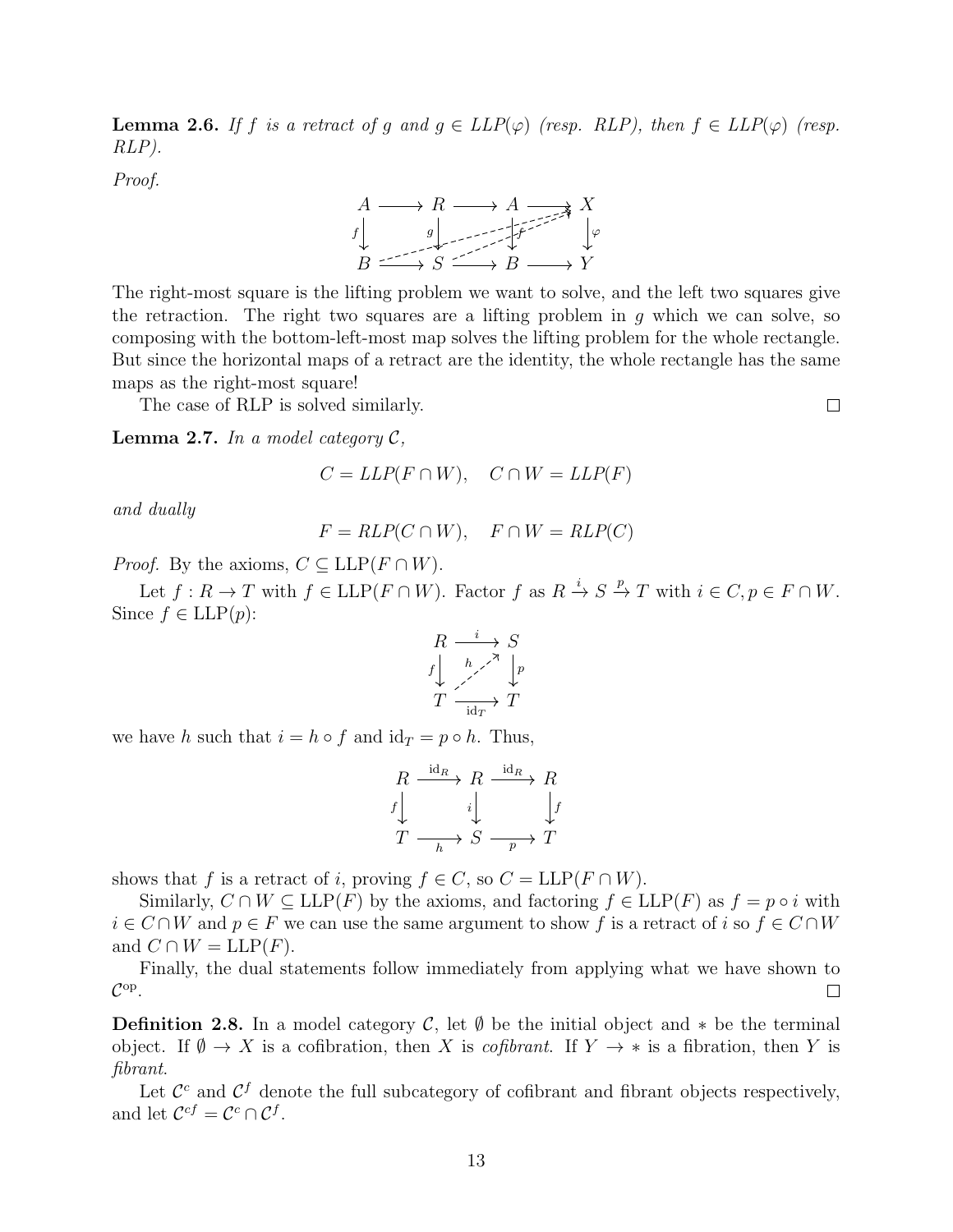**Lemma 2.6.** *If $f$ is a retract of $g$ and $g \in LLP(\varphi)$ (resp. RLP), then $f \in LLP(\varphi)$ (resp. RLP).*

*Proof.*

$$\begin{array}{ccccccc} A & \longrightarrow & R & \longrightarrow & A & \longrightarrow & X \\ {\scriptstyle f}\downarrow & & {\scriptstyle g}\downarrow & & {\scriptstyle f}\downarrow & & \downarrow{\scriptstyle \varphi} \\ B & \longrightarrow & S & \longrightarrow & B & \longrightarrow & Y \end{array}$$

The right-most square is the lifting problem we want to solve, and the left two squares give the retraction. The right two squares are a lifting problem in $g$ which we can solve, so composing with the bottom-left-most map solves the lifting problem for the whole rectangle. But since the horizontal maps of a retract are the identity, the whole rectangle has the same maps as the right-most square!

The case of RLP is solved similarly. □

**Lemma 2.7.** *In a model category $\mathcal{C}$,*

$$C = LLP(F \cap W), \quad C \cap W = LLP(F)$$

*and dually*

$$F = RLP(C \cap W), \quad F \cap W = RLP(C)$$

*Proof.* By the axioms, $C \subseteq \text{LLP}(F \cap W)$.

Let $f : R \to T$ with $f \in \text{LLP}(F \cap W)$. Factor $f$ as $R \xrightarrow{i} S \xrightarrow{p} T$ with $i \in C, p \in F \cap W$. Since $f \in \text{LLP}(p)$:

$$\begin{array}{ccc} R & \xrightarrow{i} & S \\ {\scriptstyle f}\downarrow & \overset{h}{\nearrow} & \downarrow{\scriptstyle p} \\ T & \xrightarrow[\text{id}_T]{} & T \end{array}$$

we have $h$ such that $i = h \circ f$ and $\text{id}_T = p \circ h$. Thus,

$$\begin{array}{ccccc} R & \xrightarrow{\text{id}_R} & R & \xrightarrow{\text{id}_R} & R \\ {\scriptstyle f}\downarrow & & {\scriptstyle i}\downarrow & & \downarrow{\scriptstyle f} \\ T & \xrightarrow[h]{} & S & \xrightarrow[p]{} & T \end{array}$$

shows that $f$ is a retract of $i$, proving $f \in C$, so $C = \text{LLP}(F \cap W)$.

Similarly, $C \cap W \subseteq \text{LLP}(F)$ by the axioms, and factoring $f \in \text{LLP}(F)$ as $f = p \circ i$ with $i \in C \cap W$ and $p \in F$ we can use the same argument to show $f$ is a retract of $i$ so $f \in C \cap W$ and $C \cap W = \text{LLP}(F)$.

Finally, the dual statements follow immediately from applying what we have shown to $\mathcal{C}^{\text{op}}$. □

**Definition 2.8.** In a model category $\mathcal{C}$, let $\emptyset$ be the initial object and $*$ be the terminal object. If $\emptyset \to X$ is a cofibration, then $X$ is *cofibrant*. If $Y \to *$ is a fibration, then $Y$ is *fibrant*.

Let $\mathcal{C}^c$ and $\mathcal{C}^f$ denote the full subcategory of cofibrant and fibrant objects respectively, and let $\mathcal{C}^{cf} = \mathcal{C}^c \cap \mathcal{C}^f$.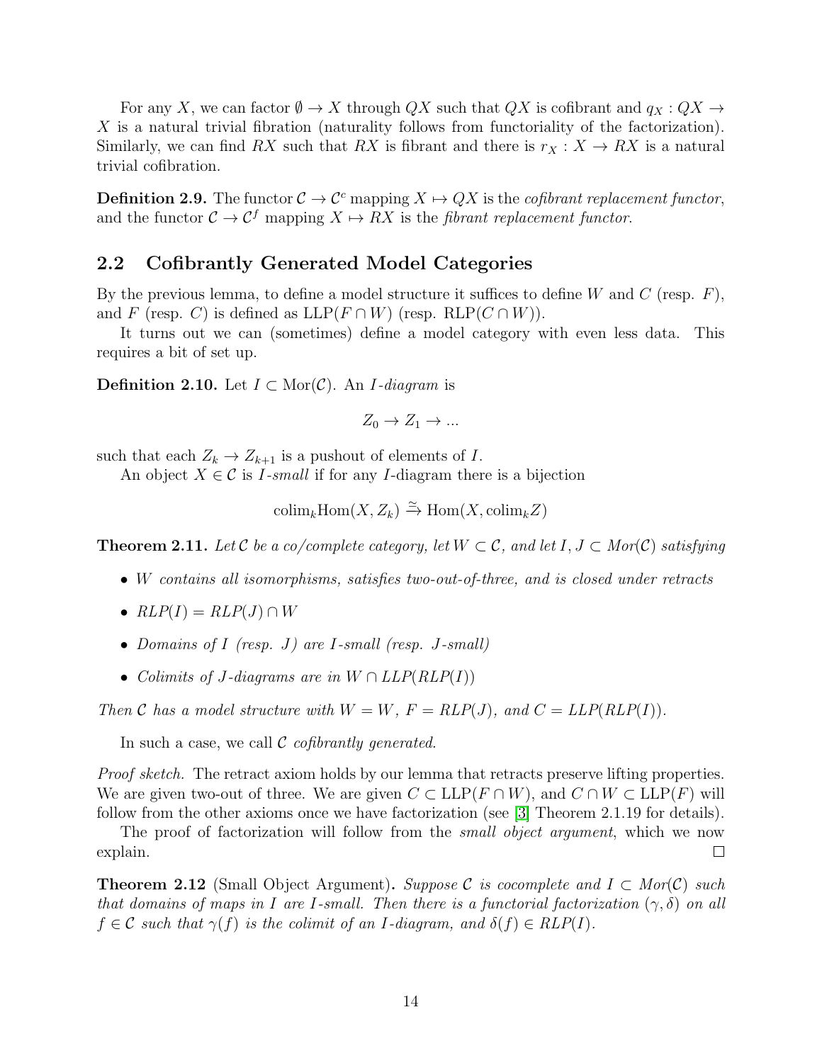For any $X$, we can factor $\emptyset \to X$ through $QX$ such that $QX$ is cofibrant and $q_X : QX \to X$ is a natural trivial fibration (naturality follows from functoriality of the factorization). Similarly, we can find $RX$ such that $RX$ is fibrant and there is $r_X : X \to RX$ is a natural trivial cofibration.

**Definition 2.9.** The functor $\mathcal{C} \to \mathcal{C}^c$ mapping $X \mapsto QX$ is the *cofibrant replacement functor*, and the functor $\mathcal{C} \to \mathcal{C}^f$ mapping $X \mapsto RX$ is the *fibrant replacement functor*.

## 2.2 Cofibrantly Generated Model Categories

By the previous lemma, to define a model structure it suffices to define $W$ and $C$ (resp. $F$), and $F$ (resp. $C$) is defined as $\text{LLP}(F \cap W)$ (resp. $\text{RLP}(C \cap W)$).

It turns out we can (sometimes) define a model category with even less data. This requires a bit of set up.

**Definition 2.10.** Let $I \subset \text{Mor}(\mathcal{C})$. An *$I$-diagram* is

$$Z_0 \to Z_1 \to ...$$

such that each $Z_k \to Z_{k+1}$ is a pushout of elements of $I$.

An object $X \in \mathcal{C}$ is *$I$-small* if for any $I$-diagram there is a bijection

$$\text{colim}_k \text{Hom}(X, Z_k) \xrightarrow{\simeq} \text{Hom}(X, \text{colim}_k Z)$$

**Theorem 2.11.** *Let $\mathcal{C}$ be a co/complete category, let $W \subset \mathcal{C}$, and let $I, J \subset Mor(\mathcal{C})$ satisfying*

- *$W$ contains all isomorphisms, satisfies two-out-of-three, and is closed under retracts*
- *$RLP(I) = RLP(J) \cap W$*
- *Domains of $I$ (resp. $J$) are $I$-small (resp. $J$-small)*
- *Colimits of $J$-diagrams are in $W \cap LLP(RLP(I))$*

*Then $\mathcal{C}$ has a model structure with $W = W$, $F = RLP(J)$, and $C = LLP(RLP(I))$.*

In such a case, we call $\mathcal{C}$ *cofibrantly generated*.

*Proof sketch.* The retract axiom holds by our lemma that retracts preserve lifting properties. We are given two-out of three. We are given $C \subset \text{LLP}(F \cap W)$, and $C \cap W \subset \text{LLP}(F)$ will follow from the other axioms once we have factorization (see [3] Theorem 2.1.19 for details).

The proof of factorization will follow from the *small object argument*, which we now explain. $\square$

**Theorem 2.12** (Small Object Argument)**.** *Suppose $\mathcal{C}$ is cocomplete and $I \subset Mor(\mathcal{C})$ such that domains of maps in $I$ are $I$-small. Then there is a functorial factorization $(\gamma, \delta)$ on all $f \in \mathcal{C}$ such that $\gamma(f)$ is the colimit of an $I$-diagram, and $\delta(f) \in RLP(I)$.*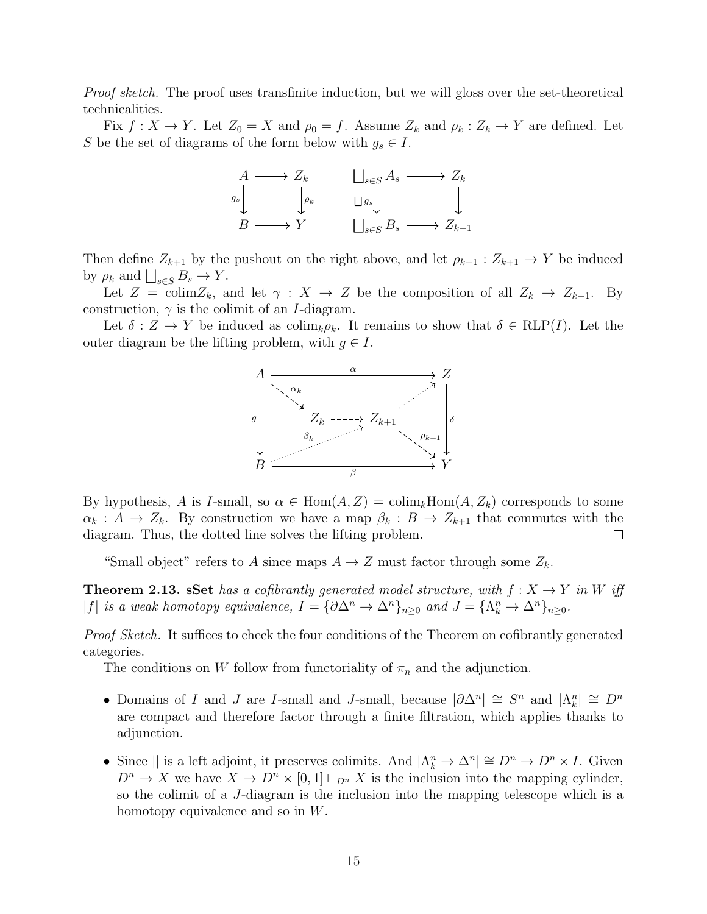*Proof sketch.* The proof uses transfinite induction, but we will gloss over the set-theoretical technicalities.

Fix $f : X \to Y$. Let $Z_0 = X$ and $\rho_0 = f$. Assume $Z_k$ and $\rho_k : Z_k \to Y$ are defined. Let $S$ be the set of diagrams of the form below with $g_s \in I$.

$$\begin{array}{ccc} A & \longrightarrow & Z_k \\ {\scriptstyle g_s}\downarrow & & \downarrow{\scriptstyle \rho_k} \\ B & \longrightarrow & Y \end{array} \qquad \begin{array}{ccc} \coprod_{s\in S} A_s & \longrightarrow & Z_k \\ {\scriptstyle \coprod g_s}\downarrow & & \downarrow \\ \coprod_{s\in S} B_s & \longrightarrow & Z_{k+1} \end{array}$$

Then define $Z_{k+1}$ by the pushout on the right above, and let $\rho_{k+1} : Z_{k+1} \to Y$ be induced by $\rho_k$ and $\coprod_{s\in S} B_s \to Y$.

Let $Z = \mathrm{colim} Z_k$, and let $\gamma : X \to Z$ be the composition of all $Z_k \to Z_{k+1}$. By construction, $\gamma$ is the colimit of an $I$-diagram.

Let $\delta : Z \to Y$ be induced as $\mathrm{colim}_k \rho_k$. It remains to show that $\delta \in \mathrm{RLP}(I)$. Let the outer diagram be the lifting problem, with $g \in I$.

$$\begin{array}{ccccc} A & & \xrightarrow{\quad\alpha\quad} & & Z \\ & \searrow^{\alpha_k} & & \nearrow & \\ {\scriptstyle g}\downarrow & Z_k & \dashrightarrow & Z_{k+1} & \downarrow{\scriptstyle \delta} \\ & \nearrow_{\beta_k} & & \searrow_{\rho_{k+1}} & \\ B & & \xrightarrow[\quad\beta\quad]{} & & Y \end{array}$$

By hypothesis, $A$ is $I$-small, so $\alpha \in \mathrm{Hom}(A, Z) = \mathrm{colim}_k \mathrm{Hom}(A, Z_k)$ corresponds to some $\alpha_k : A \to Z_k$. By construction we have a map $\beta_k : B \to Z_{k+1}$ that commutes with the diagram. Thus, the dotted line solves the lifting problem. □

"Small object" refers to $A$ since maps $A \to Z$ must factor through some $Z_k$.

**Theorem 2.13.** ***sSet*** *has a cofibrantly generated model structure, with $f : X \to Y$ in $W$ iff $|f|$ is a weak homotopy equivalence, $I = \{\partial\Delta^n \to \Delta^n\}_{n\geq 0}$ and $J = \{\Lambda^n_k \to \Delta^n\}_{n\geq 0}$.*

*Proof Sketch.* It suffices to check the four conditions of the Theorem on cofibrantly generated categories.

The conditions on $W$ follow from functoriality of $\pi_n$ and the adjunction.

- Domains of $I$ and $J$ are $I$-small and $J$-small, because $|\partial\Delta^n| \cong S^n$ and $|\Lambda^n_k| \cong D^n$ are compact and therefore factor through a finite filtration, which applies thanks to adjunction.
- Since $||$ is a left adjoint, it preserves colimits. And $|\Lambda^n_k \to \Delta^n| \cong D^n \to D^n \times I$. Given $D^n \to X$ we have $X \to D^n \times [0,1] \sqcup_{D^n} X$ is the inclusion into the mapping cylinder, so the colimit of a $J$-diagram is the inclusion into the mapping telescope which is a homotopy equivalence and so in $W$.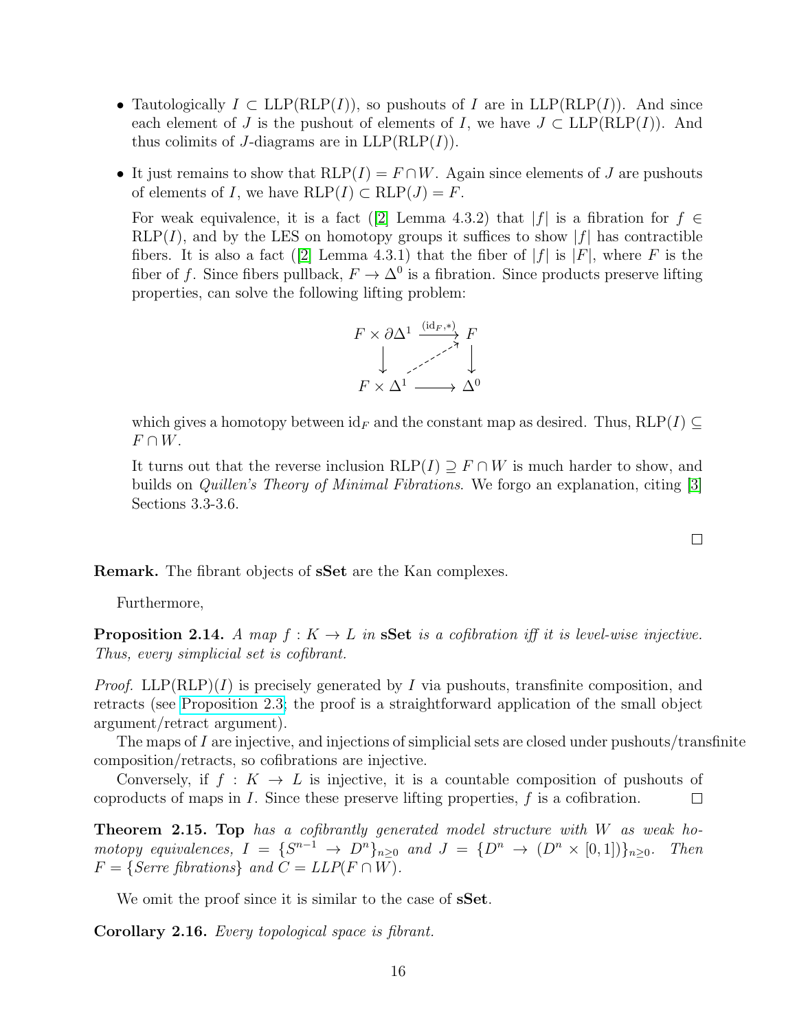- Tautologically $I \subset \mathrm{LLP}(\mathrm{RLP}(I))$, so pushouts of $I$ are in $\mathrm{LLP}(\mathrm{RLP}(I))$. And since each element of $J$ is the pushout of elements of $I$, we have $J \subset \mathrm{LLP}(\mathrm{RLP}(I))$. And thus colimits of $J$-diagrams are in $\mathrm{LLP}(\mathrm{RLP}(I))$.

- It just remains to show that $\mathrm{RLP}(I) = F \cap W$. Again since elements of $J$ are pushouts of elements of $I$, we have $\mathrm{RLP}(I) \subset \mathrm{RLP}(J) = F$.

  For weak equivalence, it is a fact ([2] Lemma 4.3.2) that $|f|$ is a fibration for $f \in \mathrm{RLP}(I)$, and by the LES on homotopy groups it suffices to show $|f|$ has contractible fibers. It is also a fact ([2] Lemma 4.3.1) that the fiber of $|f|$ is $|F|$, where $F$ is the fiber of $f$. Since fibers pullback, $F \to \Delta^0$ is a fibration. Since products preserve lifting properties, can solve the following lifting problem:

$$\begin{array}{ccc} F \times \partial\Delta^1 & \xrightarrow{(\mathrm{id}_F, *)} & F \\ \downarrow & \nearrow & \downarrow \\ F \times \Delta^1 & \longrightarrow & \Delta^0 \end{array}$$

  which gives a homotopy between $\mathrm{id}_F$ and the constant map as desired. Thus, $\mathrm{RLP}(I) \subseteq F \cap W$.

  It turns out that the reverse inclusion $\mathrm{RLP}(I) \supseteq F \cap W$ is much harder to show, and builds on *Quillen's Theory of Minimal Fibrations*. We forgo an explanation, citing [3] Sections 3.3-3.6.

$\square$

**Remark.** The fibrant objects of **sSet** are the Kan complexes.

Furthermore,

**Proposition 2.14.** *A map $f : K \to L$ in* **sSet** *is a cofibration iff it is level-wise injective. Thus, every simplicial set is cofibrant.*

*Proof.* $\mathrm{LLP}(\mathrm{RLP})(I)$ is precisely generated by $I$ via pushouts, transfinite composition, and retracts (see Proposition 2.3; the proof is a straightforward application of the small object argument/retract argument).

The maps of $I$ are injective, and injections of simplicial sets are closed under pushouts/transfinite composition/retracts, so cofibrations are injective.

Conversely, if $f : K \to L$ is injective, it is a countable composition of pushouts of coproducts of maps in $I$. Since these preserve lifting properties, $f$ is a cofibration. $\square$

**Theorem 2.15.** **Top** *has a cofibrantly generated model structure with $W$ as weak homotopy equivalences, $I = \{S^{n-1} \to D^n\}_{n \geq 0}$ and $J = \{D^n \to (D^n \times [0,1])\}_{n \geq 0}$. Then $F = \{$Serre fibrations$\}$ and $C = LLP(F \cap W)$.*

We omit the proof since it is similar to the case of **sSet**.

**Corollary 2.16.** *Every topological space is fibrant.*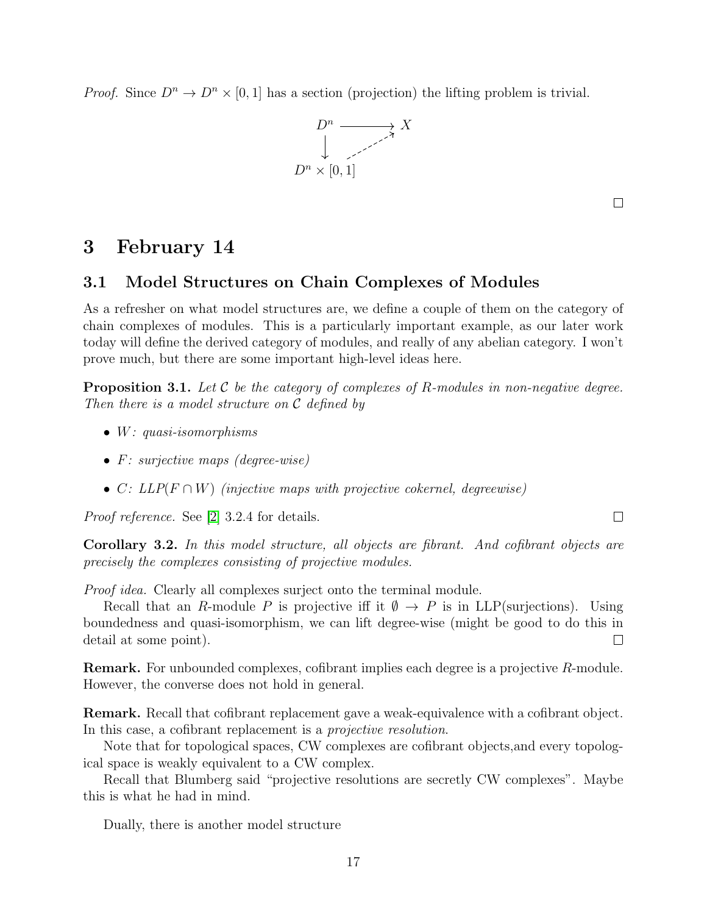*Proof.* Since $D^n \to D^n \times [0,1]$ has a section (projection) the lifting problem is trivial.

$$\begin{array}{ccc} D^n & \longrightarrow & X \\ \downarrow & \nearrow & \\ D^n \times [0,1] & & \end{array}$$

□

# 3 February 14

## 3.1 Model Structures on Chain Complexes of Modules

As a refresher on what model structures are, we define a couple of them on the category of chain complexes of modules. This is a particularly important example, as our later work today will define the derived category of modules, and really of any abelian category. I won't prove much, but there are some important high-level ideas here.

**Proposition 3.1.** *Let $\mathcal{C}$ be the category of complexes of $R$-modules in non-negative degree. Then there is a model structure on $\mathcal{C}$ defined by*

- *$W$: quasi-isomorphisms*
- *$F$: surjective maps (degree-wise)*
- *$C$: LLP($F \cap W$) (injective maps with projective cokernel, degreewise)*

*Proof reference.* See [2] 3.2.4 for details. □

**Corollary 3.2.** *In this model structure, all objects are fibrant. And cofibrant objects are precisely the complexes consisting of projective modules.*

*Proof idea.* Clearly all complexes surject onto the terminal module.

Recall that an $R$-module $P$ is projective iff it $\emptyset \to P$ is in LLP(surjections). Using boundedness and quasi-isomorphism, we can lift degree-wise (might be good to do this in detail at some point). □

**Remark.** For unbounded complexes, cofibrant implies each degree is a projective $R$-module. However, the converse does not hold in general.

**Remark.** Recall that cofibrant replacement gave a weak-equivalence with a cofibrant object. In this case, a cofibrant replacement is a *projective resolution*.

Note that for topological spaces, CW complexes are cofibrant objects,and every topological space is weakly equivalent to a CW complex.

Recall that Blumberg said "projective resolutions are secretly CW complexes". Maybe this is what he had in mind.

Dually, there is another model structure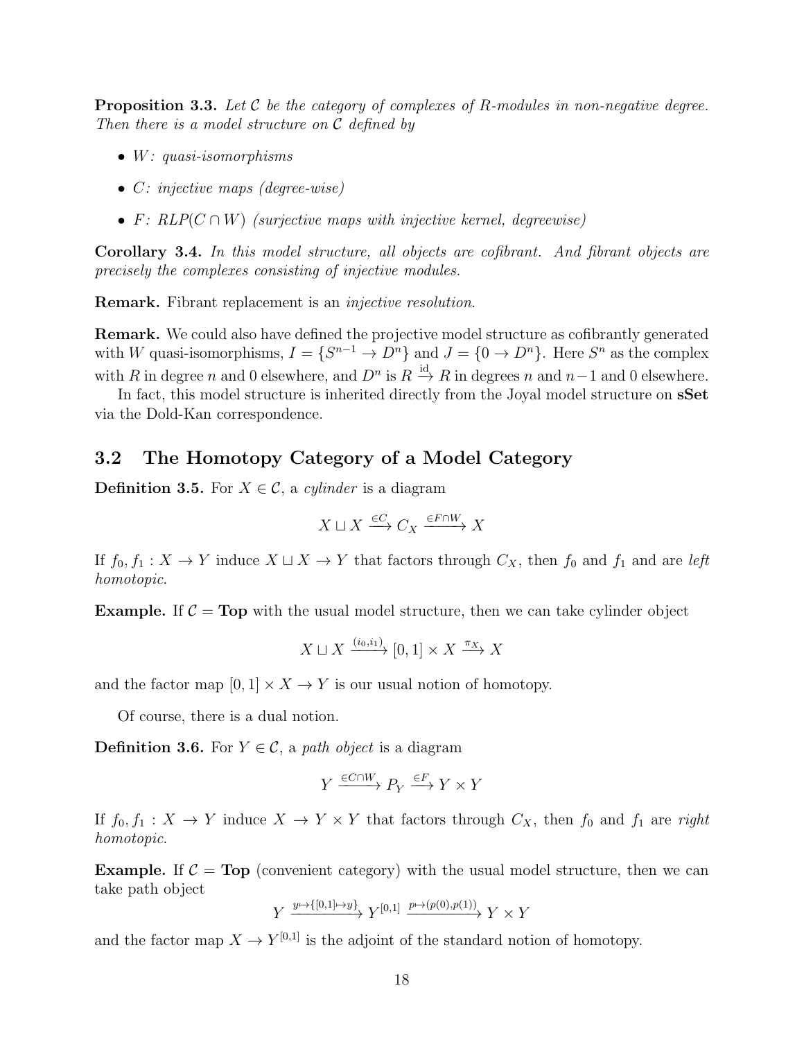**Proposition 3.3.** *Let $\mathcal{C}$ be the category of complexes of $R$-modules in non-negative degree. Then there is a model structure on $\mathcal{C}$ defined by*

- *$W$: quasi-isomorphisms*
- *$C$: injective maps (degree-wise)*
- *$F$: $RLP(C \cap W)$ (surjective maps with injective kernel, degreewise)*

**Corollary 3.4.** *In this model structure, all objects are cofibrant. And fibrant objects are precisely the complexes consisting of injective modules.*

**Remark.** Fibrant replacement is an *injective resolution*.

**Remark.** We could also have defined the projective model structure as cofibrantly generated with $W$ quasi-isomorphisms, $I = \{S^{n-1} \to D^n\}$ and $J = \{0 \to D^n\}$. Here $S^n$ as the complex with $R$ in degree $n$ and 0 elsewhere, and $D^n$ is $R \xrightarrow{\text{id}} R$ in degrees $n$ and $n-1$ and 0 elsewhere.

In fact, this model structure is inherited directly from the Joyal model structure on **sSet** via the Dold-Kan correspondence.

## 3.2 The Homotopy Category of a Model Category

**Definition 3.5.** For $X \in \mathcal{C}$, a *cylinder* is a diagram

$$X \sqcup X \xrightarrow{\in C} C_X \xrightarrow{\in F \cap W} X$$

If $f_0, f_1 : X \to Y$ induce $X \sqcup X \to Y$ that factors through $C_X$, then $f_0$ and $f_1$ and are *left homotopic*.

**Example.** If $\mathcal{C} = \textbf{Top}$ with the usual model structure, then we can take cylinder object

$$X \sqcup X \xrightarrow{(i_0, i_1)} [0,1] \times X \xrightarrow{\pi_X} X$$

and the factor map $[0,1] \times X \to Y$ is our usual notion of homotopy.

Of course, there is a dual notion.

**Definition 3.6.** For $Y \in \mathcal{C}$, a *path object* is a diagram

$$Y \xrightarrow{\in C \cap W} P_Y \xrightarrow{\in F} Y \times Y$$

If $f_0, f_1 : X \to Y$ induce $X \to Y \times Y$ that factors through $C_X$, then $f_0$ and $f_1$ are *right homotopic*.

**Example.** If $\mathcal{C} = \textbf{Top}$ (convenient category) with the usual model structure, then we can take path object

$$Y \xrightarrow{y \mapsto \{[0,1] \mapsto y\}} Y^{[0,1]} \xrightarrow{p \mapsto (p(0), p(1))} Y \times Y$$

and the factor map $X \to Y^{[0,1]}$ is the adjoint of the standard notion of homotopy.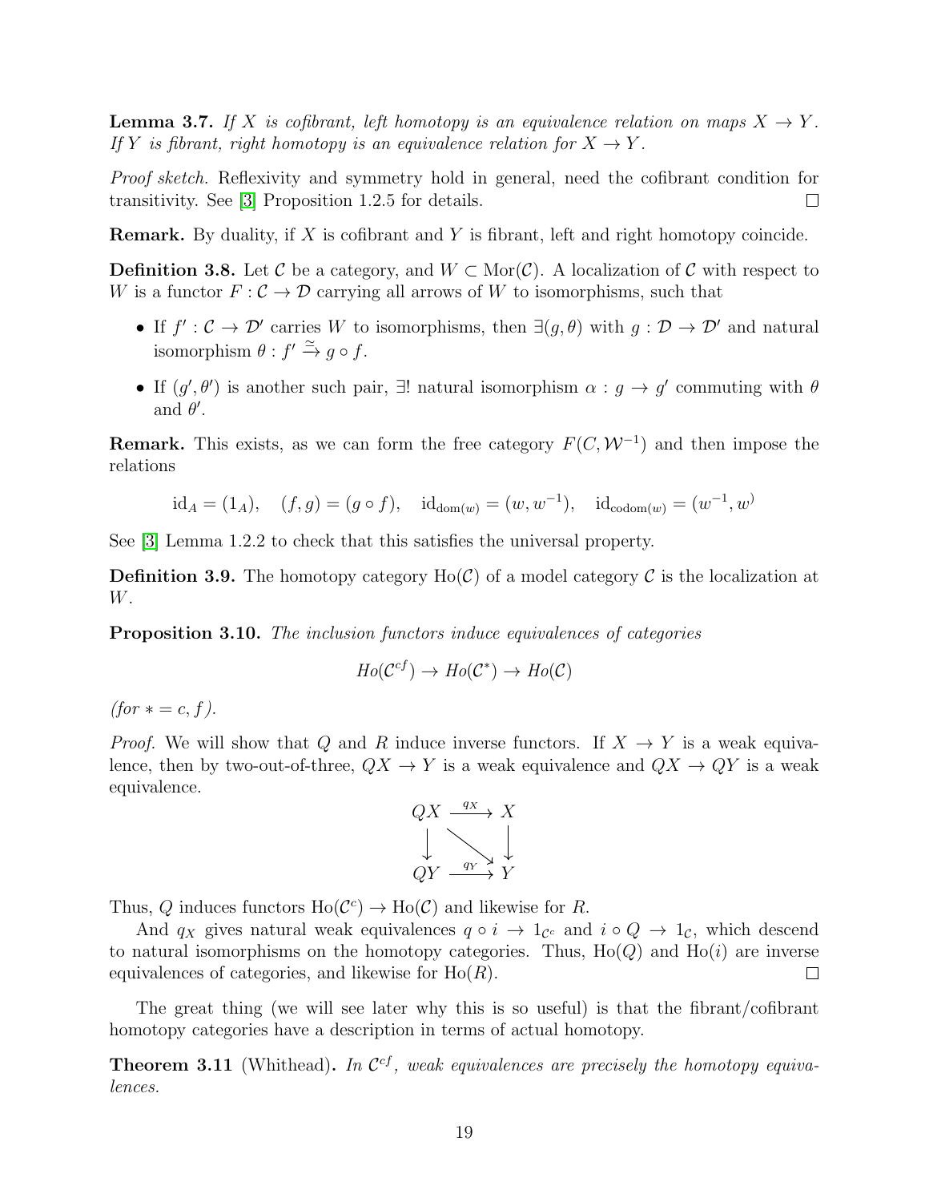**Lemma 3.7.** *If $X$ is cofibrant, left homotopy is an equivalence relation on maps $X \to Y$. If $Y$ is fibrant, right homotopy is an equivalence relation for $X \to Y$.*

*Proof sketch.* Reflexivity and symmetry hold in general, need the cofibrant condition for transitivity. See [3] Proposition 1.2.5 for details. □

**Remark.** By duality, if $X$ is cofibrant and $Y$ is fibrant, left and right homotopy coincide.

**Definition 3.8.** Let $\mathcal{C}$ be a category, and $W \subset \mathrm{Mor}(\mathcal{C})$. A localization of $\mathcal{C}$ with respect to $W$ is a functor $F : \mathcal{C} \to \mathcal{D}$ carrying all arrows of $W$ to isomorphisms, such that

- If $f' : \mathcal{C} \to \mathcal{D}'$ carries $W$ to isomorphisms, then $\exists (g, \theta)$ with $g : \mathcal{D} \to \mathcal{D}'$ and natural isomorphism $\theta : f' \xrightarrow{\simeq} g \circ f$.
- If $(g', \theta')$ is another such pair, $\exists!$ natural isomorphism $\alpha : g \to g'$ commuting with $\theta$ and $\theta'$.

**Remark.** This exists, as we can form the free category $F(C, \mathcal{W}^{-1})$ and then impose the relations

$$\mathrm{id}_A = (1_A), \quad (f, g) = (g \circ f), \quad \mathrm{id}_{\mathrm{dom}(w)} = (w, w^{-1}), \quad \mathrm{id}_{\mathrm{codom}(w)} = (w^{-1}, w)$$

See [3] Lemma 1.2.2 to check that this satisfies the universal property.

**Definition 3.9.** The homotopy category $\mathrm{Ho}(\mathcal{C})$ of a model category $\mathcal{C}$ is the localization at $W$.

**Proposition 3.10.** *The inclusion functors induce equivalences of categories*

$$Ho(\mathcal{C}^{cf}) \to Ho(\mathcal{C}^{*}) \to Ho(\mathcal{C})$$

*(for $* = c, f$).*

*Proof.* We will show that $Q$ and $R$ induce inverse functors. If $X \to Y$ is a weak equivalence, then by two-out-of-three, $QX \to Y$ is a weak equivalence and $QX \to QY$ is a weak equivalence.

$$\begin{array}{ccc} QX & \xrightarrow{q_X} & X \\ \downarrow & \searrow & \downarrow \\ QY & \xrightarrow{q_Y} & Y \end{array}$$

Thus, $Q$ induces functors $\mathrm{Ho}(\mathcal{C}^c) \to \mathrm{Ho}(\mathcal{C})$ and likewise for $R$.

And $q_X$ gives natural weak equivalences $q \circ i \to 1_{\mathcal{C}^c}$ and $i \circ Q \to 1_{\mathcal{C}}$, which descend to natural isomorphisms on the homotopy categories. Thus, $\mathrm{Ho}(Q)$ and $\mathrm{Ho}(i)$ are inverse equivalences of categories, and likewise for $\mathrm{Ho}(R)$. □

The great thing (we will see later why this is so useful) is that the fibrant/cofibrant homotopy categories have a description in terms of actual homotopy.

**Theorem 3.11** (Whithead)**.** *In $\mathcal{C}^{cf}$, weak equivalences are precisely the homotopy equivalences.*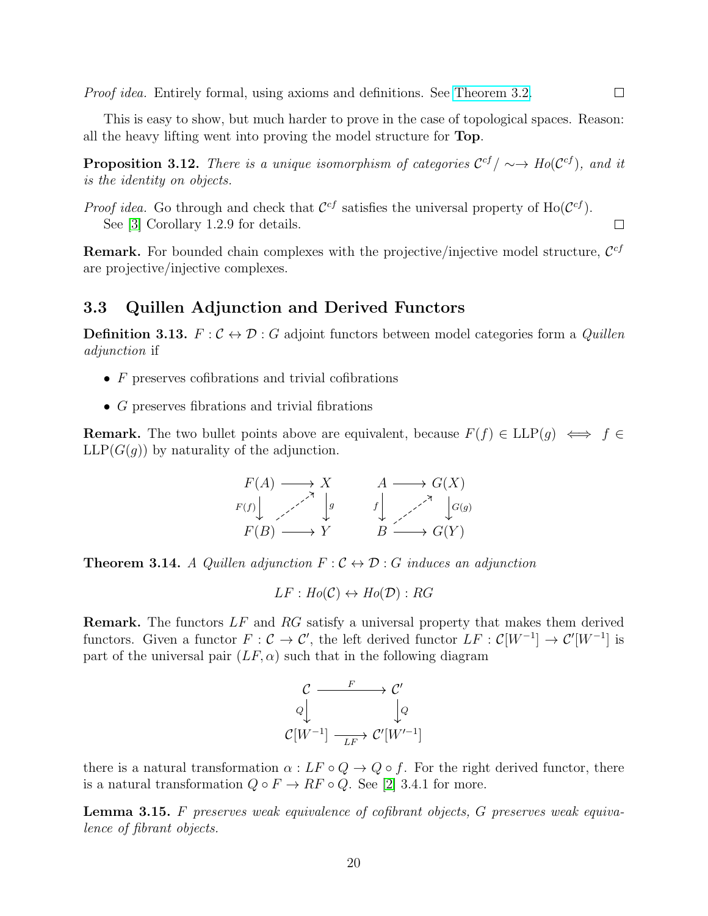*Proof idea.* Entirely formal, using axioms and definitions. See Theorem 3.2. □

This is easy to show, but much harder to prove in the case of topological spaces. Reason: all the heavy lifting went into proving the model structure for **Top**.

**Proposition 3.12.** *There is a unique isomorphism of categories $\mathcal{C}^{cf}/\sim \to Ho(\mathcal{C}^{cf})$, and it is the identity on objects.*

*Proof idea.* Go through and check that $\mathcal{C}^{cf}$ satisfies the universal property of $\mathrm{Ho}(\mathcal{C}^{cf})$. See [3] Corollary 1.2.9 for details. □

**Remark.** For bounded chain complexes with the projective/injective model structure, $\mathcal{C}^{cf}$ are projective/injective complexes.

## 3.3 Quillen Adjunction and Derived Functors

**Definition 3.13.** $F : \mathcal{C} \leftrightarrow \mathcal{D} : G$ adjoint functors between model categories form a *Quillen adjunction* if

- $F$ preserves cofibrations and trivial cofibrations
- $G$ preserves fibrations and trivial fibrations

**Remark.** The two bullet points above are equivalent, because $F(f) \in \mathrm{LLP}(g) \iff f \in \mathrm{LLP}(G(g))$ by naturality of the adjunction.

$$\begin{array}{ccc} F(A) & \longrightarrow & X \\ {\scriptstyle F(f)}\downarrow & \nearrow & \downarrow{\scriptstyle g} \\ F(B) & \longrightarrow & Y \end{array} \qquad \begin{array}{ccc} A & \longrightarrow & G(X) \\ {\scriptstyle f}\downarrow & \nearrow & \downarrow{\scriptstyle G(g)} \\ B & \longrightarrow & G(Y) \end{array}$$

**Theorem 3.14.** *A Quillen adjunction $F : \mathcal{C} \leftrightarrow \mathcal{D} : G$ induces an adjunction*

$$LF : Ho(\mathcal{C}) \leftrightarrow Ho(\mathcal{D}) : RG$$

**Remark.** The functors $LF$ and $RG$ satisfy a universal property that makes them derived functors. Given a functor $F : \mathcal{C} \to \mathcal{C}'$, the left derived functor $LF : \mathcal{C}[W^{-1}] \to \mathcal{C}'[W^{-1}]$ is part of the universal pair $(LF, \alpha)$ such that in the following diagram

$$\begin{array}{ccc} \mathcal{C} & \xrightarrow{\quad F \quad} & \mathcal{C}' \\ {\scriptstyle Q}\downarrow & & \downarrow{\scriptstyle Q} \\ \mathcal{C}[W^{-1}] & \xrightarrow[LF]{} & \mathcal{C}'[W'^{-1}] \end{array}$$

there is a natural transformation $\alpha : LF \circ Q \to Q \circ f$. For the right derived functor, there is a natural transformation $Q \circ F \to RF \circ Q$. See [2] 3.4.1 for more.

**Lemma 3.15.** *$F$ preserves weak equivalence of cofibrant objects, $G$ preserves weak equivalence of fibrant objects.*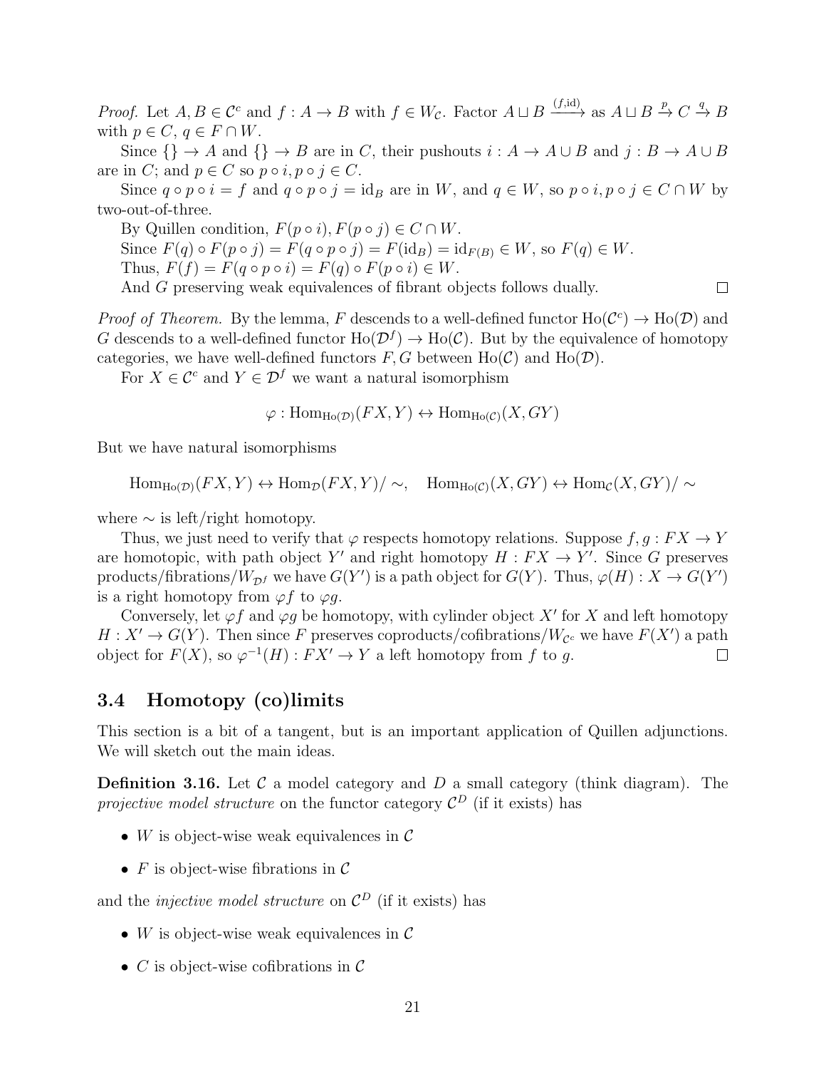*Proof.* Let $A, B \in \mathcal{C}^c$ and $f : A \to B$ with $f \in W_\mathcal{C}$. Factor $A \sqcup B \xrightarrow{(f,\mathrm{id})}$ as $A \sqcup B \xrightarrow{p} C \xrightarrow{q} B$ with $p \in C$, $q \in F \cap W$.

Since $\{\} \to A$ and $\{\} \to B$ are in $C$, their pushouts $i : A \to A \cup B$ and $j : B \to A \cup B$ are in $C$; and $p \in C$ so $p \circ i, p \circ j \in C$.

Since $q \circ p \circ i = f$ and $q \circ p \circ j = \mathrm{id}_B$ are in $W$, and $q \in W$, so $p \circ i, p \circ j \in C \cap W$ by two-out-of-three.

By Quillen condition, $F(p \circ i), F(p \circ j) \in C \cap W$.

Since $F(q) \circ F(p \circ j) = F(q \circ p \circ j) = F(\mathrm{id}_B) = \mathrm{id}_{F(B)} \in W$, so $F(q) \in W$.

Thus, $F(f) = F(q \circ p \circ i) = F(q) \circ F(p \circ i) \in W$.

And $G$ preserving weak equivalences of fibrant objects follows dually. $\square$

*Proof of Theorem.* By the lemma, $F$ descends to a well-defined functor $\mathrm{Ho}(\mathcal{C}^c) \to \mathrm{Ho}(\mathcal{D})$ and $G$ descends to a well-defined functor $\mathrm{Ho}(\mathcal{D}^f) \to \mathrm{Ho}(\mathcal{C})$. But by the equivalence of homotopy categories, we have well-defined functors $F, G$ between $\mathrm{Ho}(\mathcal{C})$ and $\mathrm{Ho}(\mathcal{D})$.

For $X \in \mathcal{C}^c$ and $Y \in \mathcal{D}^f$ we want a natural isomorphism

$$\varphi : \mathrm{Hom}_{\mathrm{Ho}(\mathcal{D})}(FX, Y) \leftrightarrow \mathrm{Hom}_{\mathrm{Ho}(\mathcal{C})}(X, GY)$$

But we have natural isomorphisms

$$\mathrm{Hom}_{\mathrm{Ho}(\mathcal{D})}(FX, Y) \leftrightarrow \mathrm{Hom}_{\mathcal{D}}(FX, Y)/\sim, \quad \mathrm{Hom}_{\mathrm{Ho}(\mathcal{C})}(X, GY) \leftrightarrow \mathrm{Hom}_{\mathcal{C}}(X, GY)/\sim$$

where $\sim$ is left/right homotopy.

Thus, we just need to verify that $\varphi$ respects homotopy relations. Suppose $f, g : FX \to Y$ are homotopic, with path object $Y'$ and right homotopy $H : FX \to Y'$. Since $G$ preserves products/fibrations/$W_{\mathcal{D}^f}$ we have $G(Y')$ is a path object for $G(Y)$. Thus, $\varphi(H) : X \to G(Y')$ is a right homotopy from $\varphi f$ to $\varphi g$.

Conversely, let $\varphi f$ and $\varphi g$ be homotopy, with cylinder object $X'$ for $X$ and left homotopy $H : X' \to G(Y)$. Then since $F$ preserves coproducts/cofibrations/$W_{\mathcal{C}^c}$ we have $F(X')$ a path object for $F(X)$, so $\varphi^{-1}(H) : FX' \to Y$ a left homotopy from $f$ to $g$. $\square$

## 3.4 Homotopy (co)limits

This section is a bit of a tangent, but is an important application of Quillen adjunctions. We will sketch out the main ideas.

**Definition 3.16.** Let $\mathcal{C}$ a model category and $D$ a small category (think diagram). The *projective model structure* on the functor category $\mathcal{C}^D$ (if it exists) has

- $W$ is object-wise weak equivalences in $\mathcal{C}$
- $F$ is object-wise fibrations in $\mathcal{C}$

and the *injective model structure* on $\mathcal{C}^D$ (if it exists) has

- $W$ is object-wise weak equivalences in $\mathcal{C}$
- $C$ is object-wise cofibrations in $\mathcal{C}$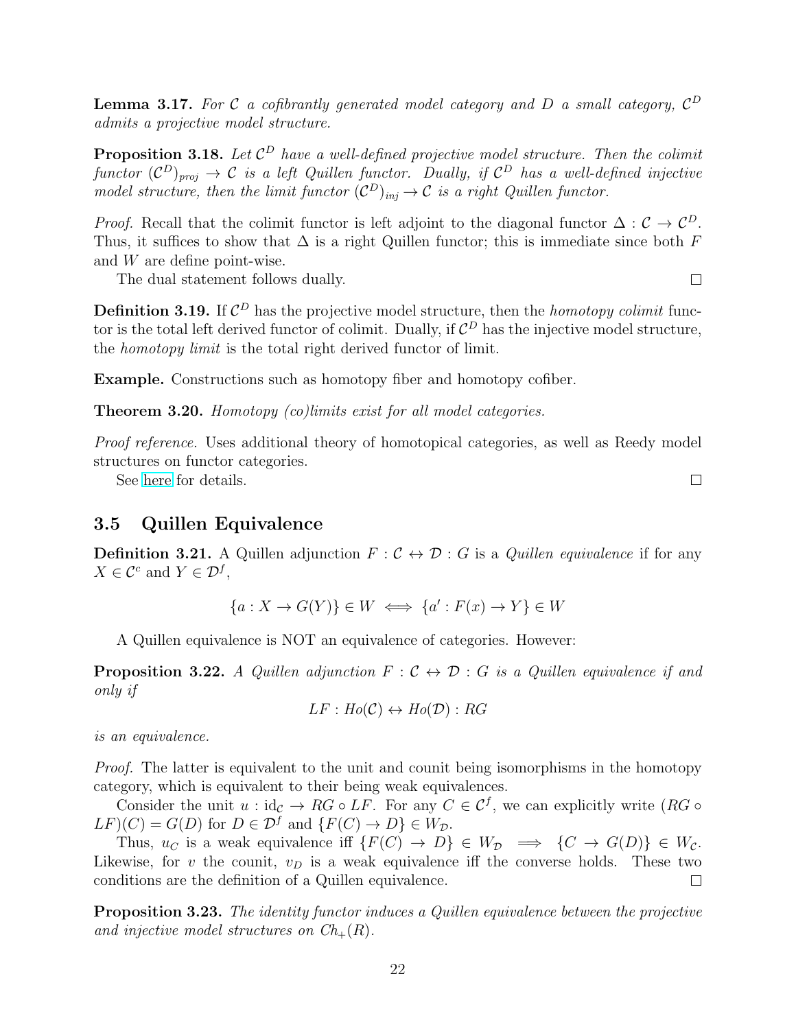**Lemma 3.17.** *For $\mathcal{C}$ a cofibrantly generated model category and $D$ a small category, $\mathcal{C}^D$ admits a projective model structure.*

**Proposition 3.18.** *Let $\mathcal{C}^D$ have a well-defined projective model structure. Then the colimit functor $(\mathcal{C}^D)_{proj} \to \mathcal{C}$ is a left Quillen functor. Dually, if $\mathcal{C}^D$ has a well-defined injective model structure, then the limit functor $(\mathcal{C}^D)_{inj} \to \mathcal{C}$ is a right Quillen functor.*

*Proof.* Recall that the colimit functor is left adjoint to the diagonal functor $\Delta : \mathcal{C} \to \mathcal{C}^D$. Thus, it suffices to show that $\Delta$ is a right Quillen functor; this is immediate since both $F$ and $W$ are define point-wise.

The dual statement follows dually. □

**Definition 3.19.** If $\mathcal{C}^D$ has the projective model structure, then the *homotopy colimit* functor is the total left derived functor of colimit. Dually, if $\mathcal{C}^D$ has the injective model structure, the *homotopy limit* is the total right derived functor of limit.

**Example.** Constructions such as homotopy fiber and homotopy cofiber.

**Theorem 3.20.** *Homotopy (co)limits exist for all model categories.*

*Proof reference.* Uses additional theory of homotopical categories, as well as Reedy model structures on functor categories.

See here for details. □

## 3.5 Quillen Equivalence

**Definition 3.21.** A Quillen adjunction $F : \mathcal{C} \leftrightarrow \mathcal{D} : G$ is a *Quillen equivalence* if for any $X \in \mathcal{C}^c$ and $Y \in \mathcal{D}^f$,

$$\{a : X \to G(Y)\} \in W \iff \{a' : F(x) \to Y\} \in W$$

A Quillen equivalence is NOT an equivalence of categories. However:

**Proposition 3.22.** *A Quillen adjunction $F : \mathcal{C} \leftrightarrow \mathcal{D} : G$ is a Quillen equivalence if and only if*

$$LF : Ho(\mathcal{C}) \leftrightarrow Ho(\mathcal{D}) : RG$$

*is an equivalence.*

*Proof.* The latter is equivalent to the unit and counit being isomorphisms in the homotopy category, which is equivalent to their being weak equivalences.

Consider the unit $u : \mathrm{id}_{\mathcal{C}} \to RG \circ LF$. For any $C \in \mathcal{C}^f$, we can explicitly write $(RG \circ LF)(C) = G(D)$ for $D \in \mathcal{D}^f$ and $\{F(C) \to D\} \in W_{\mathcal{D}}$.

Thus, $u_C$ is a weak equivalence iff $\{F(C) \to D\} \in W_{\mathcal{D}} \implies \{C \to G(D)\} \in W_{\mathcal{C}}$. Likewise, for $v$ the counit, $v_D$ is a weak equivalence iff the converse holds. These two conditions are the definition of a Quillen equivalence. □

**Proposition 3.23.** *The identity functor induces a Quillen equivalence between the projective and injective model structures on $Ch_+(R)$.*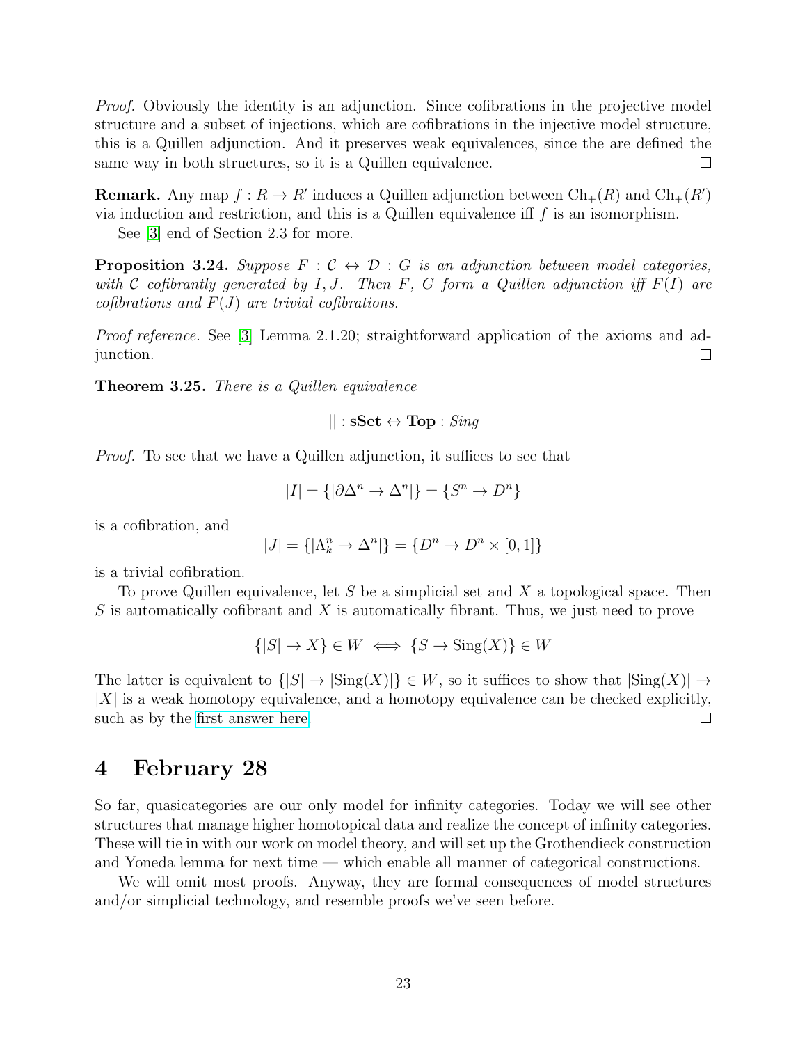*Proof.* Obviously the identity is an adjunction. Since cofibrations in the projective model structure and a subset of injections, which are cofibrations in the injective model structure, this is a Quillen adjunction. And it preserves weak equivalences, since the are defined the same way in both structures, so it is a Quillen equivalence. □

**Remark.** Any map $f : R \to R'$ induces a Quillen adjunction between $\mathrm{Ch}_+(R)$ and $\mathrm{Ch}_+(R')$ via induction and restriction, and this is a Quillen equivalence iff $f$ is an isomorphism.

See [3] end of Section 2.3 for more.

**Proposition 3.24.** *Suppose $F : \mathcal{C} \leftrightarrow \mathcal{D} : G$ is an adjunction between model categories, with $\mathcal{C}$ cofibrantly generated by $I, J$. Then $F$, $G$ form a Quillen adjunction iff $F(I)$ are cofibrations and $F(J)$ are trivial cofibrations.*

*Proof reference.* See [3] Lemma 2.1.20; straightforward application of the axioms and adjunction. □

**Theorem 3.25.** *There is a Quillen equivalence*

$$|| : \mathbf{sSet} \leftrightarrow \mathbf{Top} : Sing$$

*Proof.* To see that we have a Quillen adjunction, it suffices to see that

$$|I| = \{|\partial\Delta^n \to \Delta^n|\} = \{S^n \to D^n\}$$

is a cofibration, and

$$|J| = \{|\Lambda^n_k \to \Delta^n|\} = \{D^n \to D^n \times [0,1]\}$$

is a trivial cofibration.

To prove Quillen equivalence, let $S$ be a simplicial set and $X$ a topological space. Then $S$ is automatically cofibrant and $X$ is automatically fibrant. Thus, we just need to prove

$$\{|S| \to X\} \in W \iff \{S \to \mathrm{Sing}(X)\} \in W$$

The latter is equivalent to $\{|S| \to |\mathrm{Sing}(X)|\} \in W$, so it suffices to show that $|\mathrm{Sing}(X)| \to |X|$ is a weak homotopy equivalence, and a homotopy equivalence can be checked explicitly, such as by the first answer here. □

# 4 February 28

So far, quasicategories are our only model for infinity categories. Today we will see other structures that manage higher homotopical data and realize the concept of infinity categories. These will tie in with our work on model theory, and will set up the Grothendieck construction and Yoneda lemma for next time — which enable all manner of categorical constructions.

We will omit most proofs. Anyway, they are formal consequences of model structures and/or simplicial technology, and resemble proofs we've seen before.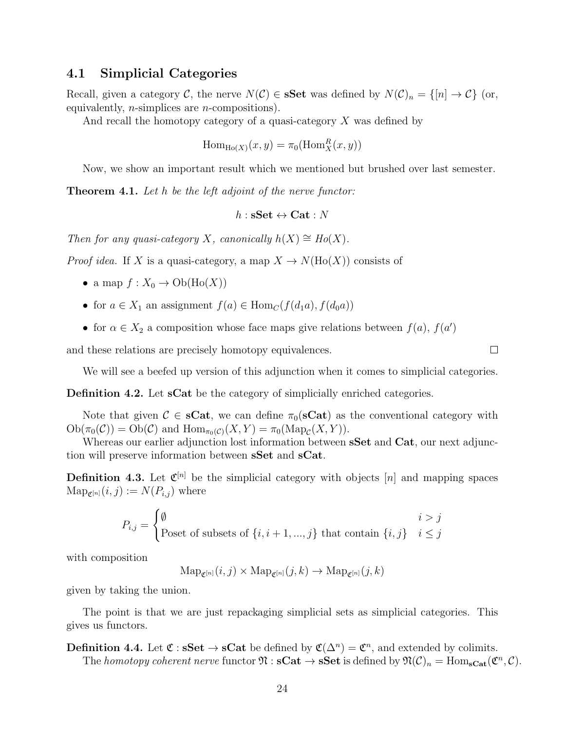### 4.1 Simplicial Categories

Recall, given a category $\mathcal{C}$, the nerve $N(\mathcal{C}) \in \mathbf{sSet}$ was defined by $N(\mathcal{C})_n = \{[n] \to \mathcal{C}\}$ (or, equivalently, $n$-simplices are $n$-compositions).

And recall the homotopy category of a quasi-category $X$ was defined by

$$\mathrm{Hom}_{\mathrm{Ho}(X)}(x, y) = \pi_0(\mathrm{Hom}_X^R(x, y))$$

Now, we show an important result which we mentioned but brushed over last semester.

**Theorem 4.1.** *Let $h$ be the left adjoint of the nerve functor:*

$$h : \mathbf{sSet} \leftrightarrow \mathbf{Cat} : N$$

*Then for any quasi-category $X$, canonically $h(X) \cong Ho(X)$.*

*Proof idea.* If $X$ is a quasi-category, a map $X \to N(\mathrm{Ho}(X))$ consists of

- a map $f : X_0 \to \mathrm{Ob}(\mathrm{Ho}(X))$
- for $a \in X_1$ an assignment $f(a) \in \mathrm{Hom}_C(f(d_1 a), f(d_0 a))$
- for $\alpha \in X_2$ a composition whose face maps give relations between $f(a)$, $f(a')$

and these relations are precisely homotopy equivalences. $\square$

We will see a beefed up version of this adjunction when it comes to simplicial categories.

**Definition 4.2.** Let $\mathbf{sCat}$ be the category of simplicially enriched categories.

Note that given $\mathcal{C} \in \mathbf{sCat}$, we can define $\pi_0(\mathbf{sCat})$ as the conventional category with $\mathrm{Ob}(\pi_0(\mathcal{C})) = \mathrm{Ob}(\mathcal{C})$ and $\mathrm{Hom}_{\pi_0(\mathcal{C})}(X, Y) = \pi_0(\mathrm{Map}_{\mathcal{C}}(X, Y))$.

Whereas our earlier adjunction lost information between $\mathbf{sSet}$ and $\mathbf{Cat}$, our next adjunction will preserve information between $\mathbf{sSet}$ and $\mathbf{sCat}$.

**Definition 4.3.** Let $\mathfrak{C}^{[n]}$ be the simplicial category with objects $[n]$ and mapping spaces $\mathrm{Map}_{\mathfrak{C}^{[n]}}(i, j) := N(P_{i,j})$ where

$$P_{i,j} = \begin{cases} \emptyset & i > j \\ \text{Poset of subsets of } \{i, i+1, ..., j\} \text{ that contain } \{i, j\} & i \leq j \end{cases}$$

with composition

$$\mathrm{Map}_{\mathfrak{C}^{[n]}}(i, j) \times \mathrm{Map}_{\mathfrak{C}^{[n]}}(j, k) \to \mathrm{Map}_{\mathfrak{C}^{[n]}}(j, k)$$

given by taking the union.

The point is that we are just repackaging simplicial sets as simplicial categories. This gives us functors.

**Definition 4.4.** Let $\mathfrak{C} : \mathbf{sSet} \to \mathbf{sCat}$ be defined by $\mathfrak{C}(\Delta^n) = \mathfrak{C}^n$, and extended by colimits.

The *homotopy coherent nerve* functor $\mathfrak{N} : \mathbf{sCat} \to \mathbf{sSet}$ is defined by $\mathfrak{N}(\mathcal{C})_n = \mathrm{Hom}_{\mathbf{sCat}}(\mathfrak{C}^n, \mathcal{C})$.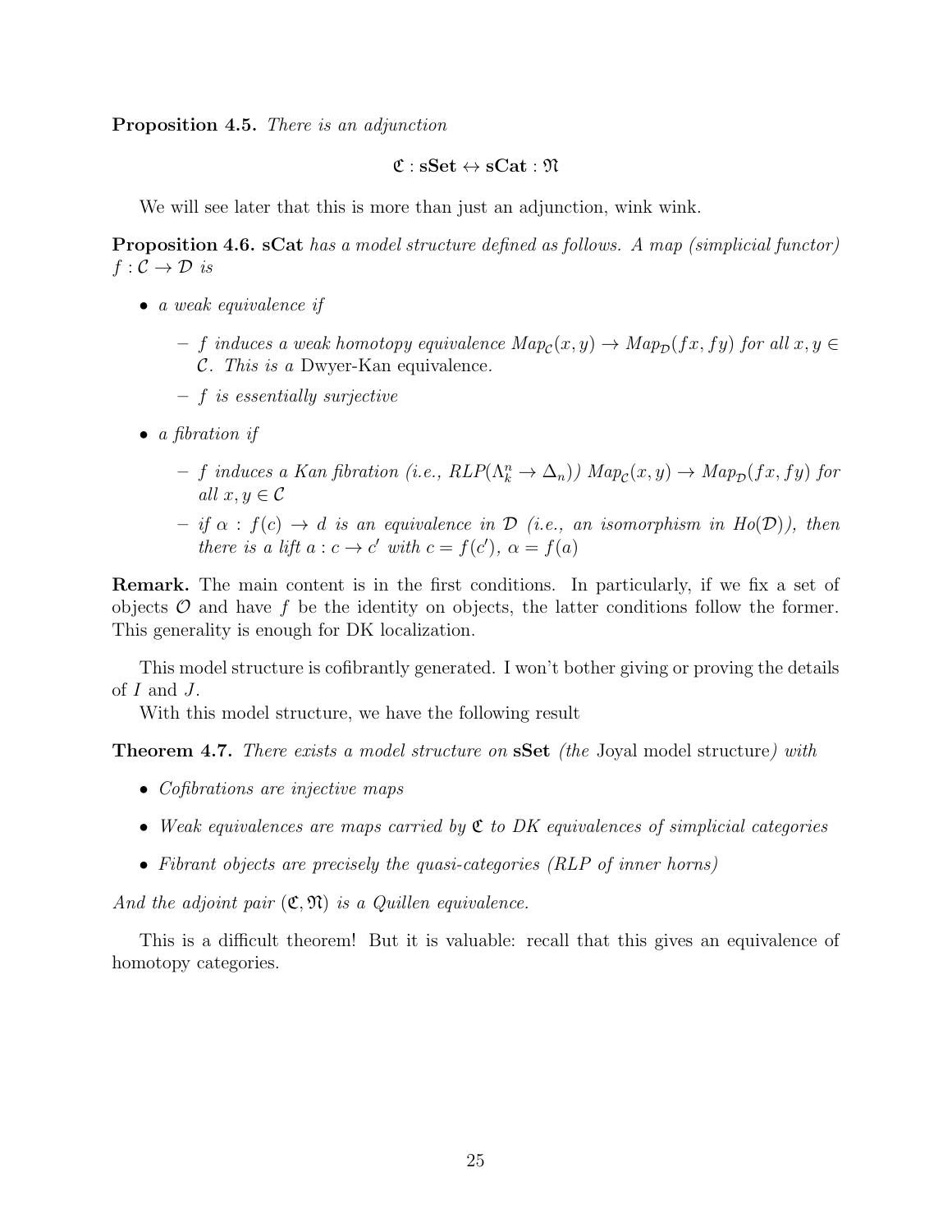**Proposition 4.5.** *There is an adjunction*

$$\mathfrak{C} : \mathbf{sSet} \leftrightarrow \mathbf{sCat} : \mathfrak{N}$$

We will see later that this is more than just an adjunction, wink wink.

**Proposition 4.6.** **sCat** *has a model structure defined as follows. A map (simplicial functor) $f : \mathcal{C} \to \mathcal{D}$ is*

- *a weak equivalence if*
  - *$f$ induces a weak homotopy equivalence $Map_{\mathcal{C}}(x, y) \to Map_{\mathcal{D}}(fx, fy)$ for all $x, y \in \mathcal{C}$. This is a* Dwyer-Kan equivalence*.*
  - *$f$ is essentially surjective*
- *a fibration if*
  - *$f$ induces a Kan fibration (i.e., $RLP(\Lambda_k^n \to \Delta_n)$) $Map_{\mathcal{C}}(x, y) \to Map_{\mathcal{D}}(fx, fy)$ for all $x, y \in \mathcal{C}$*
  - *if $\alpha : f(c) \to d$ is an equivalence in $\mathcal{D}$ (i.e., an isomorphism in $Ho(\mathcal{D})$), then there is a lift $a : c \to c'$ with $c = f(c')$, $\alpha = f(a)$*

**Remark.** The main content is in the first conditions. In particular, if we fix a set of objects $\mathcal{O}$ and have $f$ be the identity on objects, the latter conditions follow the former. This generality is enough for DK localization.

This model structure is cofibrantly generated. I won't bother giving or proving the details of $I$ and $J$.

With this model structure, we have the following result

**Theorem 4.7.** *There exists a model structure on* **sSet** *(the* Joyal model structure*) with*

- *Cofibrations are injective maps*
- *Weak equivalences are maps carried by $\mathfrak{C}$ to DK equivalences of simplicial categories*
- *Fibrant objects are precisely the quasi-categories (RLP of inner horns)*

*And the adjoint pair $(\mathfrak{C}, \mathfrak{N})$ is a Quillen equivalence.*

This is a difficult theorem! But it is valuable: recall that this gives an equivalence of homotopy categories.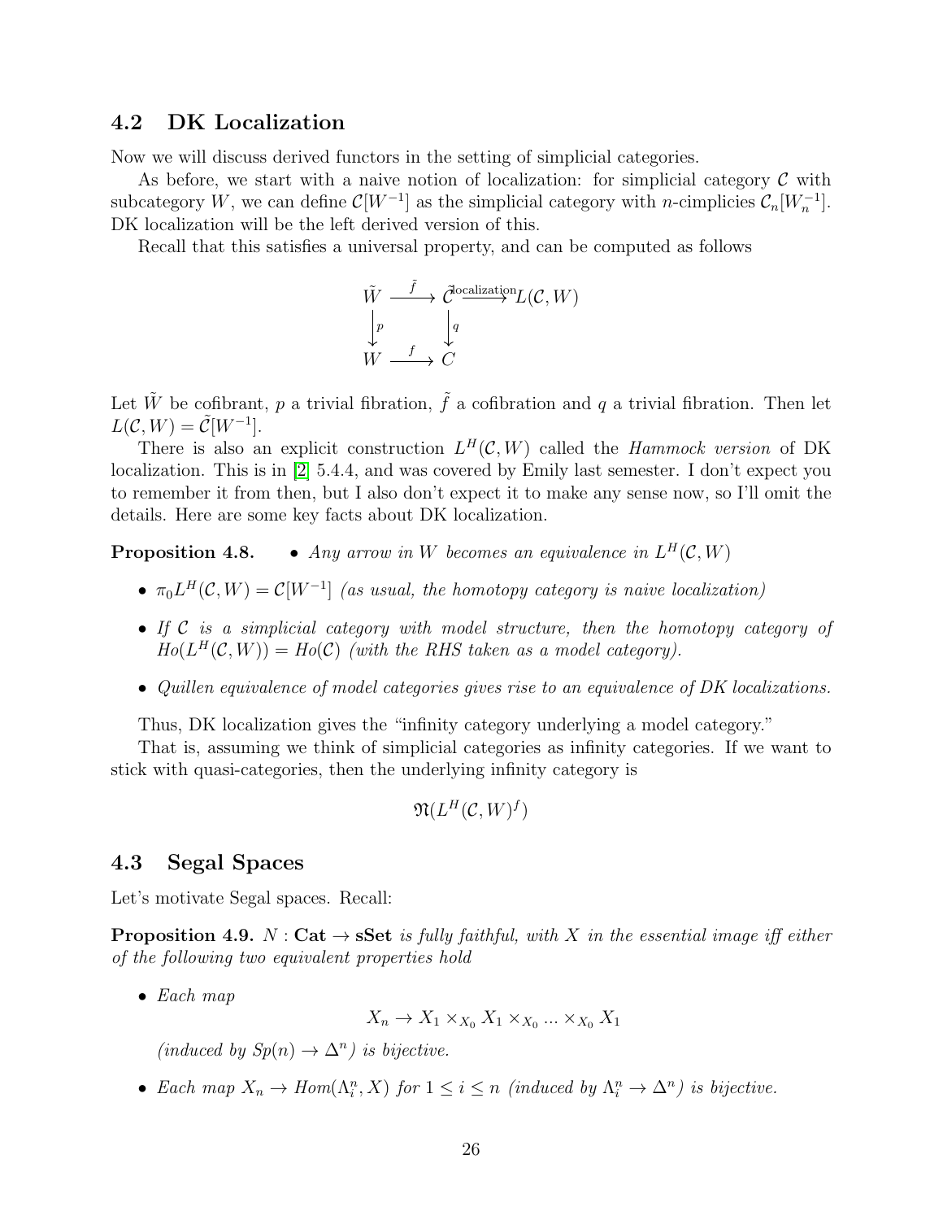## 4.2 DK Localization

Now we will discuss derived functors in the setting of simplicial categories.

As before, we start with a naive notion of localization: for simplicial category $\mathcal{C}$ with subcategory $W$, we can define $\mathcal{C}[W^{-1}]$ as the simplicial category with $n$-cimplicies $\mathcal{C}_n[W_n^{-1}]$. DK localization will be the left derived version of this.

Recall that this satisfies a universal property, and can be computed as follows

$$\begin{array}{ccccc} \tilde{W} & \xrightarrow{\tilde{f}} & \tilde{\mathcal{C}} & \xrightarrow{\text{localization}} & L(\mathcal{C}, W) \\ \downarrow p & & \downarrow q & & \\ W & \xrightarrow{f} & C & & \end{array}$$

Let $\tilde{W}$ be cofibrant, $p$ a trivial fibration, $\tilde{f}$ a cofibration and $q$ a trivial fibration. Then let $L(\mathcal{C}, W) = \tilde{\mathcal{C}}[W^{-1}]$.

There is also an explicit construction $L^H(\mathcal{C}, W)$ called the *Hammock version* of DK localization. This is in [2] 5.4.4, and was covered by Emily last semester. I don't expect you to remember it from then, but I also don't expect it to make any sense now, so I'll omit the details. Here are some key facts about DK localization.

**Proposition 4.8.**

- *Any arrow in $W$ becomes an equivalence in $L^H(\mathcal{C}, W)$*
- *$\pi_0 L^H(\mathcal{C}, W) = \mathcal{C}[W^{-1}]$ (as usual, the homotopy category is naive localization)*
- *If $\mathcal{C}$ is a simplicial category with model structure, then the homotopy category of $Ho(L^H(\mathcal{C}, W)) = Ho(\mathcal{C})$ (with the RHS taken as a model category).*
- *Quillen equivalence of model categories gives rise to an equivalence of DK localizations.*

Thus, DK localization gives the "infinity category underlying a model category."

That is, assuming we think of simplicial categories as infinity categories. If we want to stick with quasi-categories, then the underlying infinity category is

$$\mathfrak{N}(L^H(\mathcal{C}, W)^f)$$

## 4.3 Segal Spaces

Let's motivate Segal spaces. Recall:

**Proposition 4.9.** *$N : \mathbf{Cat} \to \mathbf{sSet}$ is fully faithful, with $X$ in the essential image iff either of the following two equivalent properties hold*

- *Each map*

$$X_n \to X_1 \times_{X_0} X_1 \times_{X_0} \ldots \times_{X_0} X_1$$

*(induced by $Sp(n) \to \Delta^n$) is bijective.*

- *Each map $X_n \to Hom(\Lambda_i^n, X)$ for $1 \leq i \leq n$ (induced by $\Lambda_i^n \to \Delta^n$) is bijective.*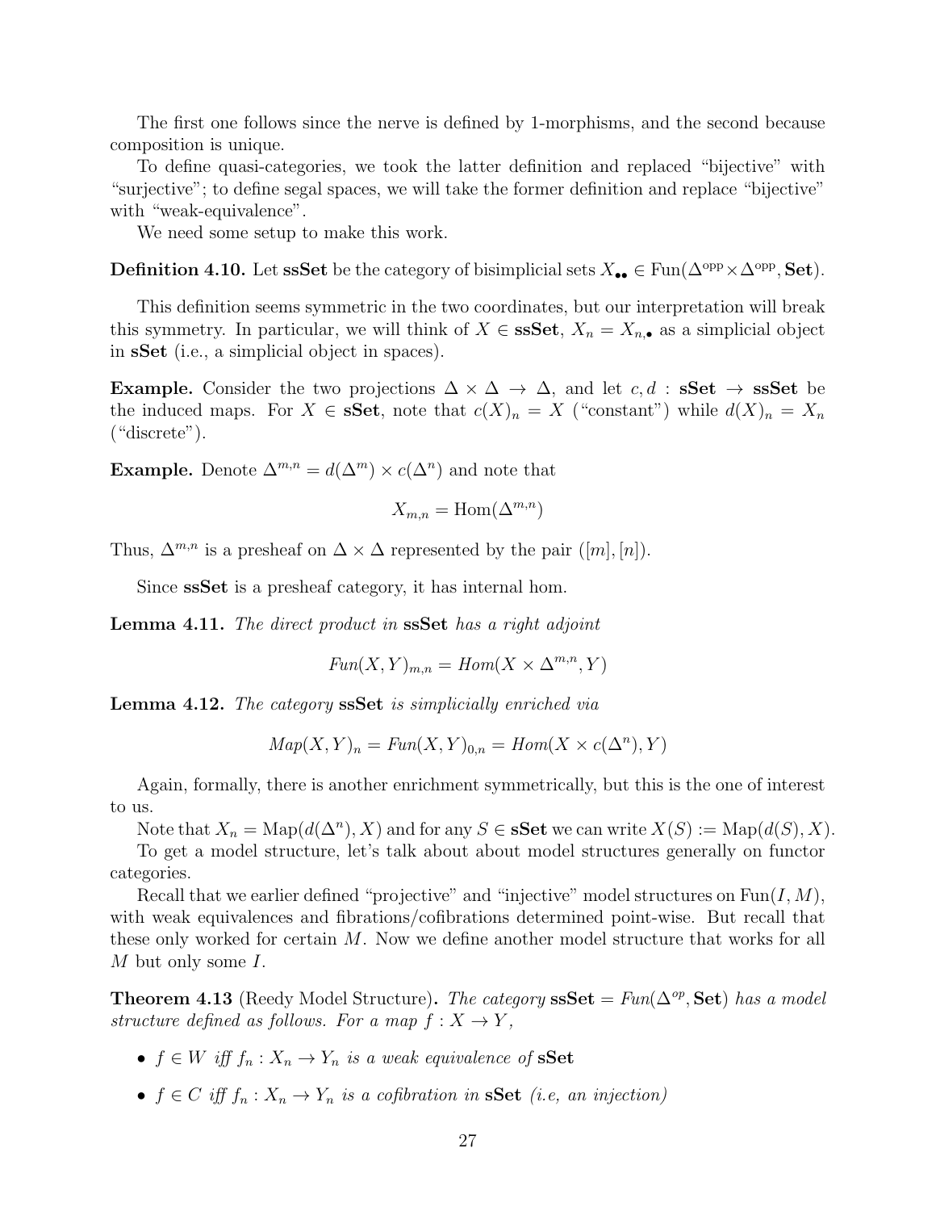The first one follows since the nerve is defined by 1-morphisms, and the second because composition is unique.

To define quasi-categories, we took the latter definition and replaced "bijective" with "surjective"; to define segal spaces, we will take the former definition and replace "bijective" with "weak-equivalence".

We need some setup to make this work.

**Definition 4.10.** Let **ssSet** be the category of bisimplicial sets $X_{\bullet\bullet} \in \mathrm{Fun}(\Delta^{\mathrm{opp}} \times \Delta^{\mathrm{opp}}, \mathbf{Set})$.

This definition seems symmetric in the two coordinates, but our interpretation will break this symmetry. In particular, we will think of $X \in \mathbf{ssSet}$, $X_n = X_{n,\bullet}$ as a simplicial object in **sSet** (i.e., a simplicial object in spaces).

**Example.** Consider the two projections $\Delta \times \Delta \to \Delta$, and let $c, d : \mathbf{sSet} \to \mathbf{ssSet}$ be the induced maps. For $X \in \mathbf{sSet}$, note that $c(X)_n = X$ ("constant") while $d(X)_n = X_n$ ("discrete").

**Example.** Denote $\Delta^{m,n} = d(\Delta^m) \times c(\Delta^n)$ and note that

$$X_{m,n} = \mathrm{Hom}(\Delta^{m,n})$$

Thus, $\Delta^{m,n}$ is a presheaf on $\Delta \times \Delta$ represented by the pair $([m],[n])$.

Since **ssSet** is a presheaf category, it has internal hom.

**Lemma 4.11.** *The direct product in* **ssSet** *has a right adjoint*

$$\mathit{Fun}(X,Y)_{m,n} = \mathit{Hom}(X \times \Delta^{m,n}, Y)$$

**Lemma 4.12.** *The category* **ssSet** *is simplicially enriched via*

$$\mathit{Map}(X,Y)_n = \mathit{Fun}(X,Y)_{0,n} = \mathit{Hom}(X \times c(\Delta^n), Y)$$

Again, formally, there is another enrichment symmetrically, but this is the one of interest to us.

Note that $X_n = \mathrm{Map}(d(\Delta^n), X)$ and for any $S \in \mathbf{sSet}$ we can write $X(S) := \mathrm{Map}(d(S), X)$.

To get a model structure, let's talk about about model structures generally on functor categories.

Recall that we earlier defined "projective" and "injective" model structures on $\mathrm{Fun}(I, M)$, with weak equivalences and fibrations/cofibrations determined point-wise. But recall that these only worked for certain $M$. Now we define another model structure that works for all $M$ but only some $I$.

**Theorem 4.13** (Reedy Model Structure)**.** *The category* $\mathbf{ssSet} = \mathit{Fun}(\Delta^{op}, \mathbf{Set})$ *has a model structure defined as follows. For a map* $f : X \to Y$,

- $f \in W$ *iff* $f_n : X_n \to Y_n$ *is a weak equivalence of* **sSet**
- $f \in C$ *iff* $f_n : X_n \to Y_n$ *is a cofibration in* **sSet** *(i.e, an injection)*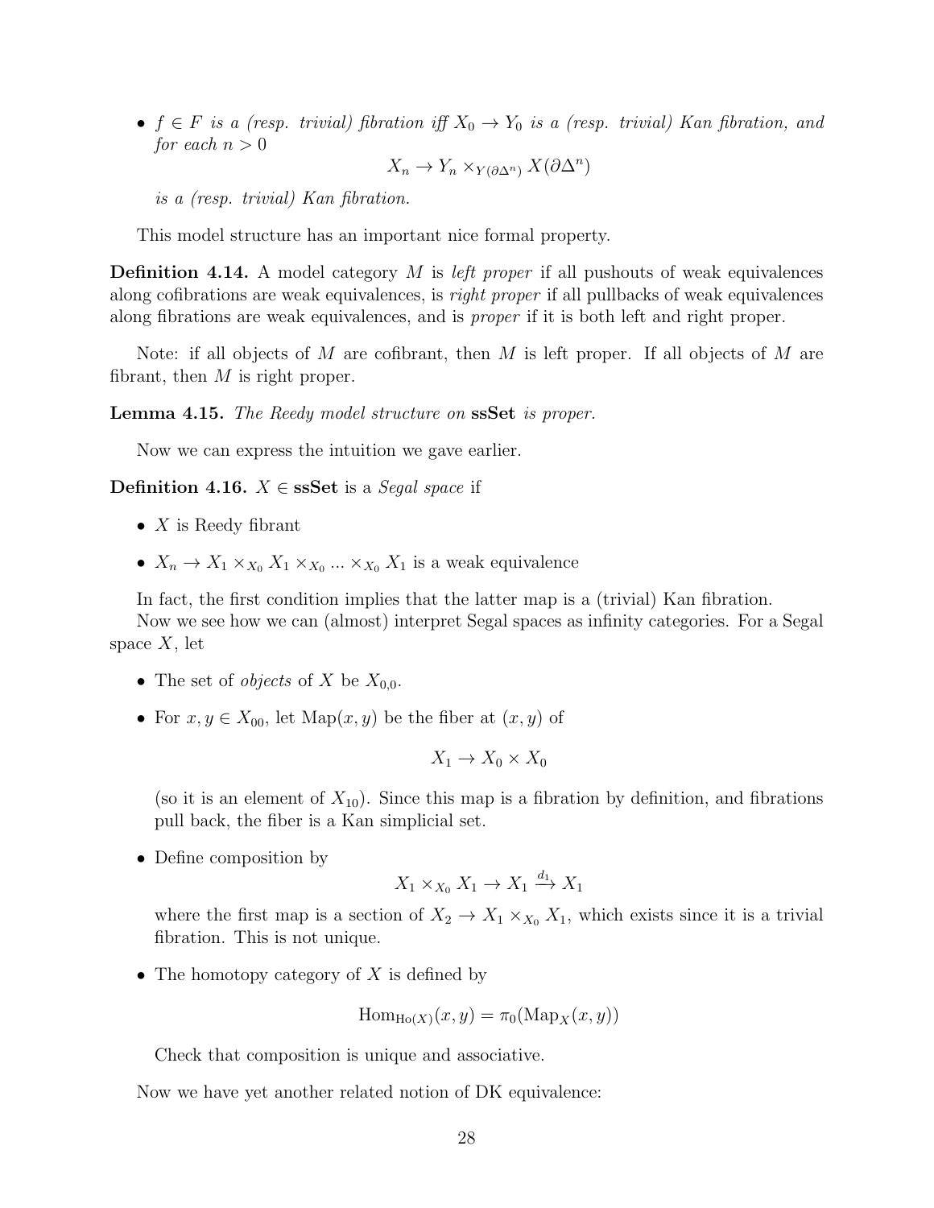- $f \in F$ *is a (resp. trivial) fibration iff* $X_0 \to Y_0$ *is a (resp. trivial) Kan fibration, and for each* $n > 0$

$$X_n \to Y_n \times_{Y(\partial\Delta^n)} X(\partial\Delta^n)$$

*is a (resp. trivial) Kan fibration.*

This model structure has an important nice formal property.

**Definition 4.14.** A model category $M$ is *left proper* if all pushouts of weak equivalences along cofibrations are weak equivalences, is *right proper* if all pullbacks of weak equivalences along fibrations are weak equivalences, and is *proper* if it is both left and right proper.

Note: if all objects of $M$ are cofibrant, then $M$ is left proper. If all objects of $M$ are fibrant, then $M$ is right proper.

**Lemma 4.15.** *The Reedy model structure on* **ssSet** *is proper.*

Now we can express the intuition we gave earlier.

**Definition 4.16.** $X \in$ **ssSet** is a *Segal space* if

- $X$ is Reedy fibrant
- $X_n \to X_1 \times_{X_0} X_1 \times_{X_0} ... \times_{X_0} X_1$ is a weak equivalence

In fact, the first condition implies that the latter map is a (trivial) Kan fibration.

Now we see how we can (almost) interpret Segal spaces as infinity categories. For a Segal space $X$, let

- The set of *objects* of $X$ be $X_{0,0}$.
- For $x, y \in X_{00}$, let $\mathrm{Map}(x, y)$ be the fiber at $(x, y)$ of

$$X_1 \to X_0 \times X_0$$

(so it is an element of $X_{10}$). Since this map is a fibration by definition, and fibrations pull back, the fiber is a Kan simplicial set.

- Define composition by

$$X_1 \times_{X_0} X_1 \to X_1 \xrightarrow{d_1} X_1$$

where the first map is a section of $X_2 \to X_1 \times_{X_0} X_1$, which exists since it is a trivial fibration. This is not unique.

- The homotopy category of $X$ is defined by

$$\mathrm{Hom}_{\mathrm{Ho}(X)}(x, y) = \pi_0(\mathrm{Map}_X(x, y))$$

Check that composition is unique and associative.

Now we have yet another related notion of DK equivalence: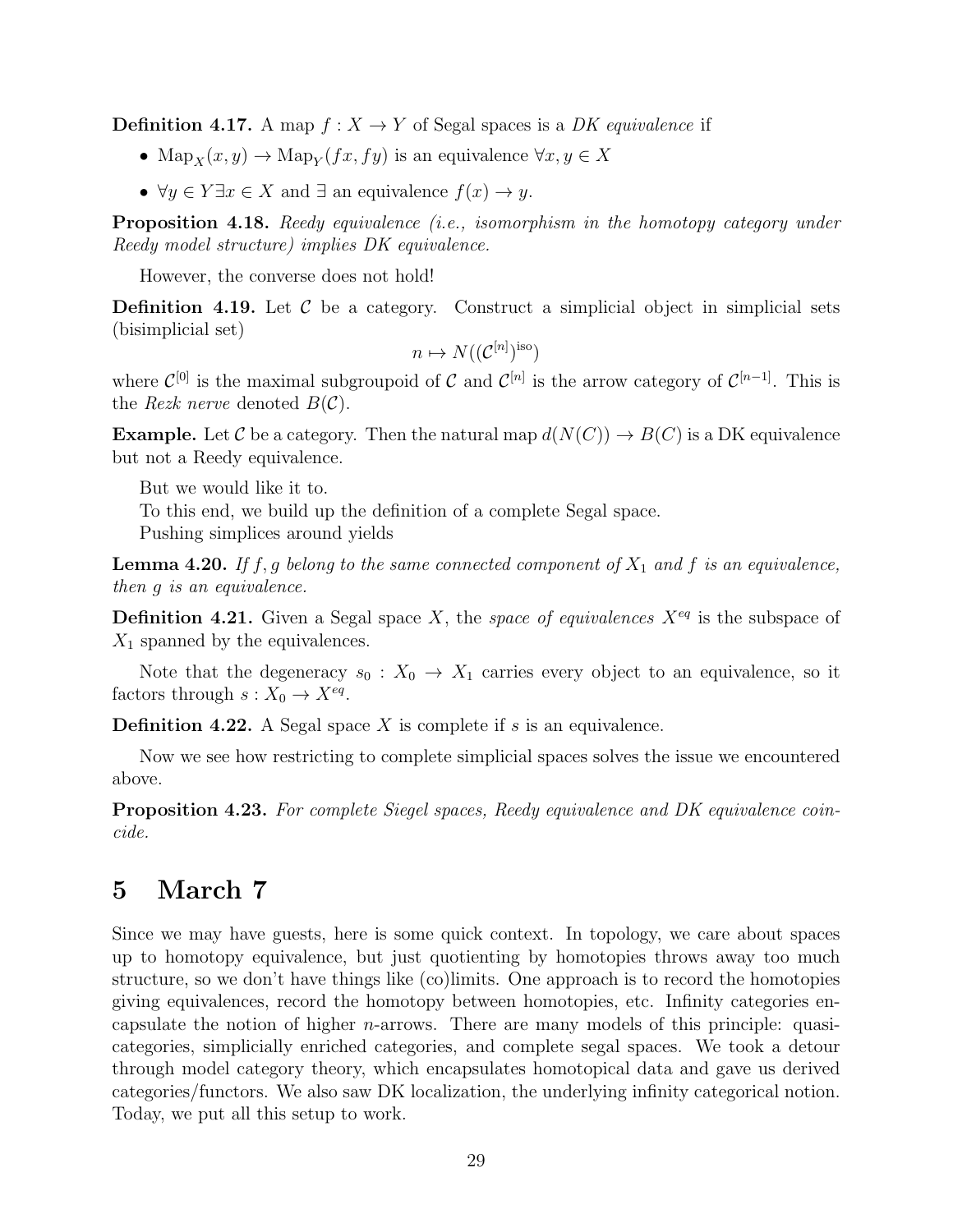**Definition 4.17.** A map $f : X \to Y$ of Segal spaces is a *DK equivalence* if

- $\mathrm{Map}_X(x, y) \to \mathrm{Map}_Y(fx, fy)$ is an equivalence $\forall x, y \in X$
- $\forall y \in Y \exists x \in X$ and $\exists$ an equivalence $f(x) \to y$.

**Proposition 4.18.** *Reedy equivalence (i.e., isomorphism in the homotopy category under Reedy model structure) implies DK equivalence.*

However, the converse does not hold!

**Definition 4.19.** Let $\mathcal{C}$ be a category. Construct a simplicial object in simplicial sets (bisimplicial set)

$$n \mapsto N((\mathcal{C}^{[n]})^{\mathrm{iso}})$$

where $\mathcal{C}^{[0]}$ is the maximal subgroupoid of $\mathcal{C}$ and $\mathcal{C}^{[n]}$ is the arrow category of $\mathcal{C}^{[n-1]}$. This is the *Rezk nerve* denoted $B(\mathcal{C})$.

**Example.** Let $\mathcal{C}$ be a category. Then the natural map $d(N(C)) \to B(C)$ is a DK equivalence but not a Reedy equivalence.

But we would like it to.

To this end, we build up the definition of a complete Segal space.

Pushing simplices around yields

**Lemma 4.20.** *If $f, g$ belong to the same connected component of $X_1$ and $f$ is an equivalence, then $g$ is an equivalence.*

**Definition 4.21.** Given a Segal space $X$, the *space of equivalences $X^{eq}$* is the subspace of $X_1$ spanned by the equivalences.

Note that the degeneracy $s_0 : X_0 \to X_1$ carries every object to an equivalence, so it factors through $s : X_0 \to X^{eq}$.

**Definition 4.22.** A Segal space $X$ is complete if $s$ is an equivalence.

Now we see how restricting to complete simplicial spaces solves the issue we encountered above.

**Proposition 4.23.** *For complete Siegel spaces, Reedy equivalence and DK equivalence coincide.*

# 5 March 7

Since we may have guests, here is some quick context. In topology, we care about spaces up to homotopy equivalence, but just quotienting by homotopies throws away too much structure, so we don't have things like (co)limits. One approach is to record the homotopies giving equivalences, record the homotopy between homotopies, etc. Infinity categories encapsulate the notion of higher $n$-arrows. There are many models of this principle: quasi-categories, simplicially enriched categories, and complete segal spaces. We took a detour through model category theory, which encapsulates homotopical data and gave us derived categories/functors. We also saw DK localization, the underlying infinity categorical notion. Today, we put all this setup to work.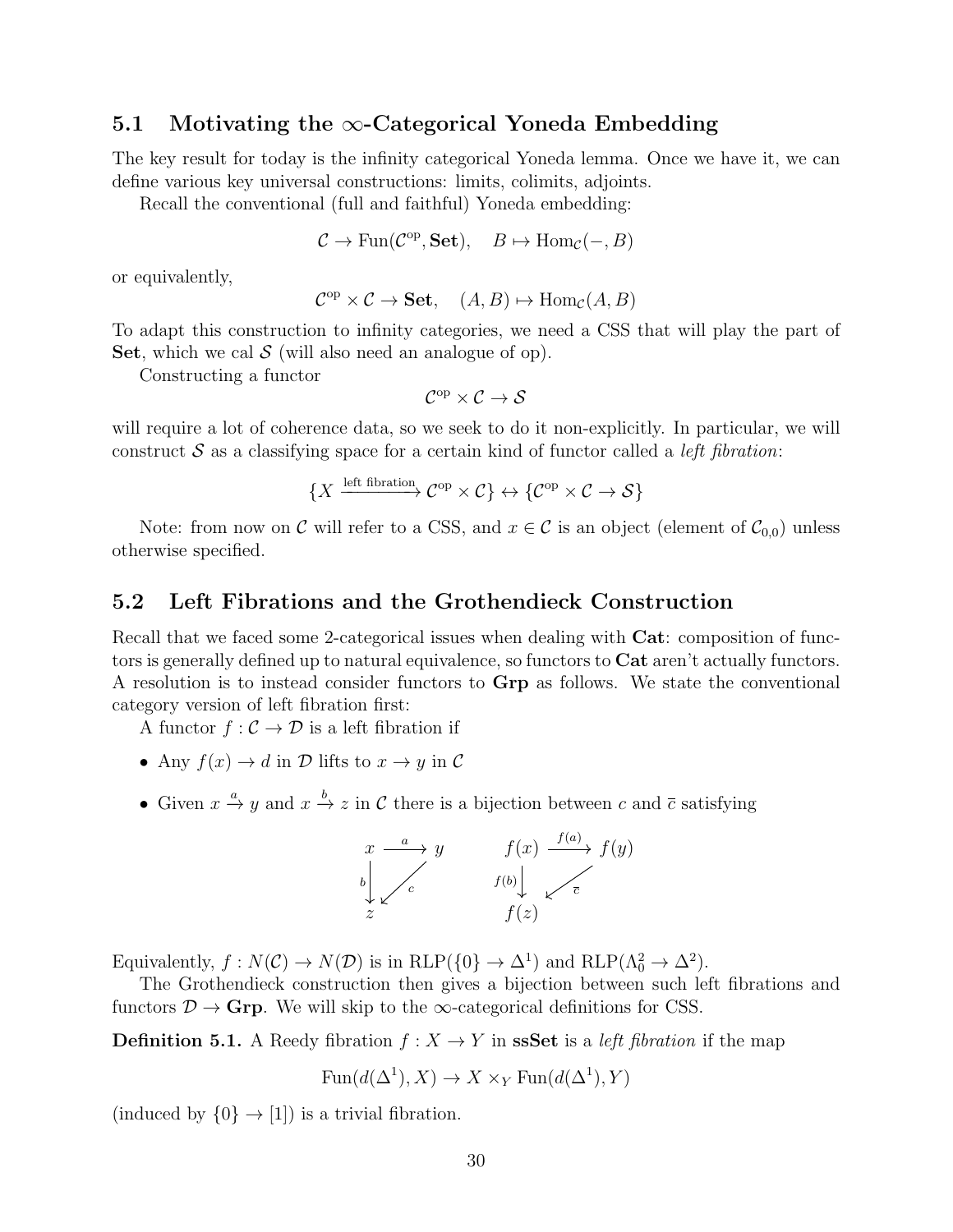## 5.1 Motivating the $\infty$-Categorical Yoneda Embedding

The key result for today is the infinity categorical Yoneda lemma. Once we have it, we can define various key universal constructions: limits, colimits, adjoints.

Recall the conventional (full and faithful) Yoneda embedding:

$$\mathcal{C} \to \mathrm{Fun}(\mathcal{C}^{\mathrm{op}}, \mathbf{Set}), \quad B \mapsto \mathrm{Hom}_{\mathcal{C}}(-, B)$$

or equivalently,

$$\mathcal{C}^{\mathrm{op}} \times \mathcal{C} \to \mathbf{Set}, \quad (A, B) \mapsto \mathrm{Hom}_{\mathcal{C}}(A, B)$$

To adapt this construction to infinity categories, we need a CSS that will play the part of **Set**, which we cal $\mathcal{S}$ (will also need an analogue of op).

Constructing a functor

$$\mathcal{C}^{\mathrm{op}} \times \mathcal{C} \to \mathcal{S}$$

will require a lot of coherence data, so we seek to do it non-explicitly. In particular, we will construct $\mathcal{S}$ as a classifying space for a certain kind of functor called a *left fibration*:

$$\{X \xrightarrow{\text{left fibration}} \mathcal{C}^{\mathrm{op}} \times \mathcal{C}\} \leftrightarrow \{\mathcal{C}^{\mathrm{op}} \times \mathcal{C} \to \mathcal{S}\}$$

Note: from now on $\mathcal{C}$ will refer to a CSS, and $x \in \mathcal{C}$ is an object (element of $\mathcal{C}_{0,0}$) unless otherwise specified.

## 5.2 Left Fibrations and the Grothendieck Construction

Recall that we faced some 2-categorical issues when dealing with **Cat**: composition of functors is generally defined up to natural equivalence, so functors to **Cat** aren't actually functors. A resolution is to instead consider functors to **Grp** as follows. We state the conventional category version of left fibration first:

A functor $f : \mathcal{C} \to \mathcal{D}$ is a left fibration if

- Any $f(x) \to d$ in $\mathcal{D}$ lifts to $x \to y$ in $\mathcal{C}$
- Given $x \xrightarrow{a} y$ and $x \xrightarrow{b} z$ in $\mathcal{C}$ there is a bijection between $c$ and $\overline{c}$ satisfying

$$\begin{array}{ccc} x & \xrightarrow{a} & y \\ {\scriptstyle b}\downarrow & \swarrow{\scriptstyle c} & \\ z & & \end{array} \qquad \begin{array}{ccc} f(x) & \xrightarrow{f(a)} & f(y) \\ {\scriptstyle f(b)}\downarrow & \swarrow{\scriptstyle \overline{c}} & \\ f(z) & & \end{array}$$

Equivalently, $f : N(\mathcal{C}) \to N(\mathcal{D})$ is in $\mathrm{RLP}(\{0\} \to \Delta^1)$ and $\mathrm{RLP}(\Lambda^2_0 \to \Delta^2)$.

The Grothendieck construction then gives a bijection between such left fibrations and functors $\mathcal{D} \to \mathbf{Grp}$. We will skip to the $\infty$-categorical definitions for CSS.

**Definition 5.1.** A Reedy fibration $f : X \to Y$ in **ssSet** is a *left fibration* if the map

$$\mathrm{Fun}(d(\Delta^1), X) \to X \times_Y \mathrm{Fun}(d(\Delta^1), Y)$$

(induced by $\{0\} \to [1]$) is a trivial fibration.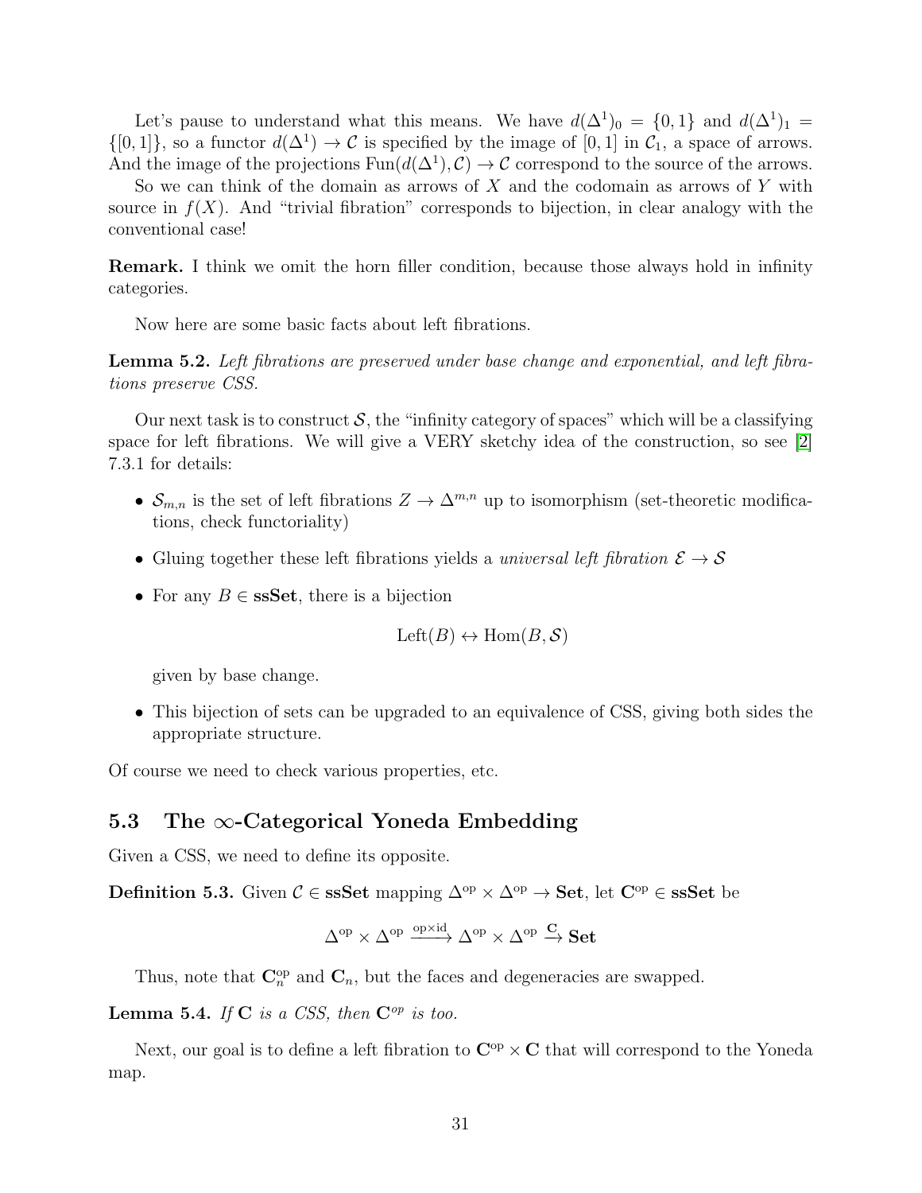Let's pause to understand what this means. We have $d(\Delta^1)_0 = \{0,1\}$ and $d(\Delta^1)_1 = \{[0,1]\}$, so a functor $d(\Delta^1) \to \mathcal{C}$ is specified by the image of $[0,1]$ in $\mathcal{C}_1$, a space of arrows. And the image of the projections $\mathrm{Fun}(d(\Delta^1), \mathcal{C}) \to \mathcal{C}$ correspond to the source of the arrows.

So we can think of the domain as arrows of $X$ and the codomain as arrows of $Y$ with source in $f(X)$. And "trivial fibration" corresponds to bijection, in clear analogy with the conventional case!

**Remark.** I think we omit the horn filler condition, because those always hold in infinity categories.

Now here are some basic facts about left fibrations.

**Lemma 5.2.** *Left fibrations are preserved under base change and exponential, and left fibrations preserve CSS.*

Our next task is to construct $\mathcal{S}$, the "infinity category of spaces" which will be a classifying space for left fibrations. We will give a VERY sketchy idea of the construction, so see [2] 7.3.1 for details:

- $\mathcal{S}_{m,n}$ is the set of left fibrations $Z \to \Delta^{m,n}$ up to isomorphism (set-theoretic modifications, check functoriality)
- Gluing together these left fibrations yields a *universal left fibration* $\mathcal{E} \to \mathcal{S}$
- For any $B \in \mathbf{ssSet}$, there is a bijection

  $$\mathrm{Left}(B) \leftrightarrow \mathrm{Hom}(B, \mathcal{S})$$

  given by base change.
- This bijection of sets can be upgraded to an equivalence of CSS, giving both sides the appropriate structure.

Of course we need to check various properties, etc.

## 5.3 The $\infty$-Categorical Yoneda Embedding

Given a CSS, we need to define its opposite.

**Definition 5.3.** Given $\mathcal{C} \in \mathbf{ssSet}$ mapping $\Delta^{\mathrm{op}} \times \Delta^{\mathrm{op}} \to \mathbf{Set}$, let $\mathbf{C}^{\mathrm{op}} \in \mathbf{ssSet}$ be

$$\Delta^{\mathrm{op}} \times \Delta^{\mathrm{op}} \xrightarrow{\mathrm{op} \times \mathrm{id}} \Delta^{\mathrm{op}} \times \Delta^{\mathrm{op}} \xrightarrow{\mathbf{C}} \mathbf{Set}$$

Thus, note that $\mathbf{C}_n^{\mathrm{op}}$ and $\mathbf{C}_n$, but the faces and degeneracies are swapped.

**Lemma 5.4.** *If* $\mathbf{C}$ *is a CSS, then* $\mathbf{C}^{op}$ *is too.*

Next, our goal is to define a left fibration to $\mathbf{C}^{\mathrm{op}} \times \mathbf{C}$ that will correspond to the Yoneda map.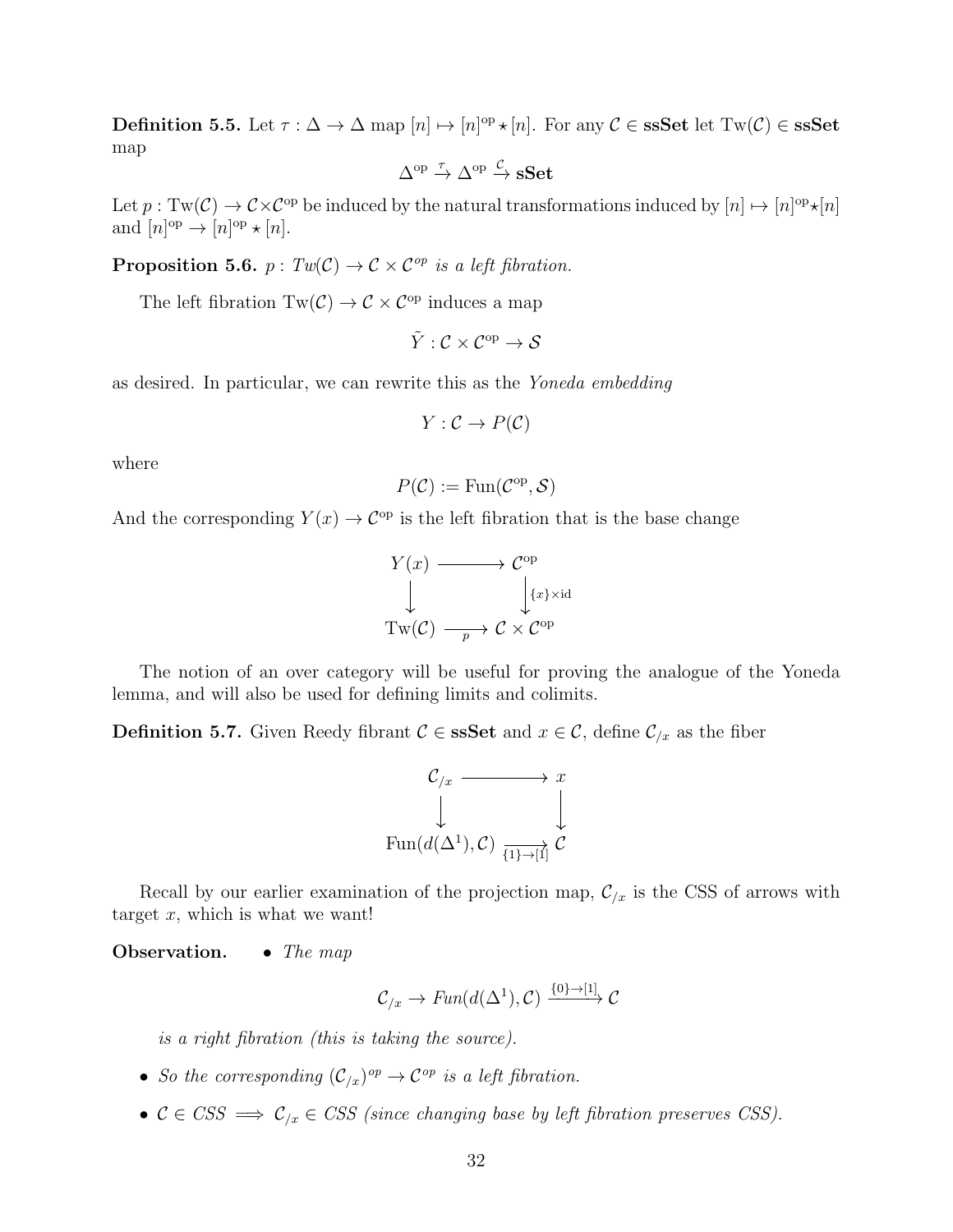**Definition 5.5.** Let $\tau : \Delta \to \Delta$ map $[n] \mapsto [n]^{\text{op}} \star [n]$. For any $\mathcal{C} \in \mathbf{ssSet}$ let $\text{Tw}(\mathcal{C}) \in \mathbf{ssSet}$ map

$$\Delta^{\text{op}} \xrightarrow{\tau} \Delta^{\text{op}} \xrightarrow{\mathcal{C}} \mathbf{sSet}$$

Let $p : \text{Tw}(\mathcal{C}) \to \mathcal{C} \times \mathcal{C}^{\text{op}}$ be induced by the natural transformations induced by $[n] \mapsto [n]^{\text{op}} \star [n]$ and $[n]^{\text{op}} \to [n]^{\text{op}} \star [n]$.

**Proposition 5.6.** *$p : Tw(\mathcal{C}) \to \mathcal{C} \times \mathcal{C}^{op}$ is a left fibration.*

The left fibration $\text{Tw}(\mathcal{C}) \to \mathcal{C} \times \mathcal{C}^{\text{op}}$ induces a map

$$\tilde{Y} : \mathcal{C} \times \mathcal{C}^{\text{op}} \to \mathcal{S}$$

as desired. In particular, we can rewrite this as the *Yoneda embedding*

$$Y : \mathcal{C} \to P(\mathcal{C})$$

where

$$P(\mathcal{C}) := \text{Fun}(\mathcal{C}^{\text{op}}, \mathcal{S})$$

And the corresponding $Y(x) \to \mathcal{C}^{\text{op}}$ is the left fibration that is the base change

$$\begin{array}{ccc} Y(x) & \longrightarrow & \mathcal{C}^{\text{op}} \\ \big\downarrow & & \big\downarrow{\scriptstyle \{x\}\times \text{id}} \\ \text{Tw}(\mathcal{C}) & \xrightarrow{p} & \mathcal{C} \times \mathcal{C}^{\text{op}} \end{array}$$

The notion of an over category will be useful for proving the analogue of the Yoneda lemma, and will also be used for defining limits and colimits.

**Definition 5.7.** Given Reedy fibrant $\mathcal{C} \in \mathbf{ssSet}$ and $x \in \mathcal{C}$, define $\mathcal{C}_{/x}$ as the fiber

$$\begin{array}{ccc} \mathcal{C}_{/x} & \longrightarrow & x \\ \big\downarrow & & \big\downarrow \\ \text{Fun}(d(\Delta^1), \mathcal{C}) & \xrightarrow[\{1\}\to[1]]{} & \mathcal{C} \end{array}$$

Recall by our earlier examination of the projection map, $\mathcal{C}_{/x}$ is the CSS of arrows with target $x$, which is what we want!

**Observation.**

- *The map*

$$\mathcal{C}_{/x} \to Fun(d(\Delta^1), \mathcal{C}) \xrightarrow{\{0\}\to[1]} \mathcal{C}$$

*is a right fibration (this is taking the source).*

- *So the corresponding $(\mathcal{C}_{/x})^{op} \to \mathcal{C}^{op}$ is a left fibration.*
- *$\mathcal{C} \in CSS \implies \mathcal{C}_{/x} \in CSS$ (since changing base by left fibration preserves CSS).*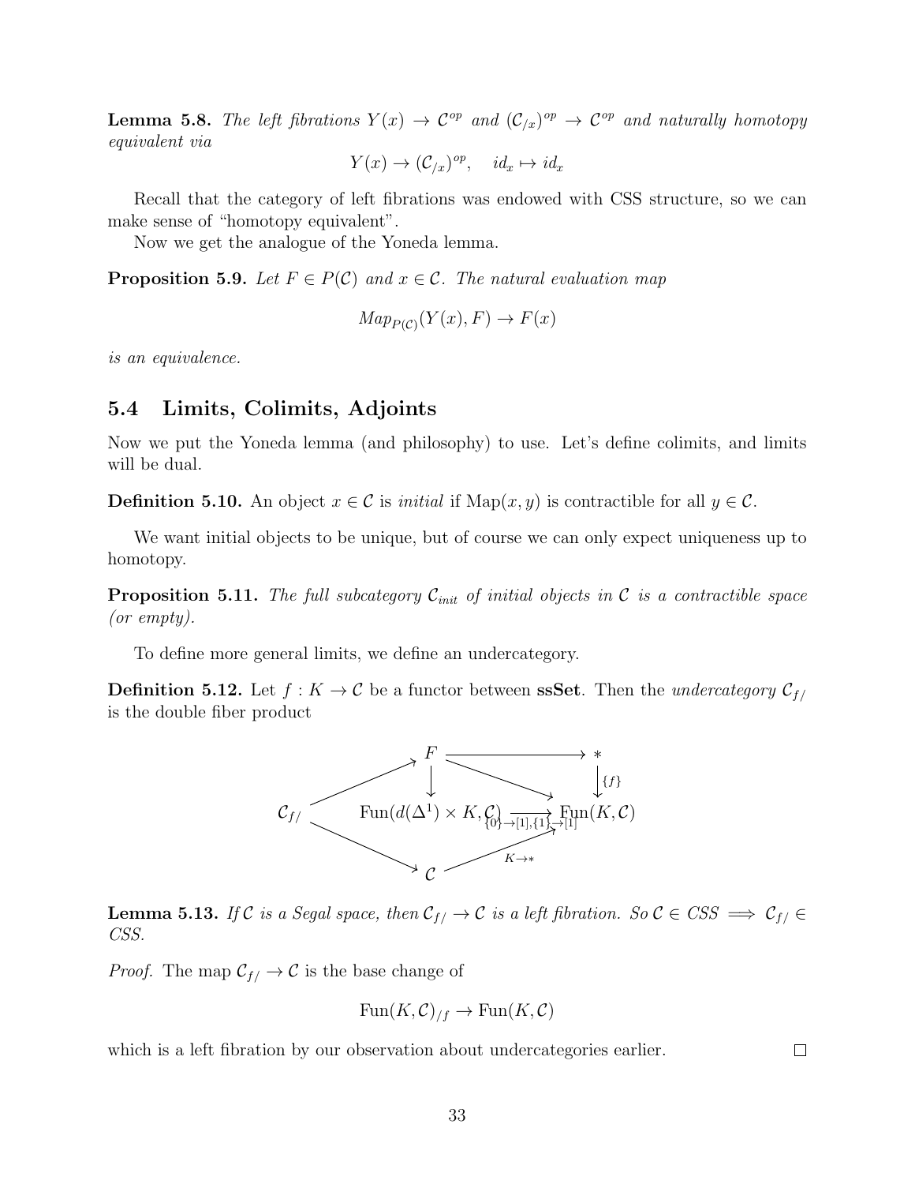**Lemma 5.8.** *The left fibrations $Y(x) \to \mathcal{C}^{op}$ and $(\mathcal{C}_{/x})^{op} \to \mathcal{C}^{op}$ and naturally homotopy equivalent via*

$$Y(x) \to (\mathcal{C}_{/x})^{op}, \quad id_x \mapsto id_x$$

Recall that the category of left fibrations was endowed with CSS structure, so we can make sense of "homotopy equivalent".

Now we get the analogue of the Yoneda lemma.

**Proposition 5.9.** *Let $F \in P(\mathcal{C})$ and $x \in \mathcal{C}$. The natural evaluation map*

$$Map_{P(\mathcal{C})}(Y(x), F) \to F(x)$$

*is an equivalence.*

## 5.4 Limits, Colimits, Adjoints

Now we put the Yoneda lemma (and philosophy) to use. Let's define colimits, and limits will be dual.

**Definition 5.10.** An object $x \in \mathcal{C}$ is *initial* if $\mathrm{Map}(x, y)$ is contractible for all $y \in \mathcal{C}$.

We want initial objects to be unique, but of course we can only expect uniqueness up to homotopy.

**Proposition 5.11.** *The full subcategory $\mathcal{C}_{init}$ of initial objects in $\mathcal{C}$ is a contractible space (or empty).*

To define more general limits, we define an undercategory.

**Definition 5.12.** Let $f : K \to \mathcal{C}$ be a functor between **ssSet**. Then the *undercategory* $\mathcal{C}_{f/}$ is the double fiber product

$$\begin{array}{ccccc}
 & & F & \longrightarrow & * \\
 & \nearrow & \downarrow & \searrow & \downarrow {\scriptstyle \{f\}} \\
\mathcal{C}_{f/} & & \mathrm{Fun}(d(\Delta^1) \times K, \mathcal{C}) & \xrightarrow{\{0\} \to [1], \{1\} \to [1]} & \mathrm{Fun}(K, \mathcal{C}) \\
 & \searrow & & \nearrow {\scriptstyle K \to *} & \\
 & & \mathcal{C} & &
\end{array}$$

**Lemma 5.13.** *If $\mathcal{C}$ is a Segal space, then $\mathcal{C}_{f/} \to \mathcal{C}$ is a left fibration. So $\mathcal{C} \in CSS \implies \mathcal{C}_{f/} \in CSS$.*

*Proof.* The map $\mathcal{C}_{f/} \to \mathcal{C}$ is the base change of

$$\mathrm{Fun}(K, \mathcal{C})_{/f} \to \mathrm{Fun}(K, \mathcal{C})$$

which is a left fibration by our observation about undercategories earlier. $\square$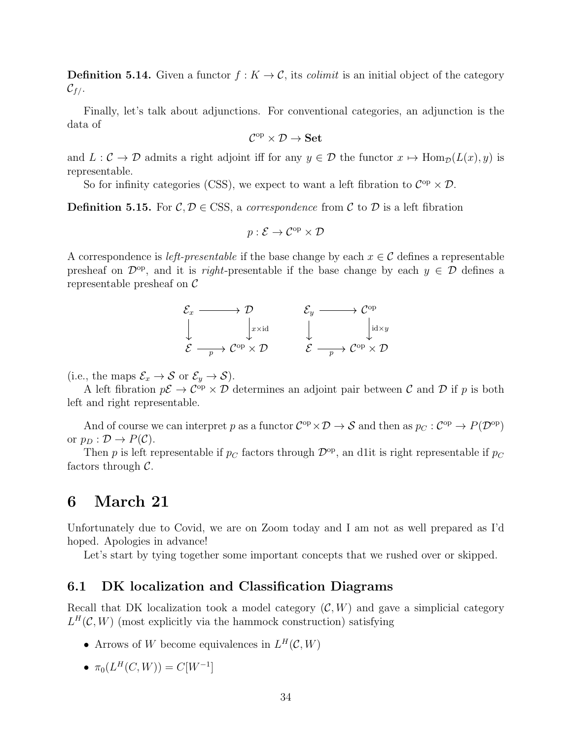**Definition 5.14.** Given a functor $f : K \to \mathcal{C}$, its *colimit* is an initial object of the category $\mathcal{C}_{f/}$.

Finally, let's talk about adjunctions. For conventional categories, an adjunction is the data of

$$\mathcal{C}^{\mathrm{op}} \times \mathcal{D} \to \mathbf{Set}$$

and $L : \mathcal{C} \to \mathcal{D}$ admits a right adjoint iff for any $y \in \mathcal{D}$ the functor $x \mapsto \mathrm{Hom}_{\mathcal{D}}(L(x), y)$ is representable.

So for infinity categories (CSS), we expect to want a left fibration to $\mathcal{C}^{\mathrm{op}} \times \mathcal{D}$.

**Definition 5.15.** For $\mathcal{C}, \mathcal{D} \in \mathrm{CSS}$, a *correspondence* from $\mathcal{C}$ to $\mathcal{D}$ is a left fibration

$$p : \mathcal{E} \to \mathcal{C}^{\mathrm{op}} \times \mathcal{D}$$

A correspondence is *left-presentable* if the base change by each $x \in \mathcal{C}$ defines a representable presheaf on $\mathcal{D}^{\mathrm{op}}$, and it is *right*-presentable if the base change by each $y \in \mathcal{D}$ defines a representable presheaf on $\mathcal{C}$

$$\begin{array}{ccc} \mathcal{E}_x & \longrightarrow & \mathcal{D} \\ \downarrow & & \downarrow{\scriptstyle x \times \mathrm{id}} \\ \mathcal{E} & \xrightarrow[p]{} & \mathcal{C}^{\mathrm{op}} \times \mathcal{D} \end{array} \qquad \begin{array}{ccc} \mathcal{E}_y & \longrightarrow & \mathcal{C}^{\mathrm{op}} \\ \downarrow & & \downarrow{\scriptstyle \mathrm{id} \times y} \\ \mathcal{E} & \xrightarrow[p]{} & \mathcal{C}^{\mathrm{op}} \times \mathcal{D} \end{array}$$

(i.e., the maps $\mathcal{E}_x \to \mathcal{S}$ or $\mathcal{E}_y \to \mathcal{S}$).

A left fibration $p\mathcal{E} \to \mathcal{C}^{\mathrm{op}} \times \mathcal{D}$ determines an adjoint pair between $\mathcal{C}$ and $\mathcal{D}$ if $p$ is both left and right representable.

And of course we can interpret $p$ as a functor $\mathcal{C}^{\mathrm{op}} \times \mathcal{D} \to \mathcal{S}$ and then as $p_C : \mathcal{C}^{\mathrm{op}} \to P(\mathcal{D}^{\mathrm{op}})$ or $p_D : \mathcal{D} \to P(\mathcal{C})$.

Then $p$ is left representable if $p_C$ factors through $\mathcal{D}^{\mathrm{op}}$, an d1it is right representable if $p_C$ factors through $\mathcal{C}$.

# 6 March 21

Unfortunately due to Covid, we are on Zoom today and I am not as well prepared as I'd hoped. Apologies in advance!

Let's start by tying together some important concepts that we rushed over or skipped.

## 6.1 DK localization and Classification Diagrams

Recall that DK localization took a model category $(\mathcal{C}, W)$ and gave a simplicial category $L^H(\mathcal{C}, W)$ (most explicitly via the hammock construction) satisfying

- Arrows of $W$ become equivalences in $L^H(\mathcal{C}, W)$
- $\pi_0(L^H(C, W)) = C[W^{-1}]$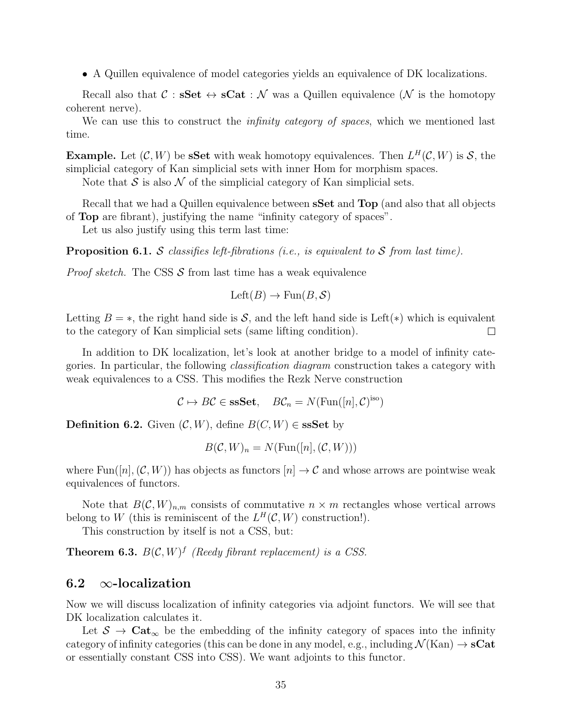- A Quillen equivalence of model categories yields an equivalence of DK localizations.

Recall also that $\mathcal{C} : \mathbf{sSet} \leftrightarrow \mathbf{sCat} : \mathcal{N}$ was a Quillen equivalence ($\mathcal{N}$ is the homotopy coherent nerve).

We can use this to construct the *infinity category of spaces*, which we mentioned last time.

**Example.** Let $(\mathcal{C}, W)$ be $\mathbf{sSet}$ with weak homotopy equivalences. Then $L^H(\mathcal{C}, W)$ is $\mathcal{S}$, the simplicial category of Kan simplicial sets with inner Hom for morphism spaces.

Note that $\mathcal{S}$ is also $\mathcal{N}$ of the simplicial category of Kan simplicial sets.

Recall that we had a Quillen equivalence between $\mathbf{sSet}$ and $\mathbf{Top}$ (and also that all objects of $\mathbf{Top}$ are fibrant), justifying the name "infinity category of spaces".

Let us also justify using this term last time:

**Proposition 6.1.** *$\mathcal{S}$ classifies left-fibrations (i.e., is equivalent to $\mathcal{S}$ from last time).*

*Proof sketch.* The CSS $\mathcal{S}$ from last time has a weak equivalence

$$\mathrm{Left}(B) \to \mathrm{Fun}(B, \mathcal{S})$$

Letting $B = *$, the right hand side is $\mathcal{S}$, and the left hand side is $\mathrm{Left}(*)$ which is equivalent to the category of Kan simplicial sets (same lifting condition). $\square$

In addition to DK localization, let's look at another bridge to a model of infinity categories. In particular, the following *classification diagram* construction takes a category with weak equivalences to a CSS. This modifies the Rezk Nerve construction

$$\mathcal{C} \mapsto B\mathcal{C} \in \mathbf{ssSet}, \quad B\mathcal{C}_n = N(\mathrm{Fun}([n], \mathcal{C})^{\mathrm{iso}})$$

**Definition 6.2.** Given $(\mathcal{C}, W)$, define $B(C, W) \in \mathbf{ssSet}$ by

$$B(\mathcal{C}, W)_n = N(\mathrm{Fun}([n], (\mathcal{C}, W)))$$

where $\mathrm{Fun}([n], (\mathcal{C}, W))$ has objects as functors $[n] \to \mathcal{C}$ and whose arrows are pointwise weak equivalences of functors.

Note that $B(\mathcal{C}, W)_{n,m}$ consists of commutative $n \times m$ rectangles whose vertical arrows belong to $W$ (this is reminiscent of the $L^H(\mathcal{C}, W)$ construction!).

This construction by itself is not a CSS, but:

**Theorem 6.3.** *$B(\mathcal{C}, W)^f$ (Reedy fibrant replacement) is a CSS.*

## 6.2 $\infty$-localization

Now we will discuss localization of infinity categories via adjoint functors. We will see that DK localization calculates it.

Let $\mathcal{S} \to \mathbf{Cat}_\infty$ be the embedding of the infinity category of spaces into the infinity category of infinity categories (this can be done in any model, e.g., including $\mathcal{N}(\mathrm{Kan}) \to \mathbf{sCat}$ or essentially constant CSS into CSS). We want adjoints to this functor.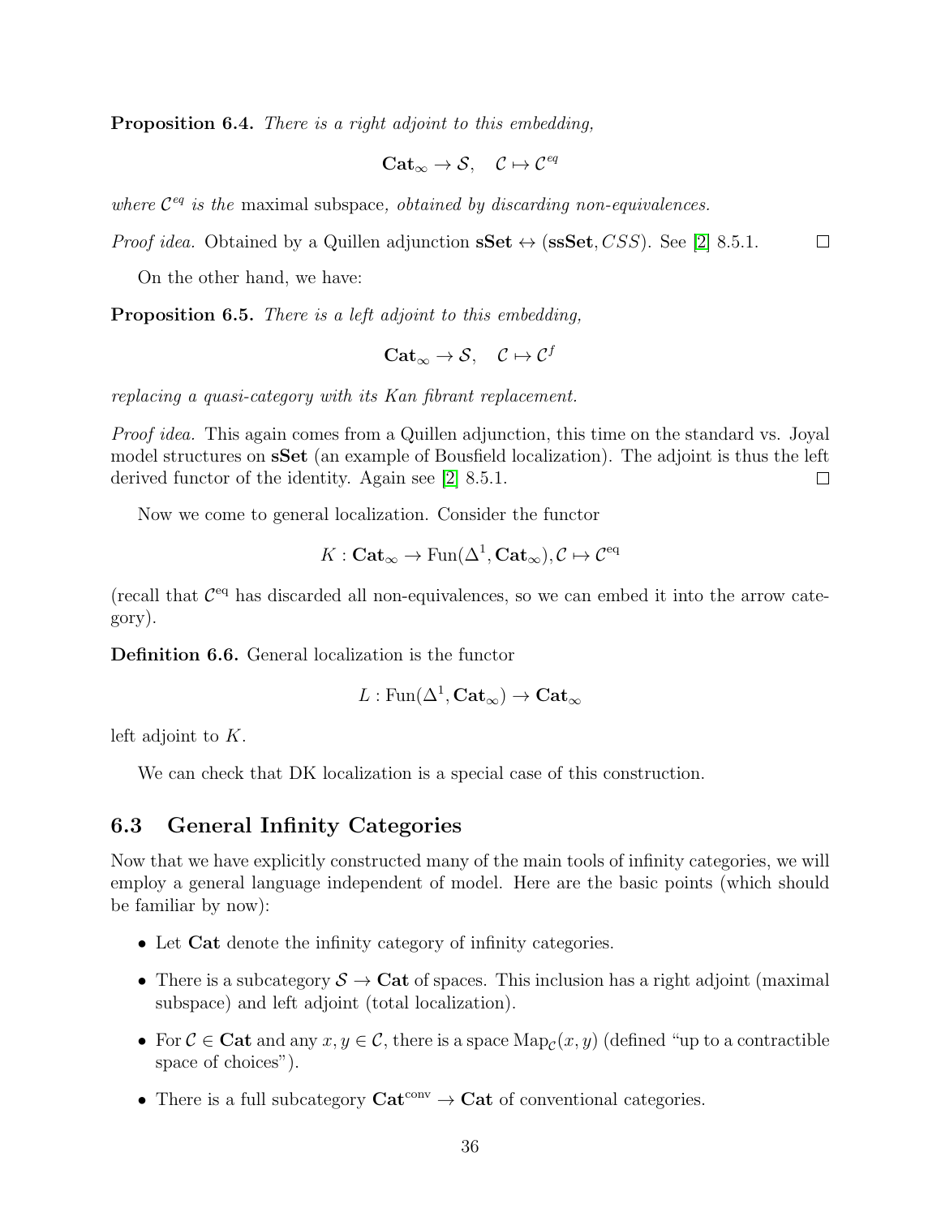**Proposition 6.4.** *There is a right adjoint to this embedding,*

$$\mathbf{Cat}_\infty \to \mathcal{S}, \quad \mathcal{C} \mapsto \mathcal{C}^{eq}$$

*where $\mathcal{C}^{eq}$ is the* maximal subspace*, obtained by discarding non-equivalences.*

*Proof idea.* Obtained by a Quillen adjunction $\mathbf{sSet} \leftrightarrow (\mathbf{ssSet}, CSS)$. See [2] 8.5.1. □

On the other hand, we have:

**Proposition 6.5.** *There is a left adjoint to this embedding,*

$$\mathbf{Cat}_\infty \to \mathcal{S}, \quad \mathcal{C} \mapsto \mathcal{C}^{f}$$

*replacing a quasi-category with its Kan fibrant replacement.*

*Proof idea.* This again comes from a Quillen adjunction, this time on the standard vs. Joyal model structures on $\mathbf{sSet}$ (an example of Bousfield localization). The adjoint is thus the left derived functor of the identity. Again see [2] 8.5.1. □

Now we come to general localization. Consider the functor

$$K : \mathbf{Cat}_\infty \to \mathrm{Fun}(\Delta^1, \mathbf{Cat}_\infty), \mathcal{C} \mapsto \mathcal{C}^{\mathrm{eq}}$$

(recall that $\mathcal{C}^{\mathrm{eq}}$ has discarded all non-equivalences, so we can embed it into the arrow category).

**Definition 6.6.** General localization is the functor

$$L : \mathrm{Fun}(\Delta^1, \mathbf{Cat}_\infty) \to \mathbf{Cat}_\infty$$

left adjoint to $K$.

We can check that DK localization is a special case of this construction.

## 6.3 General Infinity Categories

Now that we have explicitly constructed many of the main tools of infinity categories, we will employ a general language independent of model. Here are the basic points (which should be familiar by now):

- Let $\mathbf{Cat}$ denote the infinity category of infinity categories.
- There is a subcategory $\mathcal{S} \to \mathbf{Cat}$ of spaces. This inclusion has a right adjoint (maximal subspace) and left adjoint (total localization).
- For $\mathcal{C} \in \mathbf{Cat}$ and any $x, y \in \mathcal{C}$, there is a space $\mathrm{Map}_{\mathcal{C}}(x, y)$ (defined "up to a contractible space of choices").
- There is a full subcategory $\mathbf{Cat}^{\mathrm{conv}} \to \mathbf{Cat}$ of conventional categories.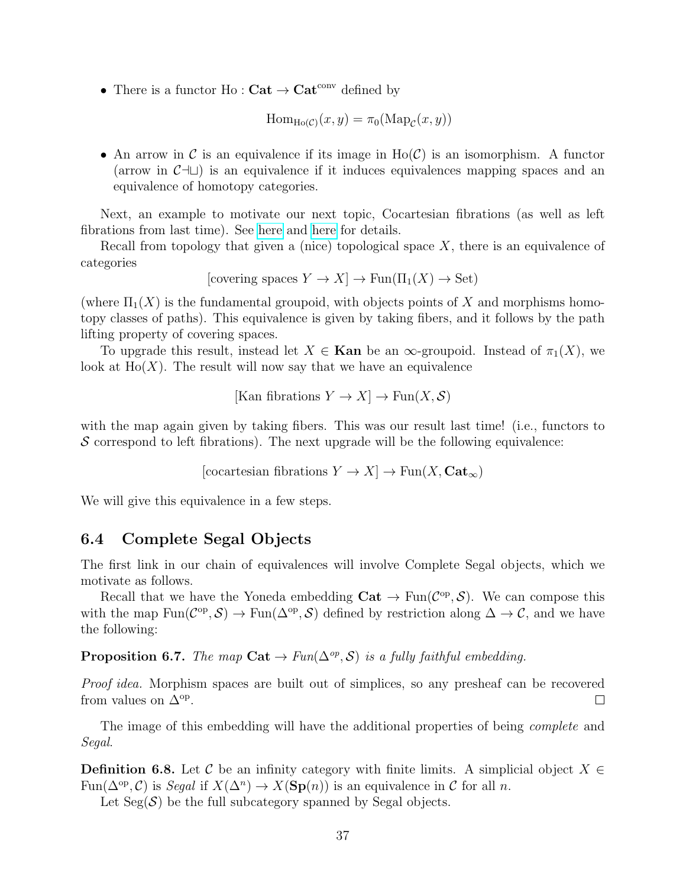- There is a functor $\text{Ho} : \mathbf{Cat} \to \mathbf{Cat}^{\text{conv}}$ defined by

$$\text{Hom}_{\text{Ho}(\mathcal{C})}(x, y) = \pi_0(\text{Map}_{\mathcal{C}}(x, y))$$

- An arrow in $\mathcal{C}$ is an equivalence if its image in $\text{Ho}(\mathcal{C})$ is an isomorphism. A functor (arrow in $\mathcal{C}\dashv\sqcup$) is an equivalence if it induces equivalences mapping spaces and an equivalence of homotopy categories.

Next, an example to motivate our next topic, Cocartesian fibrations (as well as left fibrations from last time). See here and here for details.

Recall from topology that given a (nice) topological space $X$, there is an equivalence of categories

$$[\text{covering spaces } Y \to X] \to \text{Fun}(\Pi_1(X) \to \text{Set})$$

(where $\Pi_1(X)$ is the fundamental groupoid, with objects points of $X$ and morphisms homotopy classes of paths). This equivalence is given by taking fibers, and it follows by the path lifting property of covering spaces.

To upgrade this result, instead let $X \in \mathbf{Kan}$ be an $\infty$-groupoid. Instead of $\pi_1(X)$, we look at $\text{Ho}(X)$. The result will now say that we have an equivalence

$$[\text{Kan fibrations } Y \to X] \to \text{Fun}(X, \mathcal{S})$$

with the map again given by taking fibers. This was our result last time! (i.e., functors to $\mathcal{S}$ correspond to left fibrations). The next upgrade will be the following equivalence:

$$[\text{cocartesian fibrations } Y \to X] \to \text{Fun}(X, \mathbf{Cat}_\infty)$$

We will give this equivalence in a few steps.

## 6.4 Complete Segal Objects

The first link in our chain of equivalences will involve Complete Segal objects, which we motivate as follows.

Recall that we have the Yoneda embedding $\mathbf{Cat} \to \text{Fun}(\mathcal{C}^{\text{op}}, \mathcal{S})$. We can compose this with the map $\text{Fun}(\mathcal{C}^{\text{op}}, \mathcal{S}) \to \text{Fun}(\Delta^{\text{op}}, \mathcal{S})$ defined by restriction along $\Delta \to \mathcal{C}$, and we have the following:

**Proposition 6.7.** *The map $\mathbf{Cat} \to \text{Fun}(\Delta^{op}, \mathcal{S})$ is a fully faithful embedding.*

*Proof idea.* Morphism spaces are built out of simplices, so any presheaf can be recovered from values on $\Delta^{\text{op}}$. □

The image of this embedding will have the additional properties of being *complete* and *Segal*.

**Definition 6.8.** Let $\mathcal{C}$ be an infinity category with finite limits. A simplicial object $X \in \text{Fun}(\Delta^{\text{op}}, \mathcal{C})$ is *Segal* if $X(\Delta^n) \to X(\mathbf{Sp}(n))$ is an equivalence in $\mathcal{C}$ for all $n$.

Let $\text{Seg}(\mathcal{S})$ be the full subcategory spanned by Segal objects.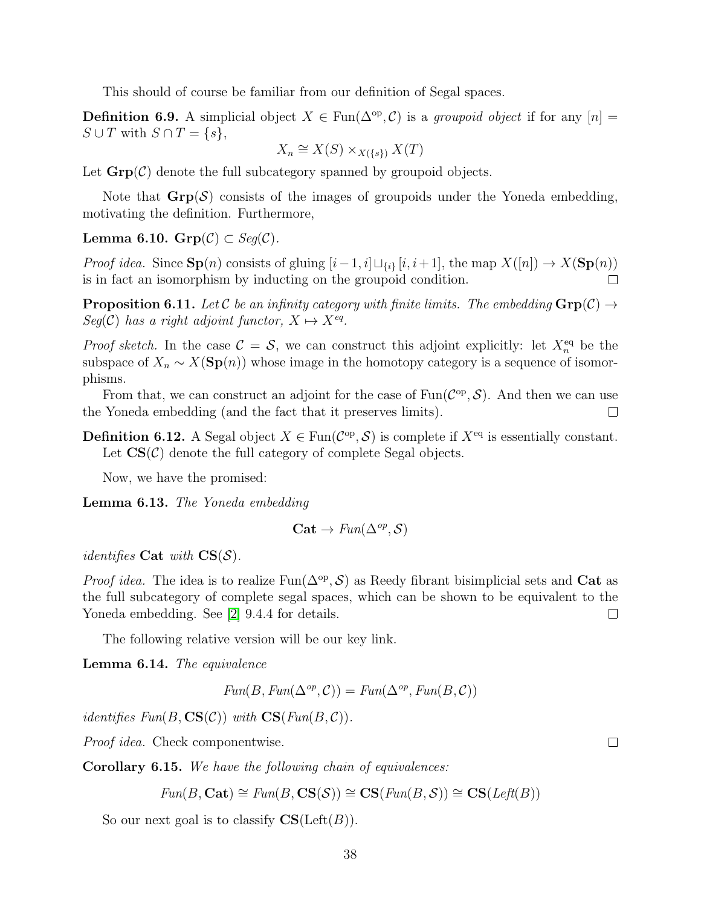This should of course be familiar from our definition of Segal spaces.

**Definition 6.9.** A simplicial object $X \in \mathrm{Fun}(\Delta^{\mathrm{op}}, \mathcal{C})$ is a *groupoid object* if for any $[n] = S \cup T$ with $S \cap T = \{s\}$,

$$X_n \cong X(S) \times_{X(\{s\})} X(T)$$

Let $\mathbf{Grp}(\mathcal{C})$ denote the full subcategory spanned by groupoid objects.

Note that $\mathbf{Grp}(\mathcal{S})$ consists of the images of groupoids under the Yoneda embedding, motivating the definition. Furthermore,

**Lemma 6.10.** *$\mathbf{Grp}(\mathcal{C}) \subset Seg(\mathcal{C})$.*

*Proof idea.* Since $\mathbf{Sp}(n)$ consists of gluing $[i-1, i] \sqcup_{\{i\}} [i, i+1]$, the map $X([n]) \to X(\mathbf{Sp}(n))$ is in fact an isomorphism by inducting on the groupoid condition. $\square$

**Proposition 6.11.** *Let $\mathcal{C}$ be an infinity category with finite limits. The embedding $\mathbf{Grp}(\mathcal{C}) \to Seg(\mathcal{C})$ has a right adjoint functor, $X \mapsto X^{eq}$.*

*Proof sketch.* In the case $\mathcal{C} = \mathcal{S}$, we can construct this adjoint explicitly: let $X_n^{\mathrm{eq}}$ be the subspace of $X_n \sim X(\mathbf{Sp}(n))$ whose image in the homotopy category is a sequence of isomorphisms.

From that, we can construct an adjoint for the case of $\mathrm{Fun}(\mathcal{C}^{\mathrm{op}}, \mathcal{S})$. And then we can use the Yoneda embedding (and the fact that it preserves limits). $\square$

**Definition 6.12.** A Segal object $X \in \mathrm{Fun}(\mathcal{C}^{\mathrm{op}}, \mathcal{S})$ is complete if $X^{\mathrm{eq}}$ is essentially constant. Let $\mathbf{CS}(\mathcal{C})$ denote the full category of complete Segal objects.

Now, we have the promised:

**Lemma 6.13.** *The Yoneda embedding*

$$\mathbf{Cat} \to Fun(\Delta^{op}, \mathcal{S})$$

*identifies $\mathbf{Cat}$ with $\mathbf{CS}(\mathcal{S})$.*

*Proof idea.* The idea is to realize $\mathrm{Fun}(\Delta^{\mathrm{op}}, \mathcal{S})$ as Reedy fibrant bisimplicial sets and $\mathbf{Cat}$ as the full subcategory of complete segal spaces, which can be shown to be equivalent to the Yoneda embedding. See [2] 9.4.4 for details. $\square$

The following relative version will be our key link.

**Lemma 6.14.** *The equivalence*

$$Fun(B, Fun(\Delta^{op}, \mathcal{C})) = Fun(\Delta^{op}, Fun(B, \mathcal{C}))$$

*identifies $Fun(B, \mathbf{CS}(\mathcal{C}))$ with $\mathbf{CS}(Fun(B, \mathcal{C}))$.*

*Proof idea.* Check componentwise. $\square$

**Corollary 6.15.** *We have the following chain of equivalences:*

$$Fun(B, \mathbf{Cat}) \cong Fun(B, \mathbf{CS}(\mathcal{S})) \cong \mathbf{CS}(Fun(B, \mathcal{S})) \cong \mathbf{CS}(Left(B))$$

So our next goal is to classify $\mathbf{CS}(\mathrm{Left}(B))$.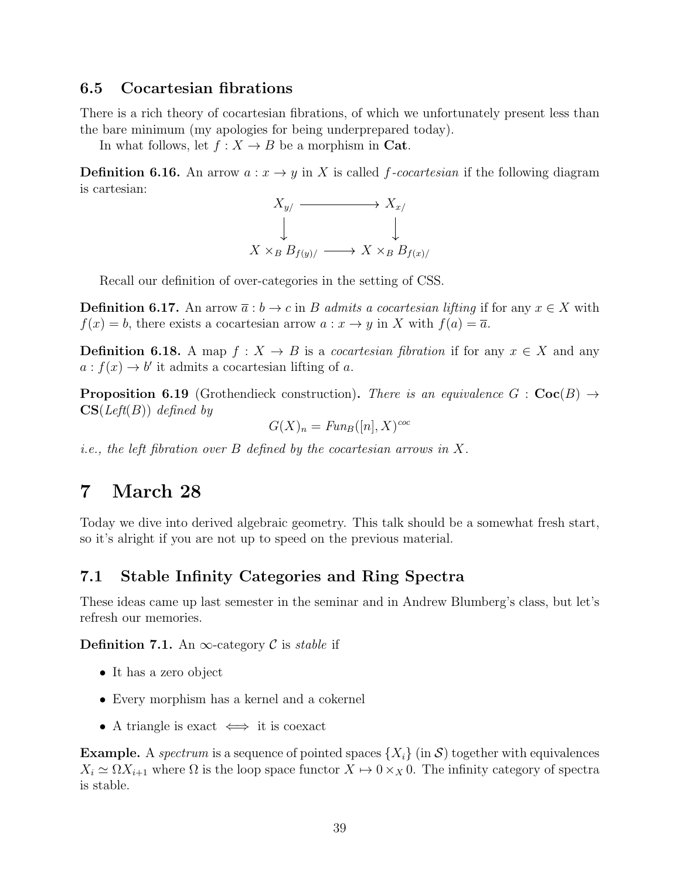### 6.5 Cocartesian fibrations

There is a rich theory of cocartesian fibrations, of which we unfortunately present less than the bare minimum (my apologies for being underprepared today).

In what follows, let $f : X \to B$ be a morphism in **Cat**.

**Definition 6.16.** An arrow $a : x \to y$ in $X$ is called *$f$-cocartesian* if the following diagram is cartesian:

$$\begin{array}{ccc} X_{y/} & \longrightarrow & X_{x/} \\ \downarrow & & \downarrow \\ X \times_B B_{f(y)/} & \longrightarrow & X \times_B B_{f(x)/} \end{array}$$

Recall our definition of over-categories in the setting of CSS.

**Definition 6.17.** An arrow $\overline{a} : b \to c$ in $B$ *admits a cocartesian lifting* if for any $x \in X$ with $f(x) = b$, there exists a cocartesian arrow $a : x \to y$ in $X$ with $f(a) = \overline{a}$.

**Definition 6.18.** A map $f : X \to B$ is a *cocartesian fibration* if for any $x \in X$ and any $a : f(x) \to b'$ it admits a cocartesian lifting of $a$.

**Proposition 6.19** (Grothendieck construction)**.** *There is an equivalence $G : \mathbf{Coc}(B) \to \mathbf{CS}(\mathit{Left}(B))$ defined by*

$$G(X)_n = \mathit{Fun}_B([n], X)^{coc}$$

*i.e., the left fibration over $B$ defined by the cocartesian arrows in $X$.*

# 7 March 28

Today we dive into derived algebraic geometry. This talk should be a somewhat fresh start, so it's alright if you are not up to speed on the previous material.

## 7.1 Stable Infinity Categories and Ring Spectra

These ideas came up last semester in the seminar and in Andrew Blumberg's class, but let's refresh our memories.

**Definition 7.1.** An $\infty$-category $\mathcal{C}$ is *stable* if

- It has a zero object
- Every morphism has a kernel and a cokernel
- A triangle is exact $\iff$ it is coexact

**Example.** A *spectrum* is a sequence of pointed spaces $\{X_i\}$ (in $\mathcal{S}$) together with equivalences $X_i \simeq \Omega X_{i+1}$ where $\Omega$ is the loop space functor $X \mapsto 0 \times_X 0$. The infinity category of spectra is stable.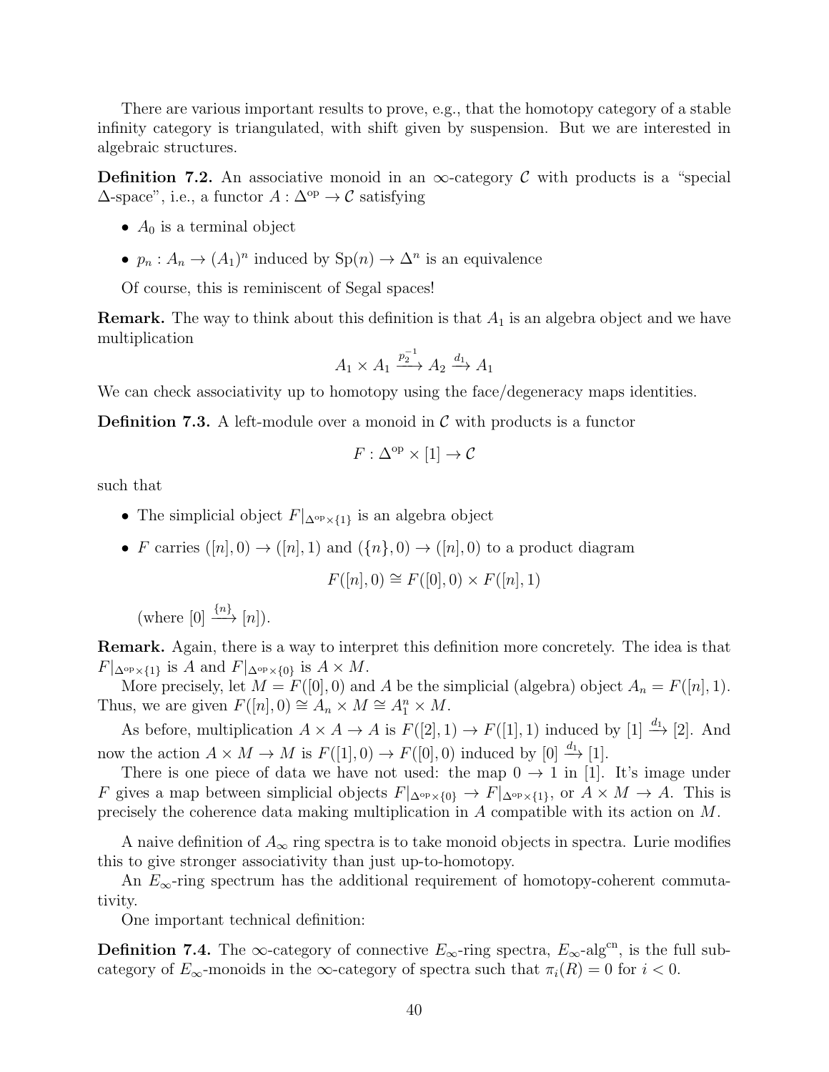There are various important results to prove, e.g., that the homotopy category of a stable infinity category is triangulated, with shift given by suspension. But we are interested in algebraic structures.

**Definition 7.2.** An associative monoid in an $\infty$-category $\mathcal{C}$ with products is a "special $\Delta$-space", i.e., a functor $A : \Delta^{\text{op}} \to \mathcal{C}$ satisfying

- $A_0$ is a terminal object
- $p_n : A_n \to (A_1)^n$ induced by $\text{Sp}(n) \to \Delta^n$ is an equivalence

Of course, this is reminiscent of Segal spaces!

**Remark.** The way to think about this definition is that $A_1$ is an algebra object and we have multiplication

$$A_1 \times A_1 \xrightarrow{p_2^{-1}} A_2 \xrightarrow{d_1} A_1$$

We can check associativity up to homotopy using the face/degeneracy maps identities.

**Definition 7.3.** A left-module over a monoid in $\mathcal{C}$ with products is a functor

$$F : \Delta^{\text{op}} \times [1] \to \mathcal{C}$$

such that

- The simplicial object $F|_{\Delta^{\text{op}} \times \{1\}}$ is an algebra object
- $F$ carries $([n], 0) \to ([n], 1)$ and $(\{n\}, 0) \to ([n], 0)$ to a product diagram

$$F([n], 0) \cong F([0], 0) \times F([n], 1)$$

(where $[0] \xrightarrow{\{n\}} [n]$).

**Remark.** Again, there is a way to interpret this definition more concretely. The idea is that $F|_{\Delta^{\text{op}} \times \{1\}}$ is $A$ and $F|_{\Delta^{\text{op}} \times \{0\}}$ is $A \times M$.

More precisely, let $M = F([0], 0)$ and $A$ be the simplicial (algebra) object $A_n = F([n], 1)$. Thus, we are given $F([n], 0) \cong A_n \times M \cong A_1^n \times M$.

As before, multiplication $A \times A \to A$ is $F([2], 1) \to F([1], 1)$ induced by $[1] \xrightarrow{d_1} [2]$. And now the action $A \times M \to M$ is $F([1], 0) \to F([0], 0)$ induced by $[0] \xrightarrow{d_1} [1]$.

There is one piece of data we have not used: the map $0 \to 1$ in $[1]$. It's image under $F$ gives a map between simplicial objects $F|_{\Delta^{\text{op}} \times \{0\}} \to F|_{\Delta^{\text{op}} \times \{1\}}$, or $A \times M \to A$. This is precisely the coherence data making multiplication in $A$ compatible with its action on $M$.

A naive definition of $A_\infty$ ring spectra is to take monoid objects in spectra. Lurie modifies this to give stronger associativity than just up-to-homotopy.

An $E_\infty$-ring spectrum has the additional requirement of homotopy-coherent commutativity.

One important technical definition:

**Definition 7.4.** The $\infty$-category of connective $E_\infty$-ring spectra, $E_\infty\text{-alg}^{\text{cn}}$, is the full subcategory of $E_\infty$-monoids in the $\infty$-category of spectra such that $\pi_i(R) = 0$ for $i < 0$.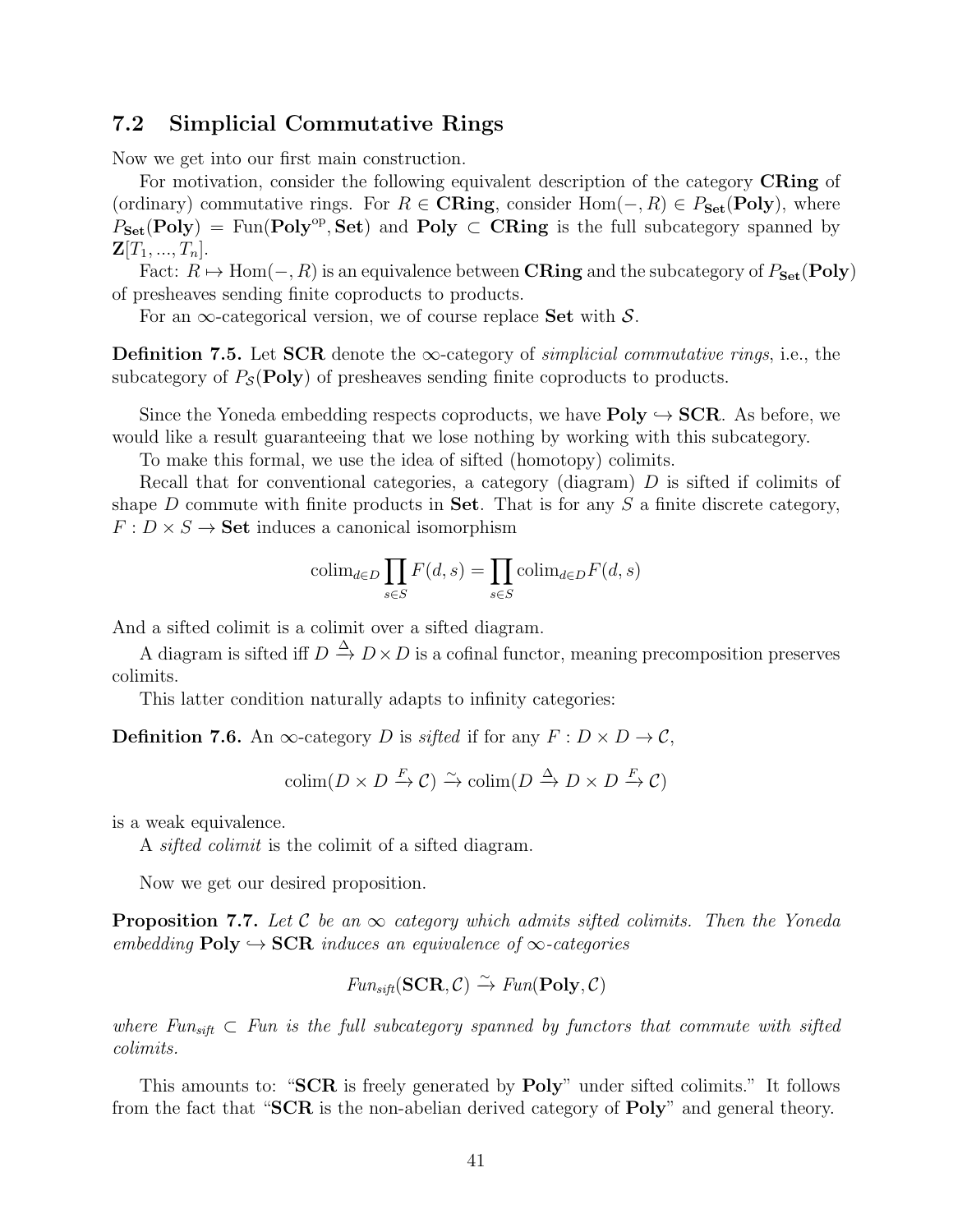## 7.2 Simplicial Commutative Rings

Now we get into our first main construction.

For motivation, consider the following equivalent description of the category **CRing** of (ordinary) commutative rings. For $R \in \mathbf{CRing}$, consider $\mathrm{Hom}(-, R) \in P_{\mathbf{Set}}(\mathbf{Poly})$, where $P_{\mathbf{Set}}(\mathbf{Poly}) = \mathrm{Fun}(\mathbf{Poly}^{\mathrm{op}}, \mathbf{Set})$ and $\mathbf{Poly} \subset \mathbf{CRing}$ is the full subcategory spanned by $\mathbf{Z}[T_1, ..., T_n]$.

Fact: $R \mapsto \mathrm{Hom}(-, R)$ is an equivalence between **CRing** and the subcategory of $P_{\mathbf{Set}}(\mathbf{Poly})$ of presheaves sending finite coproducts to products.

For an $\infty$-categorical version, we of course replace **Set** with $\mathcal{S}$.

**Definition 7.5.** Let **SCR** denote the $\infty$-category of *simplicial commutative rings*, i.e., the subcategory of $P_{\mathcal{S}}(\mathbf{Poly})$ of presheaves sending finite coproducts to products.

Since the Yoneda embedding respects coproducts, we have $\mathbf{Poly} \hookrightarrow \mathbf{SCR}$. As before, we would like a result guaranteeing that we lose nothing by working with this subcategory.

To make this formal, we use the idea of sifted (homotopy) colimits.

Recall that for conventional categories, a category (diagram) $D$ is sifted if colimits of shape $D$ commute with finite products in **Set**. That is for any $S$ a finite discrete category, $F : D \times S \to \mathbf{Set}$ induces a canonical isomorphism

$$\mathrm{colim}_{d \in D} \prod_{s \in S} F(d, s) = \prod_{s \in S} \mathrm{colim}_{d \in D} F(d, s)$$

And a sifted colimit is a colimit over a sifted diagram.

A diagram is sifted iff $D \xrightarrow{\Delta} D \times D$ is a cofinal functor, meaning precomposition preserves colimits.

This latter condition naturally adapts to infinity categories:

**Definition 7.6.** An $\infty$-category $D$ is *sifted* if for any $F : D \times D \to \mathcal{C}$,

$$\mathrm{colim}(D \times D \xrightarrow{F} \mathcal{C}) \xrightarrow{\sim} \mathrm{colim}(D \xrightarrow{\Delta} D \times D \xrightarrow{F} \mathcal{C})$$

is a weak equivalence.

A *sifted colimit* is the colimit of a sifted diagram.

Now we get our desired proposition.

**Proposition 7.7.** *Let $\mathcal{C}$ be an $\infty$ category which admits sifted colimits. Then the Yoneda embedding $\mathbf{Poly} \hookrightarrow \mathbf{SCR}$ induces an equivalence of $\infty$-categories*

$$\mathit{Fun}_{\mathit{sift}}(\mathbf{SCR}, \mathcal{C}) \xrightarrow{\sim} \mathit{Fun}(\mathbf{Poly}, \mathcal{C})$$

*where $\mathit{Fun}_{\mathit{sift}} \subset \mathit{Fun}$ is the full subcategory spanned by functors that commute with sifted colimits.*

This amounts to: "**SCR** is freely generated by **Poly**" under sifted colimits." It follows from the fact that "**SCR** is the non-abelian derived category of **Poly**" and general theory.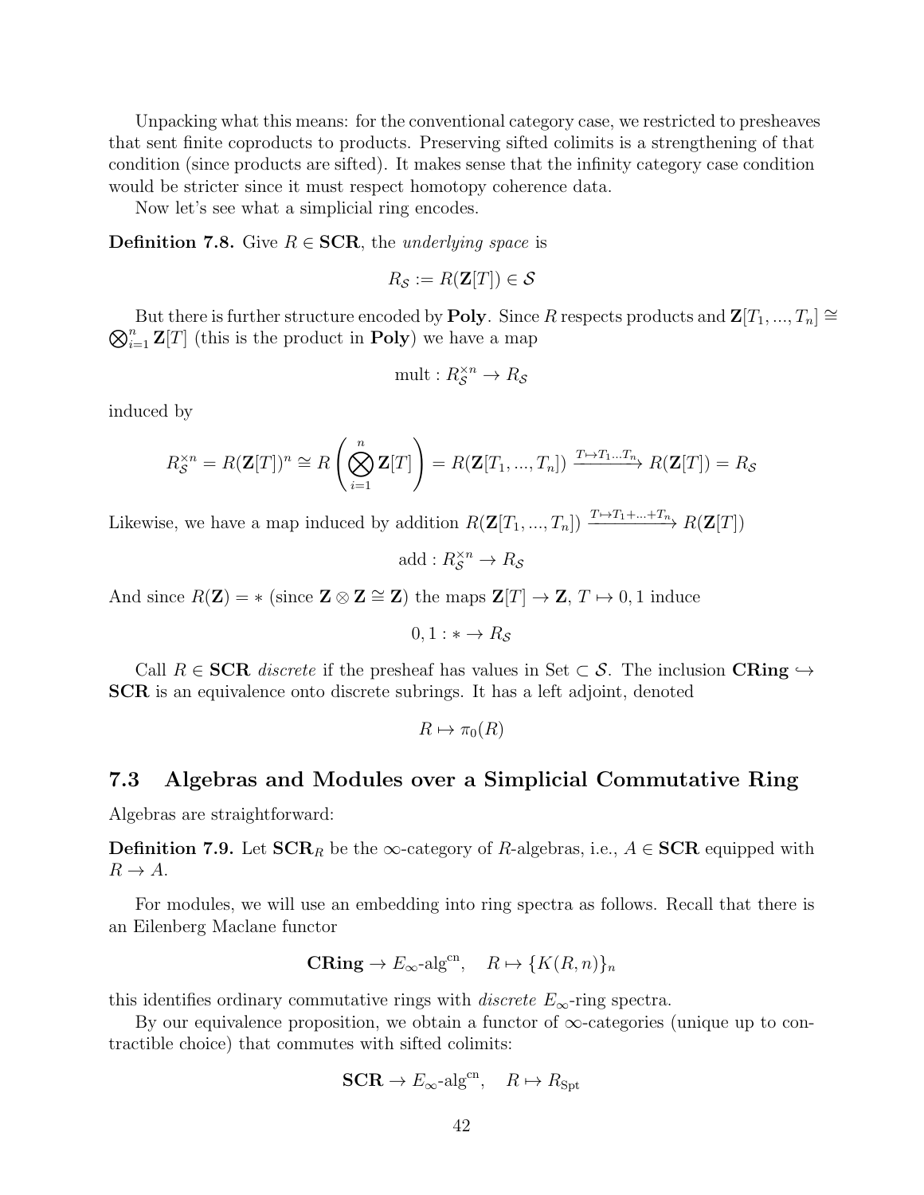Unpacking what this means: for the conventional category case, we restricted to presheaves that sent finite coproducts to products. Preserving sifted colimits is a strengthening of that condition (since products are sifted). It makes sense that the infinity category case condition would be stricter since it must respect homotopy coherence data.

Now let's see what a simplicial ring encodes.

**Definition 7.8.** Give $R \in \mathbf{SCR}$, the *underlying space* is

$$R_{\mathcal{S}} := R(\mathbf{Z}[T]) \in \mathcal{S}$$

But there is further structure encoded by **Poly**. Since $R$ respects products and $\mathbf{Z}[T_1, ..., T_n] \cong \bigotimes_{i=1}^n \mathbf{Z}[T]$ (this is the product in **Poly**) we have a map

$$\text{mult} : R_{\mathcal{S}}^{\times n} \to R_{\mathcal{S}}$$

induced by

$$R_{\mathcal{S}}^{\times n} = R(\mathbf{Z}[T])^n \cong R\left(\bigotimes_{i=1}^n \mathbf{Z}[T]\right) = R(\mathbf{Z}[T_1, ..., T_n]) \xrightarrow{T \mapsto T_1 ... T_n} R(\mathbf{Z}[T]) = R_{\mathcal{S}}$$

Likewise, we have a map induced by addition $R(\mathbf{Z}[T_1, ..., T_n]) \xrightarrow{T \mapsto T_1 + ... + T_n} R(\mathbf{Z}[T])$

$$\text{add} : R_{\mathcal{S}}^{\times n} \to R_{\mathcal{S}}$$

And since $R(\mathbf{Z}) = *$ (since $\mathbf{Z} \otimes \mathbf{Z} \cong \mathbf{Z}$) the maps $\mathbf{Z}[T] \to \mathbf{Z}$, $T \mapsto 0, 1$ induce

$$0, 1 : * \to R_{\mathcal{S}}$$

Call $R \in \mathbf{SCR}$ *discrete* if the presheaf has values in Set $\subset \mathcal{S}$. The inclusion $\mathbf{CRing} \hookrightarrow \mathbf{SCR}$ is an equivalence onto discrete subrings. It has a left adjoint, denoted

$$R \mapsto \pi_0(R)$$

## 7.3 Algebras and Modules over a Simplicial Commutative Ring

Algebras are straightforward:

**Definition 7.9.** Let $\mathbf{SCR}_R$ be the $\infty$-category of $R$-algebras, i.e., $A \in \mathbf{SCR}$ equipped with $R \to A$.

For modules, we will use an embedding into ring spectra as follows. Recall that there is an Eilenberg Maclane functor

$$\mathbf{CRing} \to E_\infty\text{-alg}^{\text{cn}}, \quad R \mapsto \{K(R, n)\}_n$$

this identifies ordinary commutative rings with *discrete* $E_\infty$-ring spectra.

By our equivalence proposition, we obtain a functor of $\infty$-categories (unique up to contractible choice) that commutes with sifted colimits:

$$\mathbf{SCR} \to E_\infty\text{-alg}^{\text{cn}}, \quad R \mapsto R_{\text{Spt}}$$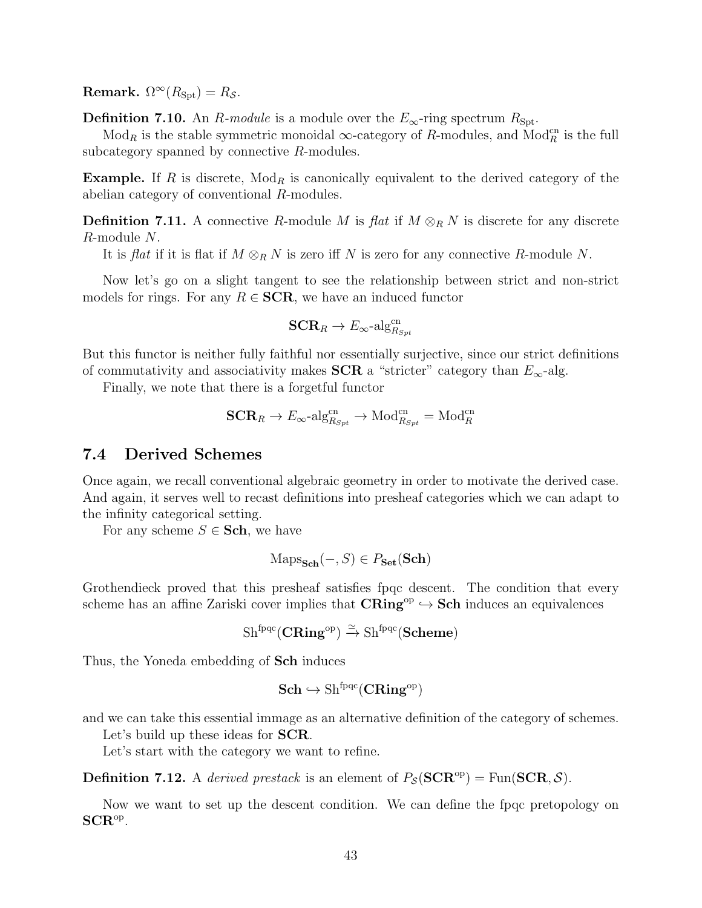**Remark.** $\Omega^\infty(R_{\mathrm{Spt}}) = R_{\mathcal{S}}$.

**Definition 7.10.** An *R-module* is a module over the $E_\infty$-ring spectrum $R_{\mathrm{Spt}}$.

$\mathrm{Mod}_R$ is the stable symmetric monoidal $\infty$-category of $R$-modules, and $\mathrm{Mod}_R^{\mathrm{cn}}$ is the full subcategory spanned by connective $R$-modules.

**Example.** If $R$ is discrete, $\mathrm{Mod}_R$ is canonically equivalent to the derived category of the abelian category of conventional $R$-modules.

**Definition 7.11.** A connective $R$-module $M$ is *flat* if $M \otimes_R N$ is discrete for any discrete $R$-module $N$.

It is *flat* if it is flat if $M \otimes_R N$ is zero iff $N$ is zero for any connective $R$-module $N$.

Now let's go on a slight tangent to see the relationship between strict and non-strict models for rings. For any $R \in \mathbf{SCR}$, we have an induced functor

$$\mathbf{SCR}_R \to E_\infty\text{-alg}^{\mathrm{cn}}_{R_{Spt}}$$

But this functor is neither fully faithful nor essentially surjective, since our strict definitions of commutativity and associativity makes $\mathbf{SCR}$ a "stricter" category than $E_\infty$-alg.

Finally, we note that there is a forgetful functor

$$\mathbf{SCR}_R \to E_\infty\text{-alg}^{\mathrm{cn}}_{R_{Spt}} \to \mathrm{Mod}^{\mathrm{cn}}_{R_{Spt}} = \mathrm{Mod}^{\mathrm{cn}}_R$$

## 7.4 Derived Schemes

Once again, we recall conventional algebraic geometry in order to motivate the derived case. And again, it serves well to recast definitions into presheaf categories which we can adapt to the infinity categorical setting.

For any scheme $S \in \mathbf{Sch}$, we have

$$\mathrm{Maps}_{\mathbf{Sch}}(-, S) \in P_{\mathbf{Set}}(\mathbf{Sch})$$

Grothendieck proved that this presheaf satisfies fpqc descent. The condition that every scheme has an affine Zariski cover implies that $\mathbf{CRing}^{\mathrm{op}} \hookrightarrow \mathbf{Sch}$ induces an equivalences

$$\mathrm{Sh}^{\mathrm{fpqc}}(\mathbf{CRing}^{\mathrm{op}}) \xrightarrow{\simeq} \mathrm{Sh}^{\mathrm{fpqc}}(\mathbf{Scheme})$$

Thus, the Yoneda embedding of $\mathbf{Sch}$ induces

$$\mathbf{Sch} \hookrightarrow \mathrm{Sh}^{\mathrm{fpqc}}(\mathbf{CRing}^{\mathrm{op}})$$

and we can take this essential immage as an alternative definition of the category of schemes.

Let's build up these ideas for $\mathbf{SCR}$.

Let's start with the category we want to refine.

**Definition 7.12.** A *derived prestack* is an element of $P_{\mathcal{S}}(\mathbf{SCR}^{\mathrm{op}}) = \mathrm{Fun}(\mathbf{SCR}, \mathcal{S})$.

Now we want to set up the descent condition. We can define the fpqc pretopology on $\mathbf{SCR}^{\mathrm{op}}$.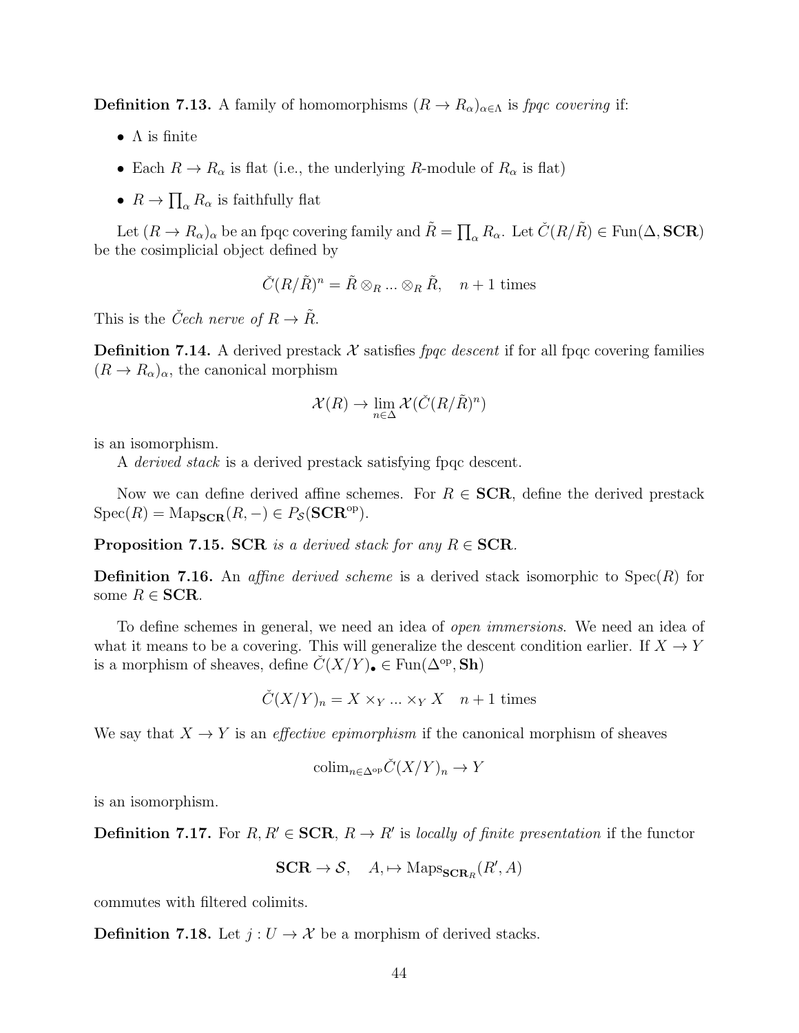**Definition 7.13.** A family of homomorphisms $(R \to R_\alpha)_{\alpha \in \Lambda}$ is *fpqc covering* if:

- $\Lambda$ is finite
- Each $R \to R_\alpha$ is flat (i.e., the underlying $R$-module of $R_\alpha$ is flat)
- $R \to \prod_\alpha R_\alpha$ is faithfully flat

Let $(R \to R_\alpha)_\alpha$ be an fpqc covering family and $\tilde{R} = \prod_\alpha R_\alpha$. Let $\check{C}(R/\tilde{R}) \in \mathrm{Fun}(\Delta, \mathbf{SCR})$ be the cosimplicial object defined by

$$\check{C}(R/\tilde{R})^n = \tilde{R} \otimes_R \ldots \otimes_R \tilde{R}, \quad n+1 \text{ times}$$

This is the *Čech nerve of* $R \to \tilde{R}$.

**Definition 7.14.** A derived prestack $\mathcal{X}$ satisfies *fpqc descent* if for all fpqc covering families $(R \to R_\alpha)_\alpha$, the canonical morphism

$$\mathcal{X}(R) \to \lim_{n \in \Delta} \mathcal{X}(\check{C}(R/\tilde{R})^n)$$

is an isomorphism.

A *derived stack* is a derived prestack satisfying fpqc descent.

Now we can define derived affine schemes. For $R \in \mathbf{SCR}$, define the derived prestack $\mathrm{Spec}(R) = \mathrm{Map}_{\mathbf{SCR}}(R, -) \in P_{\mathcal{S}}(\mathbf{SCR}^{\mathrm{op}})$.

**Proposition 7.15.** $\mathbf{SCR}$ *is a derived stack for any* $R \in \mathbf{SCR}$.

**Definition 7.16.** An *affine derived scheme* is a derived stack isomorphic to $\mathrm{Spec}(R)$ for some $R \in \mathbf{SCR}$.

To define schemes in general, we need an idea of *open immersions*. We need an idea of what it means to be a covering. This will generalize the descent condition earlier. If $X \to Y$ is a morphism of sheaves, define $\check{C}(X/Y)_\bullet \in \mathrm{Fun}(\Delta^{\mathrm{op}}, \mathbf{Sh})$

$$\check{C}(X/Y)_n = X \times_Y \ldots \times_Y X \quad n+1 \text{ times}$$

We say that $X \to Y$ is an *effective epimorphism* if the canonical morphism of sheaves

$$\mathrm{colim}_{n \in \Delta^{\mathrm{op}}} \check{C}(X/Y)_n \to Y$$

is an isomorphism.

**Definition 7.17.** For $R, R' \in \mathbf{SCR}$, $R \to R'$ is *locally of finite presentation* if the functor

$$\mathbf{SCR} \to \mathcal{S}, \quad A, \mapsto \mathrm{Maps}_{\mathbf{SCR}_R}(R', A)$$

commutes with filtered colimits.

**Definition 7.18.** Let $j : U \to \mathcal{X}$ be a morphism of derived stacks.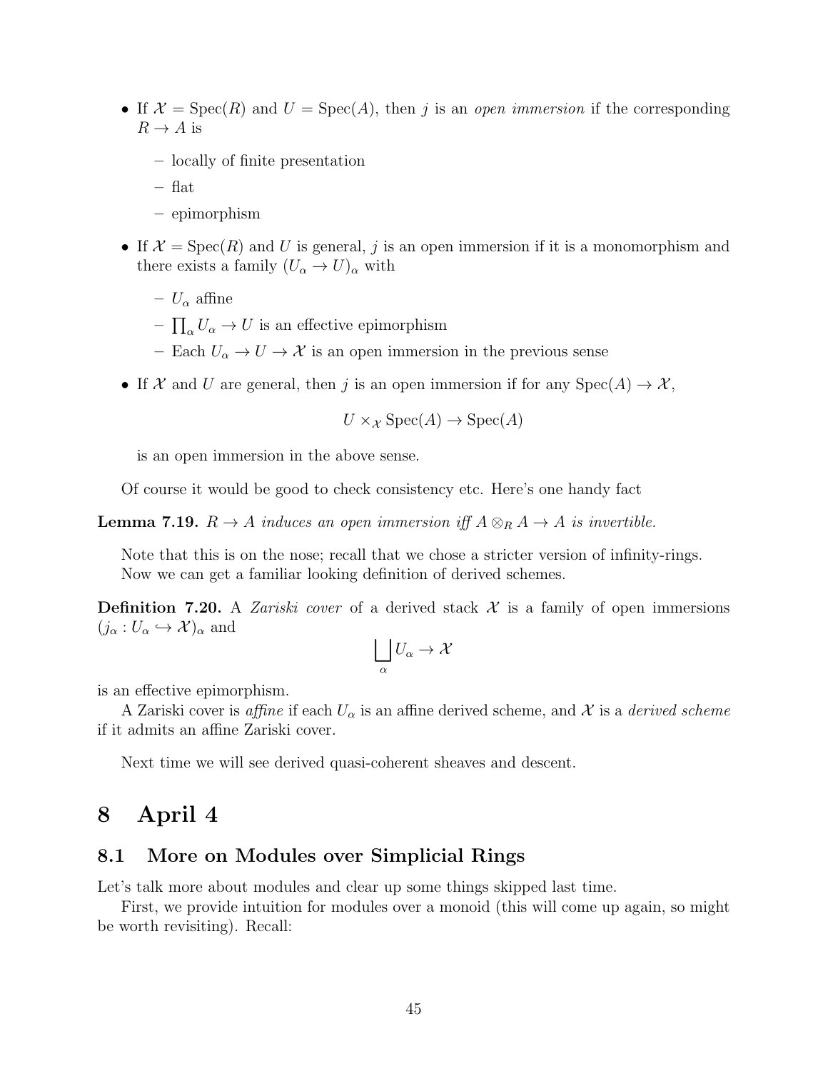- If $\mathcal{X} = \operatorname{Spec}(R)$ and $U = \operatorname{Spec}(A)$, then $j$ is an *open immersion* if the corresponding $R \to A$ is
  - locally of finite presentation
  - flat
  - epimorphism
- If $\mathcal{X} = \operatorname{Spec}(R)$ and $U$ is general, $j$ is an open immersion if it is a monomorphism and there exists a family $(U_\alpha \to U)_\alpha$ with
  - $U_\alpha$ affine
  - $\coprod_\alpha U_\alpha \to U$ is an effective epimorphism
  - Each $U_\alpha \to U \to \mathcal{X}$ is an open immersion in the previous sense
- If $\mathcal{X}$ and $U$ are general, then $j$ is an open immersion if for any $\operatorname{Spec}(A) \to \mathcal{X}$,

$$U \times_{\mathcal{X}} \operatorname{Spec}(A) \to \operatorname{Spec}(A)$$

  is an open immersion in the above sense.

Of course it would be good to check consistency etc. Here's one handy fact

**Lemma 7.19.** *$R \to A$ induces an open immersion iff $A \otimes_R A \to A$ is invertible.*

Note that this is on the nose; recall that we chose a stricter version of infinity-rings.

Now we can get a familiar looking definition of derived schemes.

**Definition 7.20.** A *Zariski cover* of a derived stack $\mathcal{X}$ is a family of open immersions $(j_\alpha : U_\alpha \hookrightarrow \mathcal{X})_\alpha$ and

$$\bigsqcup_\alpha U_\alpha \to \mathcal{X}$$

is an effective epimorphism.

A Zariski cover is *affine* if each $U_\alpha$ is an affine derived scheme, and $\mathcal{X}$ is a *derived scheme* if it admits an affine Zariski cover.

Next time we will see derived quasi-coherent sheaves and descent.

# 8 April 4

## 8.1 More on Modules over Simplicial Rings

Let's talk more about modules and clear up some things skipped last time.

First, we provide intuition for modules over a monoid (this will come up again, so might be worth revisiting). Recall: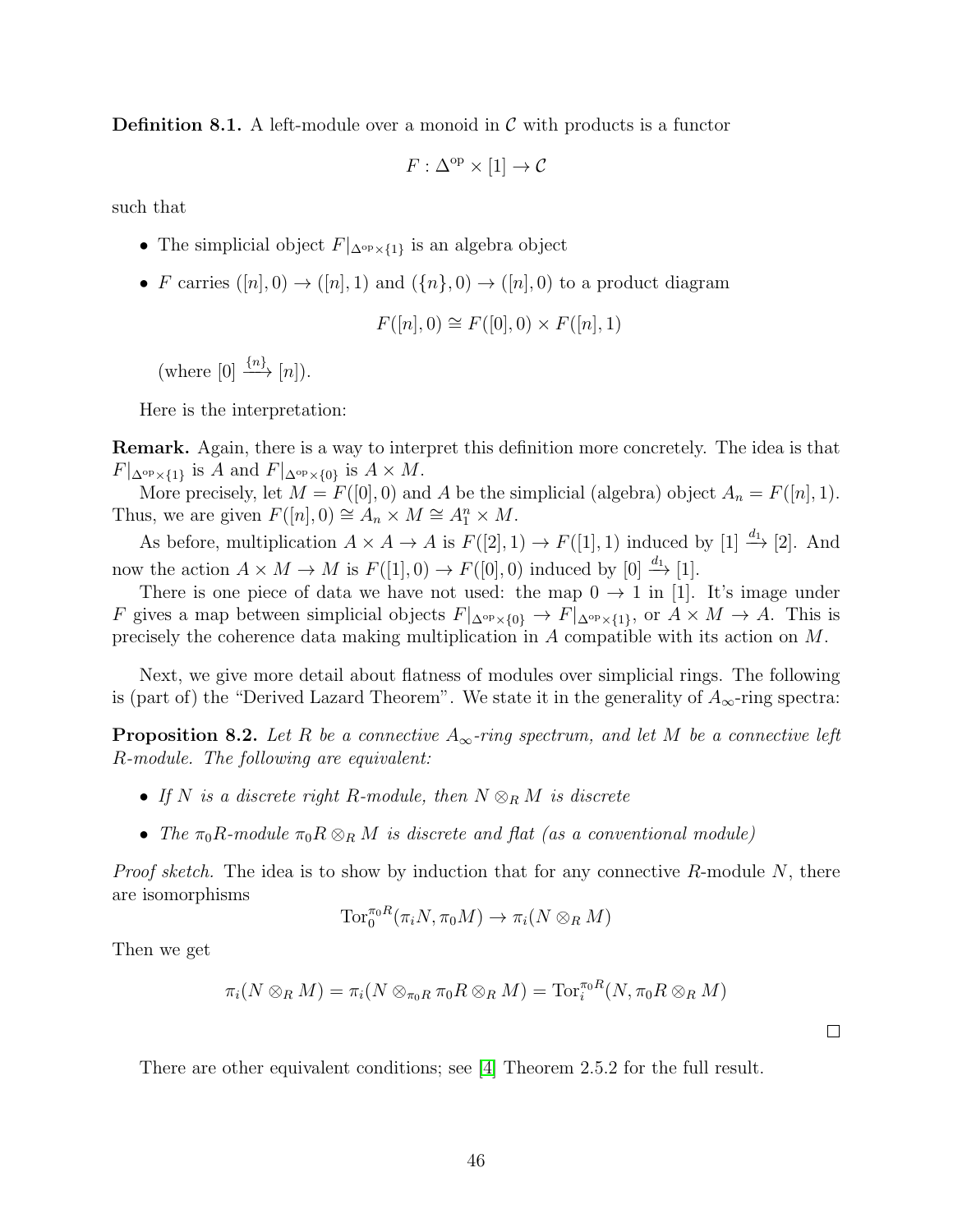**Definition 8.1.** A left-module over a monoid in $\mathcal{C}$ with products is a functor

$$F : \Delta^{\text{op}} \times [1] \to \mathcal{C}$$

such that

- The simplicial object $F|_{\Delta^{\text{op}} \times \{1\}}$ is an algebra object
- $F$ carries $([n], 0) \to ([n], 1)$ and $(\{n\}, 0) \to ([n], 0)$ to a product diagram

  $$F([n], 0) \cong F([0], 0) \times F([n], 1)$$

  (where $[0] \xrightarrow{\{n\}} [n]$).

Here is the interpretation:

**Remark.** Again, there is a way to interpret this definition more concretely. The idea is that $F|_{\Delta^{\text{op}} \times \{1\}}$ is $A$ and $F|_{\Delta^{\text{op}} \times \{0\}}$ is $A \times M$.

More precisely, let $M = F([0], 0)$ and $A$ be the simplicial (algebra) object $A_n = F([n], 1)$. Thus, we are given $F([n], 0) \cong A_n \times M \cong A_1^n \times M$.

As before, multiplication $A \times A \to A$ is $F([2], 1) \to F([1], 1)$ induced by $[1] \xrightarrow{d_1} [2]$. And now the action $A \times M \to M$ is $F([1], 0) \to F([0], 0)$ induced by $[0] \xrightarrow{d_1} [1]$.

There is one piece of data we have not used: the map $0 \to 1$ in $[1]$. It's image under $F$ gives a map between simplicial objects $F|_{\Delta^{\text{op}} \times \{0\}} \to F|_{\Delta^{\text{op}} \times \{1\}}$, or $A \times M \to A$. This is precisely the coherence data making multiplication in $A$ compatible with its action on $M$.

Next, we give more detail about flatness of modules over simplicial rings. The following is (part of) the "Derived Lazard Theorem". We state it in the generality of $A_\infty$-ring spectra:

**Proposition 8.2.** *Let $R$ be a connective $A_\infty$-ring spectrum, and let $M$ be a connective left $R$-module. The following are equivalent:*

- *If $N$ is a discrete right $R$-module, then $N \otimes_R M$ is discrete*
- *The $\pi_0 R$-module $\pi_0 R \otimes_R M$ is discrete and flat (as a conventional module)*

*Proof sketch.* The idea is to show by induction that for any connective $R$-module $N$, there are isomorphisms

$$\text{Tor}_0^{\pi_0 R}(\pi_i N, \pi_0 M) \to \pi_i(N \otimes_R M)$$

Then we get

$$\pi_i(N \otimes_R M) = \pi_i(N \otimes_{\pi_0 R} \pi_0 R \otimes_R M) = \text{Tor}_i^{\pi_0 R}(N, \pi_0 R \otimes_R M)$$

∎

There are other equivalent conditions; see [4] Theorem 2.5.2 for the full result.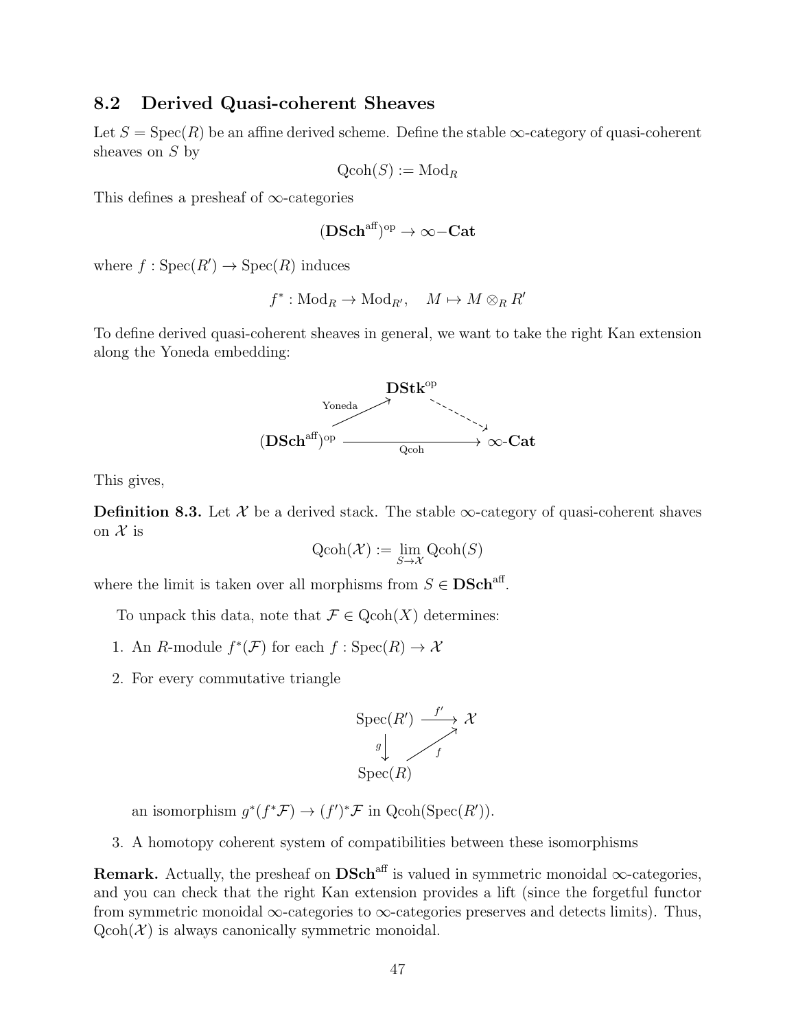## 8.2 Derived Quasi-coherent Sheaves

Let $S = \mathrm{Spec}(R)$ be an affine derived scheme. Define the stable $\infty$-category of quasi-coherent sheaves on $S$ by

$$\mathrm{Qcoh}(S) := \mathrm{Mod}_R$$

This defines a presheaf of $\infty$-categories

$$(\mathbf{DSch}^{\mathrm{aff}})^{\mathrm{op}} \to \infty\text{−}\mathbf{Cat}$$

where $f : \mathrm{Spec}(R') \to \mathrm{Spec}(R)$ induces

$$f^* : \mathrm{Mod}_R \to \mathrm{Mod}_{R'}, \quad M \mapsto M \otimes_R R'$$

To define derived quasi-coherent sheaves in general, we want to take the right Kan extension along the Yoneda embedding:

$$\begin{array}{ccc} & \mathbf{DStk}^{\mathrm{op}} & \\ {}^{\text{Yoneda}}\nearrow & & \searrow \\ (\mathbf{DSch}^{\mathrm{aff}})^{\mathrm{op}} & \xrightarrow[\mathrm{Qcoh}]{} & \infty\text{-}\mathbf{Cat} \end{array}$$

This gives,

**Definition 8.3.** Let $\mathcal{X}$ be a derived stack. The stable $\infty$-category of quasi-coherent shaves on $\mathcal{X}$ is

$$\mathrm{Qcoh}(\mathcal{X}) := \lim_{S \to \mathcal{X}} \mathrm{Qcoh}(S)$$

where the limit is taken over all morphisms from $S \in \mathbf{DSch}^{\mathrm{aff}}$.

To unpack this data, note that $\mathcal{F} \in \mathrm{Qcoh}(X)$ determines:

1. An $R$-module $f^*(\mathcal{F})$ for each $f : \mathrm{Spec}(R) \to \mathcal{X}$
2. For every commutative triangle

$$\begin{array}{ccc} \mathrm{Spec}(R') & \xrightarrow{f'} & \mathcal{X} \\ {\scriptstyle g}\downarrow & \nearrow_{f} & \\ \mathrm{Spec}(R) & & \end{array}$$

   an isomorphism $g^*(f^*\mathcal{F}) \to (f')^*\mathcal{F}$ in $\mathrm{Qcoh}(\mathrm{Spec}(R'))$.

3. A homotopy coherent system of compatibilities between these isomorphisms

**Remark.** Actually, the presheaf on $\mathbf{DSch}^{\mathrm{aff}}$ is valued in symmetric monoidal $\infty$-categories, and you can check that the right Kan extension provides a lift (since the forgetful functor from symmetric monoidal $\infty$-categories to $\infty$-categories preserves and detects limits). Thus, $\mathrm{Qcoh}(\mathcal{X})$ is always canonically symmetric monoidal.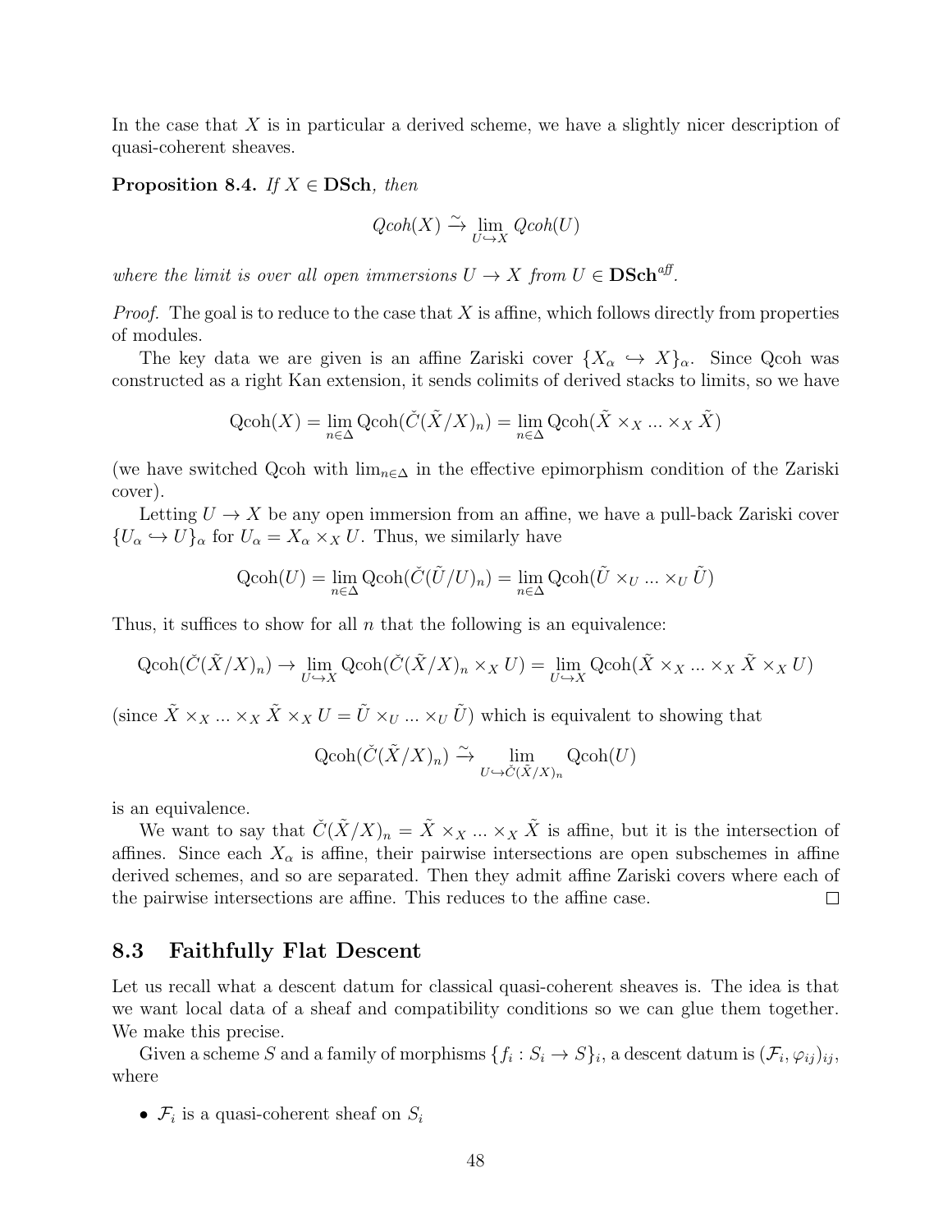In the case that $X$ is in particular a derived scheme, we have a slightly nicer description of quasi-coherent sheaves.

**Proposition 8.4.** *If $X \in \mathbf{DSch}$, then*

$$Qcoh(X) \xrightarrow{\sim} \lim_{U \hookrightarrow X} Qcoh(U)$$

*where the limit is over all open immersions $U \to X$ from $U \in \mathbf{DSch}^{aff}$.*

*Proof.* The goal is to reduce to the case that $X$ is affine, which follows directly from properties of modules.

The key data we are given is an affine Zariski cover $\{X_\alpha \hookrightarrow X\}_\alpha$. Since Qcoh was constructed as a right Kan extension, it sends colimits of derived stacks to limits, so we have

$$\mathrm{Qcoh}(X) = \lim_{n \in \Delta} \mathrm{Qcoh}(\check{C}(\tilde{X}/X)_n) = \lim_{n \in \Delta} \mathrm{Qcoh}(\tilde{X} \times_X ... \times_X \tilde{X})$$

(we have switched Qcoh with $\lim_{n\in\Delta}$ in the effective epimorphism condition of the Zariski cover).

Letting $U \to X$ be any open immersion from an affine, we have a pull-back Zariski cover $\{U_\alpha \hookrightarrow U\}_\alpha$ for $U_\alpha = X_\alpha \times_X U$. Thus, we similarly have

$$\mathrm{Qcoh}(U) = \lim_{n \in \Delta} \mathrm{Qcoh}(\check{C}(\tilde{U}/U)_n) = \lim_{n \in \Delta} \mathrm{Qcoh}(\tilde{U} \times_U ... \times_U \tilde{U})$$

Thus, it suffices to show for all $n$ that the following is an equivalence:

$$\mathrm{Qcoh}(\check{C}(\tilde{X}/X)_n) \to \lim_{U \hookrightarrow X} \mathrm{Qcoh}(\check{C}(\tilde{X}/X)_n \times_X U) = \lim_{U \hookrightarrow X} \mathrm{Qcoh}(\tilde{X} \times_X ... \times_X \tilde{X} \times_X U)$$

(since $\tilde{X} \times_X ... \times_X \tilde{X} \times_X U = \tilde{U} \times_U ... \times_U \tilde{U}$) which is equivalent to showing that

$$\mathrm{Qcoh}(\check{C}(\tilde{X}/X)_n) \xrightarrow{\sim} \lim_{U \hookrightarrow \check{C}(\tilde{X}/X)_n} \mathrm{Qcoh}(U)$$

is an equivalence.

We want to say that $\check{C}(\tilde{X}/X)_n = \tilde{X} \times_X ... \times_X \tilde{X}$ is affine, but it is the intersection of affines. Since each $X_\alpha$ is affine, their pairwise intersections are open subschemes in affine derived schemes, and so are separated. Then they admit affine Zariski covers where each of the pairwise intersections are affine. This reduces to the affine case. $\square$

### 8.3 Faithfully Flat Descent

Let us recall what a descent datum for classical quasi-coherent sheaves is. The idea is that we want local data of a sheaf and compatibility conditions so we can glue them together. We make this precise.

Given a scheme $S$ and a family of morphisms $\{f_i : S_i \to S\}_i$, a descent datum is $(\mathcal{F}_i, \varphi_{ij})_{ij}$, where

- $\mathcal{F}_i$ is a quasi-coherent sheaf on $S_i$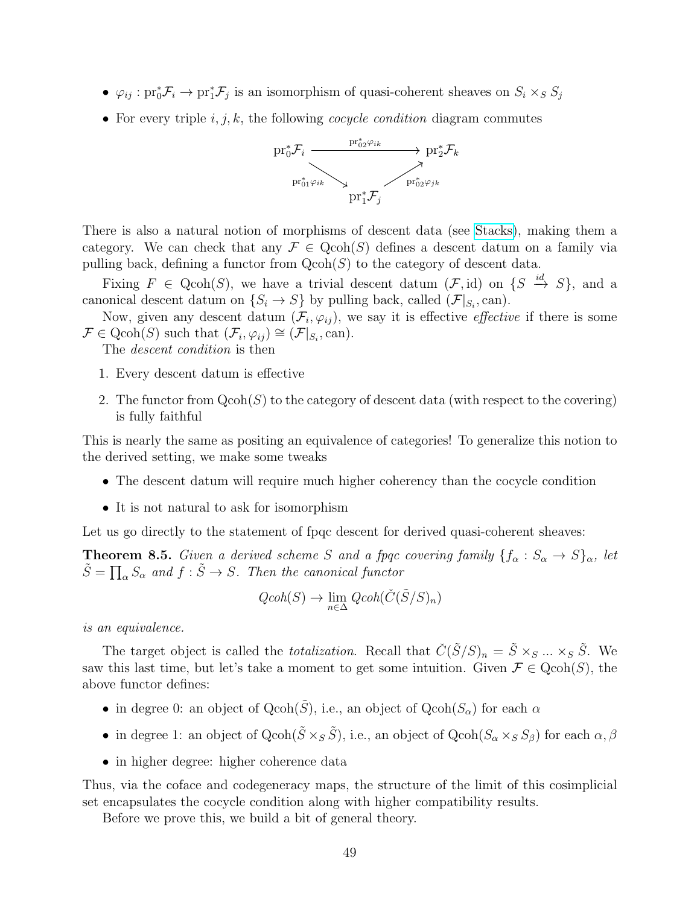- $\varphi_{ij} : \mathrm{pr}_0^*\mathcal{F}_i \to \mathrm{pr}_1^*\mathcal{F}_j$ is an isomorphism of quasi-coherent sheaves on $S_i \times_S S_j$
- For every triple $i, j, k$, the following *cocycle condition* diagram commutes

$$\begin{array}{ccc} \mathrm{pr}_0^*\mathcal{F}_i & \xrightarrow{\mathrm{pr}_{02}^*\varphi_{ik}} & \mathrm{pr}_2^*\mathcal{F}_k \\ & \searrow^{\mathrm{pr}_{01}^*\varphi_{ik}} \quad \nearrow_{\mathrm{pr}_{02}^*\varphi_{jk}} & \\ & \mathrm{pr}_1^*\mathcal{F}_j & \end{array}$$

There is also a natural notion of morphisms of descent data (see Stacks), making them a category. We can check that any $\mathcal{F} \in \mathrm{Qcoh}(S)$ defines a descent datum on a family via pulling back, defining a functor from $\mathrm{Qcoh}(S)$ to the category of descent data.

Fixing $F \in \mathrm{Qcoh}(S)$, we have a trivial descent datum $(\mathcal{F}, \mathrm{id})$ on $\{S \xrightarrow{id} S\}$, and a canonical descent datum on $\{S_i \to S\}$ by pulling back, called $(\mathcal{F}|_{S_i}, \mathrm{can})$.

Now, given any descent datum $(\mathcal{F}_i, \varphi_{ij})$, we say it is effective *effective* if there is some $\mathcal{F} \in \mathrm{Qcoh}(S)$ such that $(\mathcal{F}_i, \varphi_{ij}) \cong (\mathcal{F}|_{S_i}, \mathrm{can})$.

The *descent condition* is then

1. Every descent datum is effective
2. The functor from $\mathrm{Qcoh}(S)$ to the category of descent data (with respect to the covering) is fully faithful

This is nearly the same as positing an equivalence of categories! To generalize this notion to the derived setting, we make some tweaks

- The descent datum will require much higher coherency than the cocycle condition
- It is not natural to ask for isomorphism

Let us go directly to the statement of fpqc descent for derived quasi-coherent sheaves:

**Theorem 8.5.** *Given a derived scheme $S$ and a fpqc covering family $\{f_\alpha : S_\alpha \to S\}_\alpha$, let $\tilde{S} = \coprod_\alpha S_\alpha$ and $f : \tilde{S} \to S$. Then the canonical functor*

$$Qcoh(S) \to \lim_{n \in \Delta} Qcoh(\check{C}(\tilde{S}/S)_n)$$

*is an equivalence.*

The target object is called the *totalization*. Recall that $\check{C}(\tilde{S}/S)_n = \tilde{S} \times_S \ldots \times_S \tilde{S}$. We saw this last time, but let's take a moment to get some intuition. Given $\mathcal{F} \in \mathrm{Qcoh}(S)$, the above functor defines:

- in degree 0: an object of $\mathrm{Qcoh}(\tilde{S})$, i.e., an object of $\mathrm{Qcoh}(S_\alpha)$ for each $\alpha$
- in degree 1: an object of $\mathrm{Qcoh}(\tilde{S} \times_S \tilde{S})$, i.e., an object of $\mathrm{Qcoh}(S_\alpha \times_S S_\beta)$ for each $\alpha, \beta$
- in higher degree: higher coherence data

Thus, via the coface and codegeneracy maps, the structure of the limit of this cosimplicial set encapsulates the cocycle condition along with higher compatibility results.

Before we prove this, we build a bit of general theory.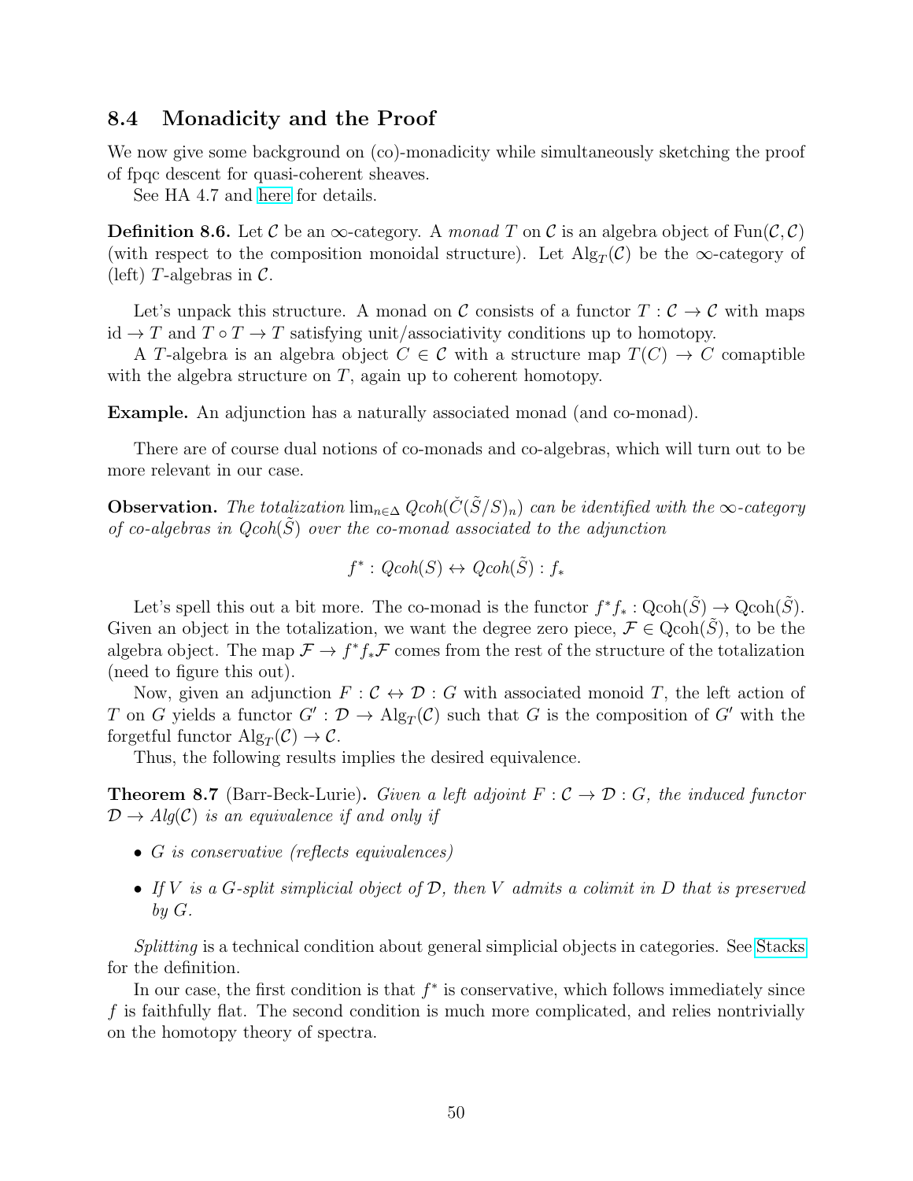## 8.4 Monadicity and the Proof

We now give some background on (co)-monadicity while simultaneously sketching the proof of fpqc descent for quasi-coherent sheaves.

See HA 4.7 and here for details.

**Definition 8.6.** Let $\mathcal{C}$ be an $\infty$-category. A *monad* $T$ on $\mathcal{C}$ is an algebra object of $\mathrm{Fun}(\mathcal{C}, \mathcal{C})$ (with respect to the composition monoidal structure). Let $\mathrm{Alg}_T(\mathcal{C})$ be the $\infty$-category of (left) $T$-algebras in $\mathcal{C}$.

Let's unpack this structure. A monad on $\mathcal{C}$ consists of a functor $T : \mathcal{C} \to \mathcal{C}$ with maps $\mathrm{id} \to T$ and $T \circ T \to T$ satisfying unit/associativity conditions up to homotopy.

A $T$-algebra is an algebra object $C \in \mathcal{C}$ with a structure map $T(C) \to C$ comaptible with the algebra structure on $T$, again up to coherent homotopy.

**Example.** An adjunction has a naturally associated monad (and co-monad).

There are of course dual notions of co-monads and co-algebras, which will turn out to be more relevant in our case.

**Observation.** *The totalization* $\lim_{n \in \Delta} Qcoh(\check{C}(\tilde{S}/S)_n)$ *can be identified with the* $\infty$*-category of co-algebras in* $Qcoh(\tilde{S})$ *over the co-monad associated to the adjunction*

$$f^* : Qcoh(S) \leftrightarrow Qcoh(\tilde{S}) : f_*$$

Let's spell this out a bit more. The co-monad is the functor $f^* f_* : \mathrm{Qcoh}(\tilde{S}) \to \mathrm{Qcoh}(\tilde{S})$. Given an object in the totalization, we want the degree zero piece, $\mathcal{F} \in \mathrm{Qcoh}(\tilde{S})$, to be the algebra object. The map $\mathcal{F} \to f^* f_* \mathcal{F}$ comes from the rest of the structure of the totalization (need to figure this out).

Now, given an adjunction $F : \mathcal{C} \leftrightarrow \mathcal{D} : G$ with associated monoid $T$, the left action of $T$ on $G$ yields a functor $G' : \mathcal{D} \to \mathrm{Alg}_T(\mathcal{C})$ such that $G$ is the composition of $G'$ with the forgetful functor $\mathrm{Alg}_T(\mathcal{C}) \to \mathcal{C}$.

Thus, the following results implies the desired equivalence.

**Theorem 8.7** (Barr-Beck-Lurie)**.** *Given a left adjoint* $F : \mathcal{C} \to \mathcal{D} : G$*, the induced functor* $\mathcal{D} \to Alg(\mathcal{C})$ *is an equivalence if and only if*

- *$G$ is conservative (reflects equivalences)*
- *If $V$ is a $G$-split simplicial object of $\mathcal{D}$, then $V$ admits a colimit in $D$ that is preserved by $G$.*

*Splitting* is a technical condition about general simplicial objects in categories. See Stacks for the definition.

In our case, the first condition is that $f^*$ is conservative, which follows immediately since $f$ is faithfully flat. The second condition is much more complicated, and relies nontrivially on the homotopy theory of spectra.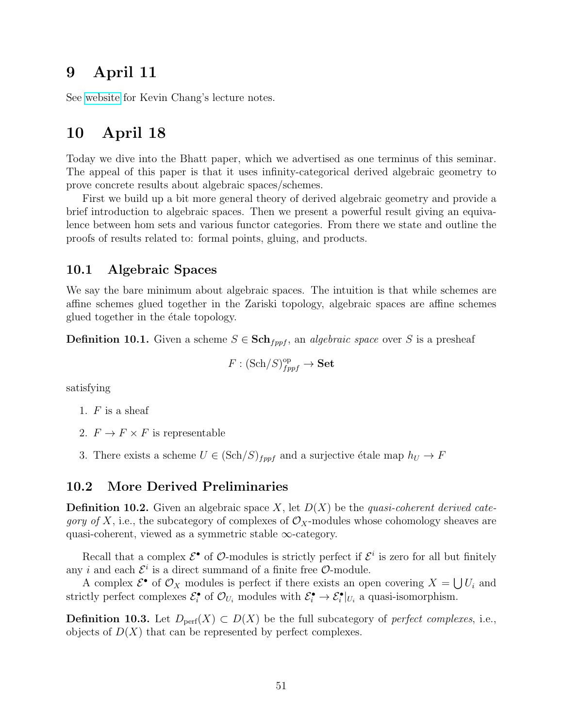# 9 April 11

See website for Kevin Chang's lecture notes.

# 10 April 18

Today we dive into the Bhatt paper, which we advertised as one terminus of this seminar. The appeal of this paper is that it uses infinity-categorical derived algebraic geometry to prove concrete results about algebraic spaces/schemes.

First we build up a bit more general theory of derived algebraic geometry and provide a brief introduction to algebraic spaces. Then we present a powerful result giving an equivalence between hom sets and various functor categories. From there we state and outline the proofs of results related to: formal points, gluing, and products.

## 10.1 Algebraic Spaces

We say the bare minimum about algebraic spaces. The intuition is that while schemes are affine schemes glued together in the Zariski topology, algebraic spaces are affine schemes glued together in the étale topology.

**Definition 10.1.** Given a scheme $S \in \mathbf{Sch}_{fppf}$, an *algebraic space* over $S$ is a presheaf

$$F : (\mathrm{Sch}/S)_{fppf}^{\mathrm{op}} \to \mathbf{Set}$$

satisfying

1. $F$ is a sheaf
2. $F \to F \times F$ is representable
3. There exists a scheme $U \in (\mathrm{Sch}/S)_{fppf}$ and a surjective étale map $h_U \to F$

## 10.2 More Derived Preliminaries

**Definition 10.2.** Given an algebraic space $X$, let $D(X)$ be the *quasi-coherent derived category of* $X$, i.e., the subcategory of complexes of $\mathcal{O}_X$-modules whose cohomology sheaves are quasi-coherent, viewed as a symmetric stable $\infty$-category.

Recall that a complex $\mathcal{E}^\bullet$ of $\mathcal{O}$-modules is strictly perfect if $\mathcal{E}^i$ is zero for all but finitely any $i$ and each $\mathcal{E}^i$ is a direct summand of a finite free $\mathcal{O}$-module.

A complex $\mathcal{E}^\bullet$ of $\mathcal{O}_X$ modules is perfect if there exists an open covering $X = \bigcup U_i$ and strictly perfect complexes $\mathcal{E}_i^\bullet$ of $\mathcal{O}_{U_i}$ modules with $\mathcal{E}_i^\bullet \to \mathcal{E}_i^\bullet|_{U_i}$ a quasi-isomorphism.

**Definition 10.3.** Let $D_{\mathrm{perf}}(X) \subset D(X)$ be the full subcategory of *perfect complexes*, i.e., objects of $D(X)$ that can be represented by perfect complexes.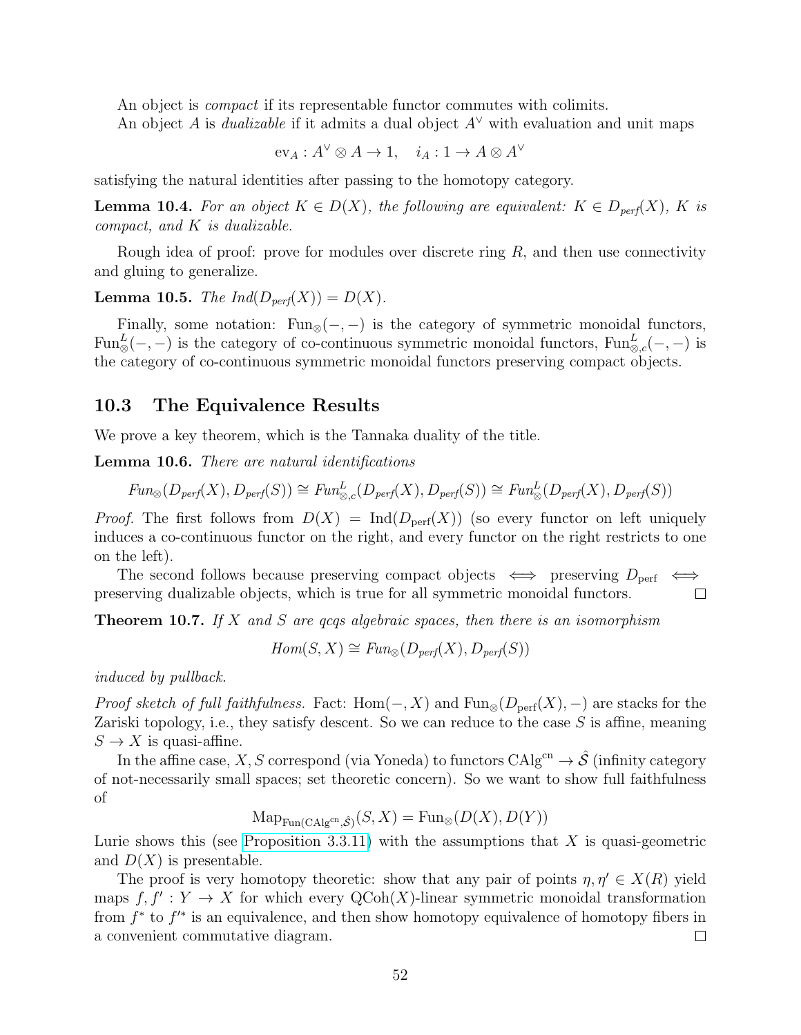An object is *compact* if its representable functor commutes with colimits.

An object $A$ is *dualizable* if it admits a dual object $A^\vee$ with evaluation and unit maps

$$\mathrm{ev}_A : A^\vee \otimes A \to 1, \quad i_A : 1 \to A \otimes A^\vee$$

satisfying the natural identities after passing to the homotopy category.

**Lemma 10.4.** *For an object $K \in D(X)$, the following are equivalent: $K \in D_{perf}(X)$, $K$ is compact, and $K$ is dualizable.*

Rough idea of proof: prove for modules over discrete ring $R$, and then use connectivity and gluing to generalize.

**Lemma 10.5.** *The $Ind(D_{perf}(X)) = D(X)$.*

Finally, some notation: $\mathrm{Fun}_\otimes(-,-)$ is the category of symmetric monoidal functors, $\mathrm{Fun}^L_\otimes(-,-)$ is the category of co-continuous symmetric monoidal functors, $\mathrm{Fun}^L_{\otimes,c}(-,-)$ is the category of co-continuous symmetric monoidal functors preserving compact objects.

## 10.3 The Equivalence Results

We prove a key theorem, which is the Tannaka duality of the title.

**Lemma 10.6.** *There are natural identifications*

$$Fun_\otimes(D_{perf}(X), D_{perf}(S)) \cong Fun^L_{\otimes,c}(D_{perf}(X), D_{perf}(S)) \cong Fun^L_\otimes(D_{perf}(X), D_{perf}(S))$$

*Proof.* The first follows from $D(X) = \mathrm{Ind}(D_{\mathrm{perf}}(X))$ (so every functor on left uniquely induces a co-continuous functor on the right, and every functor on the right restricts to one on the left).

The second follows because preserving compact objects $\iff$ preserving $D_{\mathrm{perf}}$ $\iff$ preserving dualizable objects, which is true for all symmetric monoidal functors. $\square$

**Theorem 10.7.** *If $X$ and $S$ are qcqs algebraic spaces, then there is an isomorphism*

$$Hom(S, X) \cong Fun_\otimes(D_{perf}(X), D_{perf}(S))$$

*induced by pullback.*

*Proof sketch of full faithfulness.* Fact: $\mathrm{Hom}(-, X)$ and $\mathrm{Fun}_\otimes(D_{\mathrm{perf}}(X), -)$ are stacks for the Zariski topology, i.e., they satisfy descent. So we can reduce to the case $S$ is affine, meaning $S \to X$ is quasi-affine.

In the affine case, $X, S$ correspond (via Yoneda) to functors $\mathrm{CAlg}^{\mathrm{cn}} \to \hat{\mathcal{S}}$ (infinity category of not-necessarily small spaces; set theoretic concern). So we want to show full faithfulness of

$$\mathrm{Map}_{\mathrm{Fun}(\mathrm{CAlg}^{\mathrm{cn}}, \hat{\mathcal{S}})}(S, X) = \mathrm{Fun}_\otimes(D(X), D(Y))$$

Lurie shows this (see Proposition 3.3.11) with the assumptions that $X$ is quasi-geometric and $D(X)$ is presentable.

The proof is very homotopy theoretic: show that any pair of points $\eta, \eta' \in X(R)$ yield maps $f, f' : Y \to X$ for which every $\mathrm{QCoh}(X)$-linear symmetric monoidal transformation from $f^*$ to $f'^*$ is an equivalence, and then show homotopy equivalence of homotopy fibers in a convenient commutative diagram. $\square$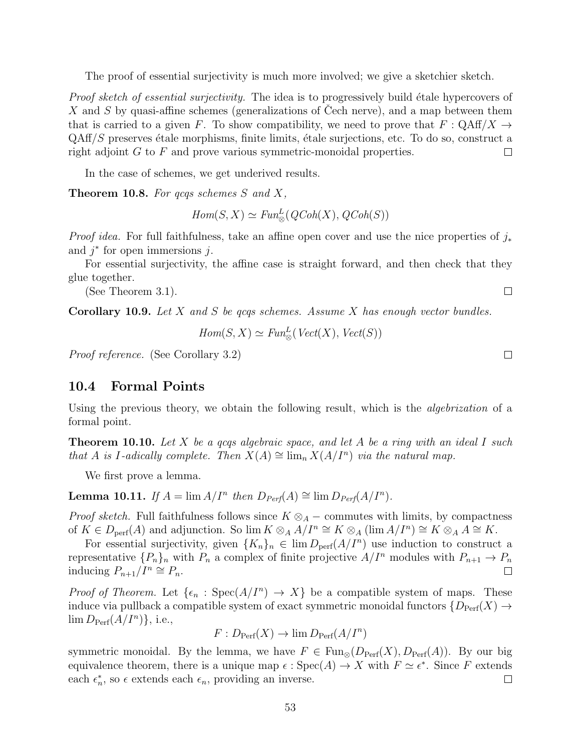The proof of essential surjectivity is much more involved; we give a sketchier sketch.

*Proof sketch of essential surjectivity.* The idea is to progressively build étale hypercovers of $X$ and $S$ by quasi-affine schemes (generalizations of Čech nerve), and a map between them that is carried to a given $F$. To show compatibility, we need to prove that $F : \mathrm{QAff}/X \to \mathrm{QAff}/S$ preserves étale morphisms, finite limits, étale surjections, etc. To do so, construct a right adjoint $G$ to $F$ and prove various symmetric-monoidal properties. □

In the case of schemes, we get underived results.

**Theorem 10.8.** *For qcqs schemes $S$ and $X$,*

$$Hom(S, X) \simeq Fun^L_{\otimes}(QCoh(X), QCoh(S))$$

*Proof idea.* For full faithfulness, take an affine open cover and use the nice properties of $j_*$ and $j^*$ for open immersions $j$.

For essential surjectivity, the affine case is straight forward, and then check that they glue together.

(See Theorem 3.1). □

**Corollary 10.9.** *Let $X$ and $S$ be qcqs schemes. Assume $X$ has enough vector bundles.*

$$Hom(S, X) \simeq Fun^L_{\otimes}(Vect(X), Vect(S))$$

*Proof reference.* (See Corollary 3.2) □

## 10.4 Formal Points

Using the previous theory, we obtain the following result, which is the *algebrization* of a formal point.

**Theorem 10.10.** *Let $X$ be a qcqs algebraic space, and let $A$ be a ring with an ideal $I$ such that $A$ is $I$-adically complete. Then $X(A) \cong \lim_n X(A/I^n)$ via the natural map.*

We first prove a lemma.

**Lemma 10.11.** *If $A = \lim A/I^n$ then $D_{Perf}(A) \cong \lim D_{Perf}(A/I^n)$.*

*Proof sketch.* Full faithfulness follows since $K \otimes_A -$ commutes with limits, by compactness of $K \in D_{\mathrm{perf}}(A)$ and adjunction. So $\lim K \otimes_A A/I^n \cong K \otimes_A (\lim A/I^n) \cong K \otimes_A A \cong K$.

For essential surjectivity, given $\{K_n\}_n \in \lim D_{\mathrm{perf}}(A/I^n)$ use induction to construct a representative $\{P_n\}_n$ with $P_n$ a complex of finite projective $A/I^n$ modules with $P_{n+1} \to P_n$ inducing $P_{n+1}/I^n \cong P_n$. □

*Proof of Theorem.* Let $\{\epsilon_n : \mathrm{Spec}(A/I^n) \to X\}$ be a compatible system of maps. These induce via pullback a compatible system of exact symmetric monoidal functors $\{D_{\mathrm{Perf}}(X) \to \lim D_{\mathrm{Perf}}(A/I^n)\}$, i.e.,

$$F : D_{\mathrm{Perf}}(X) \to \lim D_{\mathrm{Perf}}(A/I^n)$$

symmetric monoidal. By the lemma, we have $F \in \mathrm{Fun}_{\otimes}(D_{\mathrm{Perf}}(X), D_{\mathrm{Perf}}(A))$. By our big equivalence theorem, there is a unique map $\epsilon : \mathrm{Spec}(A) \to X$ with $F \simeq \epsilon^*$. Since $F$ extends each $\epsilon_n^*$, so $\epsilon$ extends each $\epsilon_n$, providing an inverse. □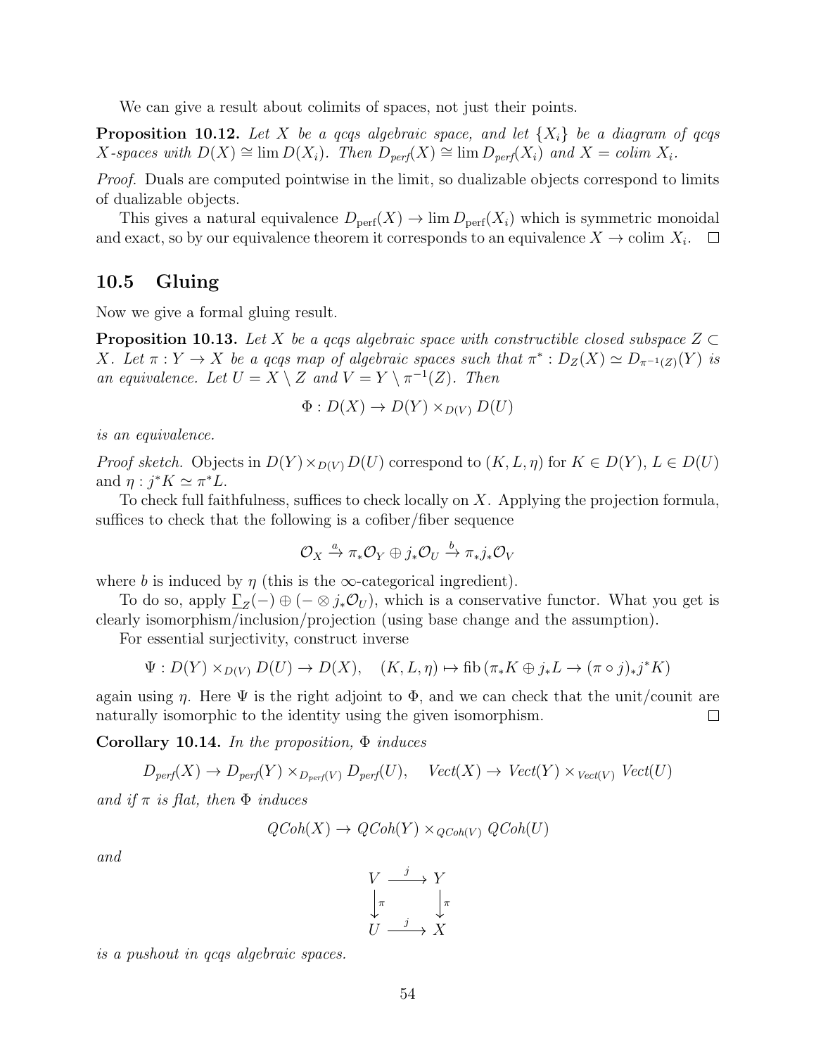We can give a result about colimits of spaces, not just their points.

**Proposition 10.12.** *Let $X$ be a qcqs algebraic space, and let $\{X_i\}$ be a diagram of qcqs $X$-spaces with $D(X) \cong \lim D(X_i)$. Then $D_{perf}(X) \cong \lim D_{perf}(X_i)$ and $X = colim\ X_i$.*

*Proof.* Duals are computed pointwise in the limit, so dualizable objects correspond to limits of dualizable objects.

This gives a natural equivalence $D_{\text{perf}}(X) \to \lim D_{\text{perf}}(X_i)$ which is symmetric monoidal and exact, so by our equivalence theorem it corresponds to an equivalence $X \to \text{colim } X_i$. $\square$

## 10.5 Gluing

Now we give a formal gluing result.

**Proposition 10.13.** *Let $X$ be a qcqs algebraic space with constructible closed subspace $Z \subset X$. Let $\pi : Y \to X$ be a qcqs map of algebraic spaces such that $\pi^* : D_Z(X) \simeq D_{\pi^{-1}(Z)}(Y)$ is an equivalence. Let $U = X \setminus Z$ and $V = Y \setminus \pi^{-1}(Z)$. Then*

$$\Phi : D(X) \to D(Y) \times_{D(V)} D(U)$$

*is an equivalence.*

*Proof sketch.* Objects in $D(Y) \times_{D(V)} D(U)$ correspond to $(K, L, \eta)$ for $K \in D(Y)$, $L \in D(U)$ and $\eta : j^*K \simeq \pi^*L$.

To check full faithfulness, suffices to check locally on $X$. Applying the projection formula, suffices to check that the following is a cofiber/fiber sequence

$$\mathcal{O}_X \xrightarrow{a} \pi_*\mathcal{O}_Y \oplus j_*\mathcal{O}_U \xrightarrow{b} \pi_*j_*\mathcal{O}_V$$

where $b$ is induced by $\eta$ (this is the $\infty$-categorical ingredient).

To do so, apply $\underline{\Gamma}_Z(-) \oplus (- \otimes j_*\mathcal{O}_U)$, which is a conservative functor. What you get is clearly isomorphism/inclusion/projection (using base change and the assumption).

For essential surjectivity, construct inverse

$$\Psi : D(Y) \times_{D(V)} D(U) \to D(X), \quad (K, L, \eta) \mapsto \text{fib}\,(\pi_*K \oplus j_*L \to (\pi \circ j)_*j^*K)$$

again using $\eta$. Here $\Psi$ is the right adjoint to $\Phi$, and we can check that the unit/counit are naturally isomorphic to the identity using the given isomorphism. $\square$

**Corollary 10.14.** *In the proposition, $\Phi$ induces*

$$D_{perf}(X) \to D_{perf}(Y) \times_{D_{perf}(V)} D_{perf}(U), \quad Vect(X) \to Vect(Y) \times_{Vect(V)} Vect(U)$$

*and if $\pi$ is flat, then $\Phi$ induces*

$$QCoh(X) \to QCoh(Y) \times_{QCoh(V)} QCoh(U)$$

*and*

$$\begin{array}{ccc} V & \xrightarrow{j} & Y \\ \downarrow{\scriptstyle \pi} & & \downarrow{\scriptstyle \pi} \\ U & \xrightarrow{j} & X \end{array}$$

*is a pushout in qcqs algebraic spaces.*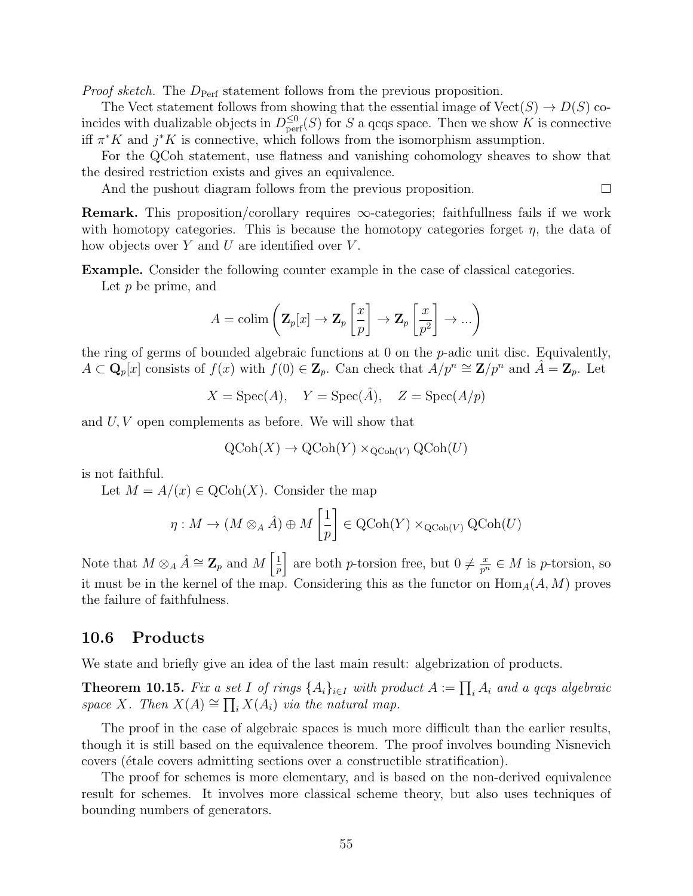*Proof sketch.* The $D_{\mathrm{Perf}}$ statement follows from the previous proposition.

The Vect statement follows from showing that the essential image of $\mathrm{Vect}(S) \to D(S)$ coincides with dualizable objects in $D^{\leq 0}_{\mathrm{perf}}(S)$ for $S$ a qcqs space. Then we show $K$ is connective iff $\pi^*K$ and $j^*K$ is connective, which follows from the isomorphism assumption.

For the QCoh statement, use flatness and vanishing cohomology sheaves to show that the desired restriction exists and gives an equivalence.

And the pushout diagram follows from the previous proposition. □

**Remark.** This proposition/corollary requires $\infty$-categories; faithfullness fails if we work with homotopy categories. This is because the homotopy categories forget $\eta$, the data of how objects over $Y$ and $U$ are identified over $V$.

**Example.** Consider the following counter example in the case of classical categories.

Let $p$ be prime, and

$$A = \mathrm{colim}\left(\mathbf{Z}_p[x] \to \mathbf{Z}_p\left[\frac{x}{p}\right] \to \mathbf{Z}_p\left[\frac{x}{p^2}\right] \to \ldots\right)$$

the ring of germs of bounded algebraic functions at 0 on the $p$-adic unit disc. Equivalently, $A \subset \mathbf{Q}_p[x]$ consists of $f(x)$ with $f(0) \in \mathbf{Z}_p$. Can check that $A/p^n \cong \mathbf{Z}/p^n$ and $\hat{A} = \mathbf{Z}_p$. Let

$$X = \mathrm{Spec}(A), \quad Y = \mathrm{Spec}(\hat{A}), \quad Z = \mathrm{Spec}(A/p)$$

and $U, V$ open complements as before. We will show that

$$\mathrm{QCoh}(X) \to \mathrm{QCoh}(Y) \times_{\mathrm{QCoh}(V)} \mathrm{QCoh}(U)$$

is not faithful.

Let $M = A/(x) \in \mathrm{QCoh}(X)$. Consider the map

$$\eta : M \to (M \otimes_A \hat{A}) \oplus M\left[\frac{1}{p}\right] \in \mathrm{QCoh}(Y) \times_{\mathrm{QCoh}(V)} \mathrm{QCoh}(U)$$

Note that $M \otimes_A \hat{A} \cong \mathbf{Z}_p$ and $M\left[\frac{1}{p}\right]$ are both $p$-torsion free, but $0 \neq \frac{x}{p^n} \in M$ is $p$-torsion, so it must be in the kernel of the map. Considering this as the functor on $\mathrm{Hom}_A(A, M)$ proves the failure of faithfulness.

## 10.6 Products

We state and briefly give an idea of the last main result: algebrization of products.

**Theorem 10.15.** *Fix a set $I$ of rings $\{A_i\}_{i \in I}$ with product $A := \prod_i A_i$ and a qcqs algebraic space $X$. Then $X(A) \cong \prod_i X(A_i)$ via the natural map.*

The proof in the case of algebraic spaces is much more difficult than the earlier results, though it is still based on the equivalence theorem. The proof involves bounding Nisnevich covers (étale covers admitting sections over a constructible stratification).

The proof for schemes is more elementary, and is based on the non-derived equivalence result for schemes. It involves more classical scheme theory, but also uses techniques of bounding numbers of generators.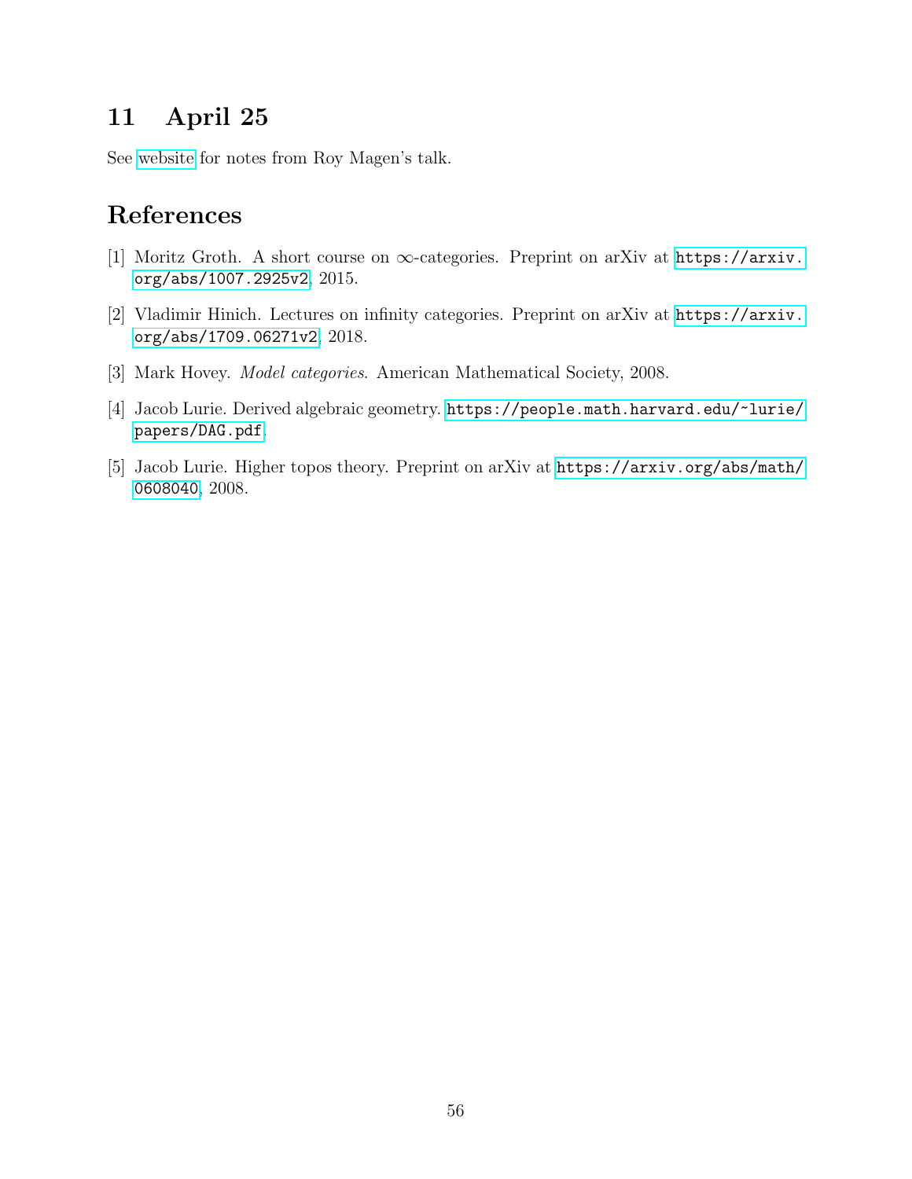## 11 April 25

See website for notes from Roy Magen's talk.

## References

[1] Moritz Groth. A short course on $\infty$-categories. Preprint on arXiv at https://arxiv.org/abs/1007.2925v2, 2015.

[2] Vladimir Hinich. Lectures on infinity categories. Preprint on arXiv at https://arxiv.org/abs/1709.06271v2, 2018.

[3] Mark Hovey. *Model categories*. American Mathematical Society, 2008.

[4] Jacob Lurie. Derived algebraic geometry. https://people.math.harvard.edu/~lurie/papers/DAG.pdf.

[5] Jacob Lurie. Higher topos theory. Preprint on arXiv at https://arxiv.org/abs/math/0608040, 2008.